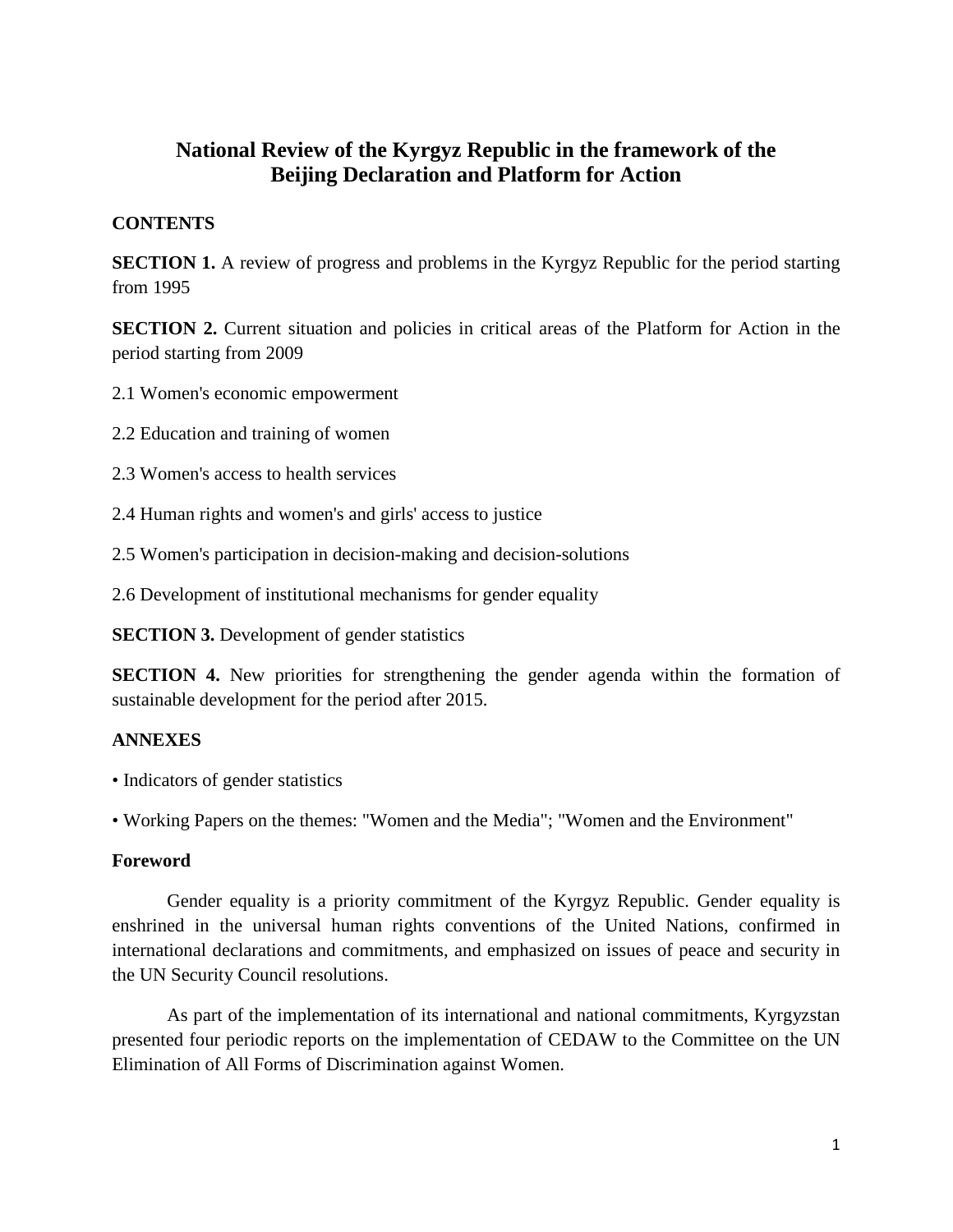# National Review of the Kyrgyz Republic in the framework of the Beijing Declaration and Platform for Action

**CONTENTS**

**SECTION 1.** A review of progress and problems in the Kyrgyz Republic for the period starting from 1995

**SECTION 2.** Current situation and policies in critical areas of the Platform for Action in the period starting from 2009

2.1 Women's economic empowerment

2.2 Education and training of women

2.3 Women's access to health services

2.4 Human rights and women's and girls' access to justice

2.5 Women's participation in decision-making and decision-solutions

2.6 Development of institutional mechanisms for gender equality

**SECTION 3.** Development of gender statistics

**SECTION 4.** New priorities for strengthening the gender agenda within the formation of sustainable development for the period after 2015.

**ANNEXES**

- Indicators of gender statistics
- Working Papers on the themes: "Women and the Media"; "Women and the Environment"

**Foreword**

Gender equality is a priority commitment of the Kyrgyz Republic. Gender equality is enshrined in the universal human rights conventions of the United Nations, confirmed in international declarations and commitments, and emphasized on issues of peace and security in the UN Security Council resolutions.

As part of the implementation of its international and national commitments, Kyrgyzstan presented four periodic reports on the implementation of CEDAW to the Committee on the UN Elimination of All Forms of Discrimination against Women.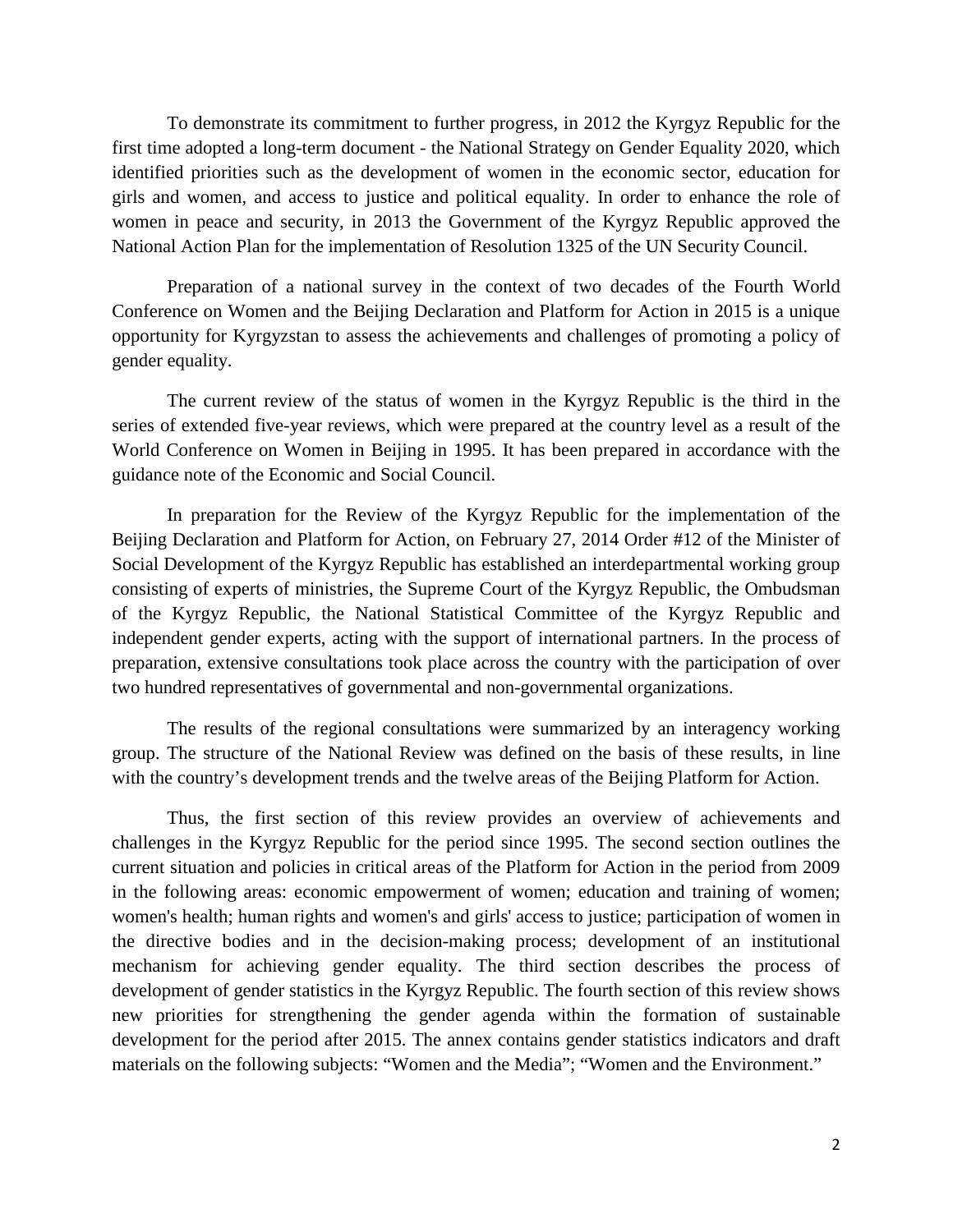To demonstrate its commitment to further progress, in 2012 the Kyrgyz Republic for the first time adopted a long-term document - the National Strategy on Gender Equality 2020, which identified priorities such as the development of women in the economic sector, education for girls and women, and access to justice and political equality. In order to enhance the role of women in peace and security, in 2013 the Government of the Kyrgyz Republic approved the National Action Plan for the implementation of Resolution 1325 of the UN Security Council.

Preparation of a national survey in the context of two decades of the Fourth World Conference on Women and the Beijing Declaration and Platform for Action in 2015 is a unique opportunity for Kyrgyzstan to assess the achievements and challenges of promoting a policy of gender equality.

The current review of the status of women in the Kyrgyz Republic is the third in the series of extended five-year reviews, which were prepared at the country level as a result of the World Conference on Women in Beijing in 1995. It has been prepared in accordance with the guidance note of the Economic and Social Council.

In preparation for the Review of the Kyrgyz Republic for the implementation of the Beijing Declaration and Platform for Action, on February 27, 2014 Order #12 of the Minister of Social Development of the Kyrgyz Republic has established an interdepartmental working group consisting of experts of ministries, the Supreme Court of the Kyrgyz Republic, the Ombudsman of the Kyrgyz Republic, the National Statistical Committee of the Kyrgyz Republic and independent gender experts, acting with the support of international partners. In the process of preparation, extensive consultations took place across the country with the participation of over two hundred representatives of governmental and non-governmental organizations.

The results of the regional consultations were summarized by an interagency working group. The structure of the National Review was defined on the basis of these results, in line with the country's development trends and the twelve areas of the Beijing Platform for Action.

Thus, the first section of this review provides an overview of achievements and challenges in the Kyrgyz Republic for the period since 1995. The second section outlines the current situation and policies in critical areas of the Platform for Action in the period from 2009 in the following areas: economic empowerment of women; education and training of women; women's health; human rights and women's and girls' access to justice; participation of women in the directive bodies and in the decision-making process; development of an institutional mechanism for achieving gender equality. The third section describes the process of development of gender statistics in the Kyrgyz Republic. The fourth section of this review shows new priorities for strengthening the gender agenda within the formation of sustainable development for the period after 2015. The annex contains gender statistics indicators and draft materials on the following subjects: "Women and the Media"; "Women and the Environment."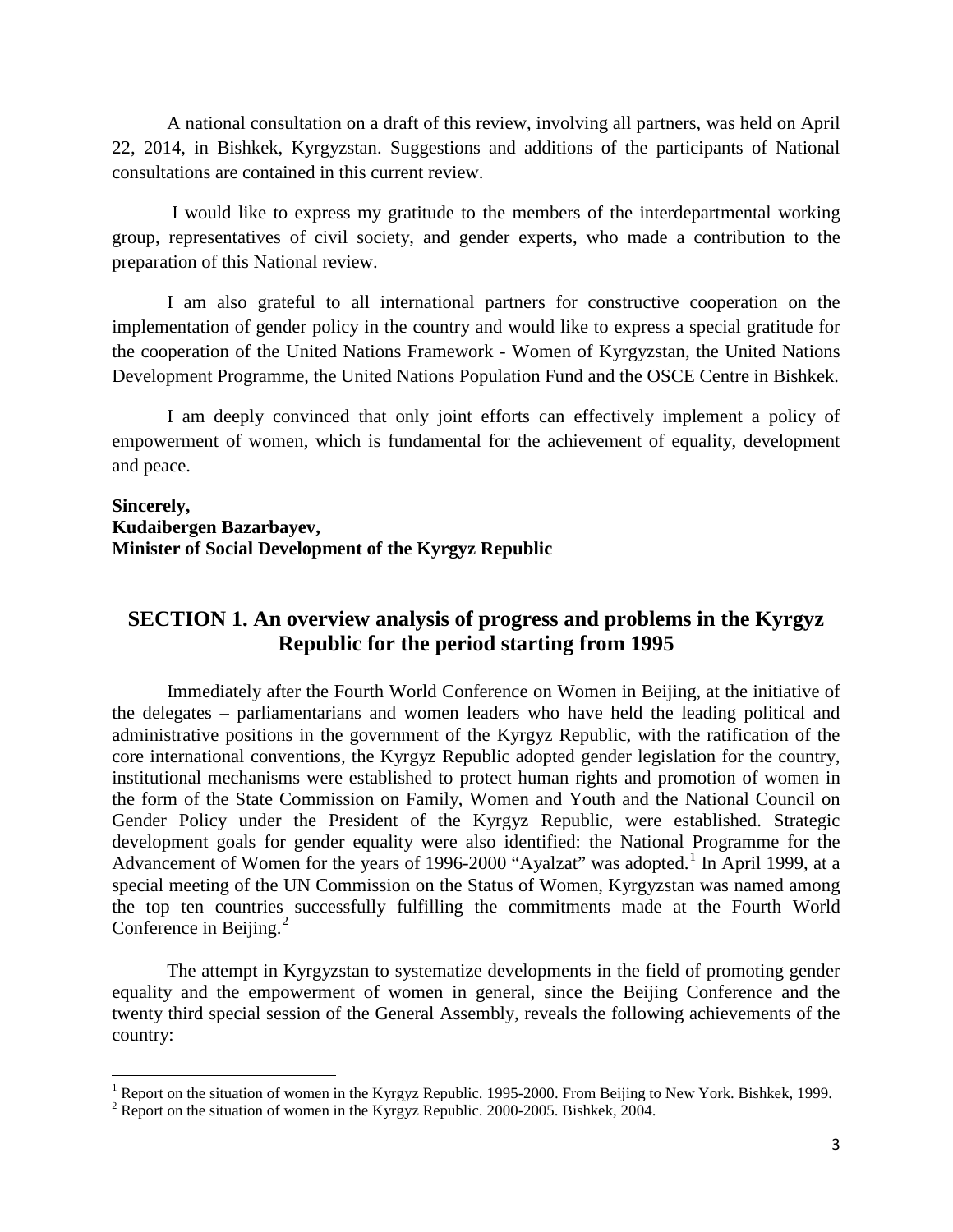A national consultation on a draft of this review, involving all partners, was held on April 22, 2014, in Bishkek, Kyrgyzstan. Suggestions and additions of the participants of National consultations are contained in this current review.

I would like to express my gratitude to the members of the interdepartmental working group, representatives of civil society, and gender experts, who made a contribution to the preparation of this National review.

I am also grateful to all international partners for constructive cooperation on the implementation of gender policy in the country and would like to express a special gratitude for the cooperation of the United Nations Framework - Women of Kyrgyzstan, the United Nations Development Programme, the United Nations Population Fund and the OSCE Centre in Bishkek.

I am deeply convinced that only joint efforts can effectively implement a policy of empowerment of women, which is fundamental for the achievement of equality, development and peace.

**Sincerely,**
**Kudaibergen Bazarbayev,**
**Minister of Social Development of the Kyrgyz Republic**

## SECTION 1. An overview analysis of progress and problems in the Kyrgyz Republic for the period starting from 1995

Immediately after the Fourth World Conference on Women in Beijing, at the initiative of the delegates – parliamentarians and women leaders who have held the leading political and administrative positions in the government of the Kyrgyz Republic, with the ratification of the core international conventions, the Kyrgyz Republic adopted gender legislation for the country, institutional mechanisms were established to protect human rights and promotion of women in the form of the State Commission on Family, Women and Youth and the National Council on Gender Policy under the President of the Kyrgyz Republic, were established. Strategic development goals for gender equality were also identified: the National Programme for the Advancement of Women for the years of 1996-2000 "Ayalzat" was adopted.[1] In April 1999, at a special meeting of the UN Commission on the Status of Women, Kyrgyzstan was named among the top ten countries successfully fulfilling the commitments made at the Fourth World Conference in Beijing.[2]

The attempt in Kyrgyzstan to systematize developments in the field of promoting gender equality and the empowerment of women in general, since the Beijing Conference and the twenty third special session of the General Assembly, reveals the following achievements of the country:

[1] Report on the situation of women in the Kyrgyz Republic. 1995-2000. From Beijing to New York. Bishkek, 1999.
[2] Report on the situation of women in the Kyrgyz Republic. 2000-2005. Bishkek, 2004.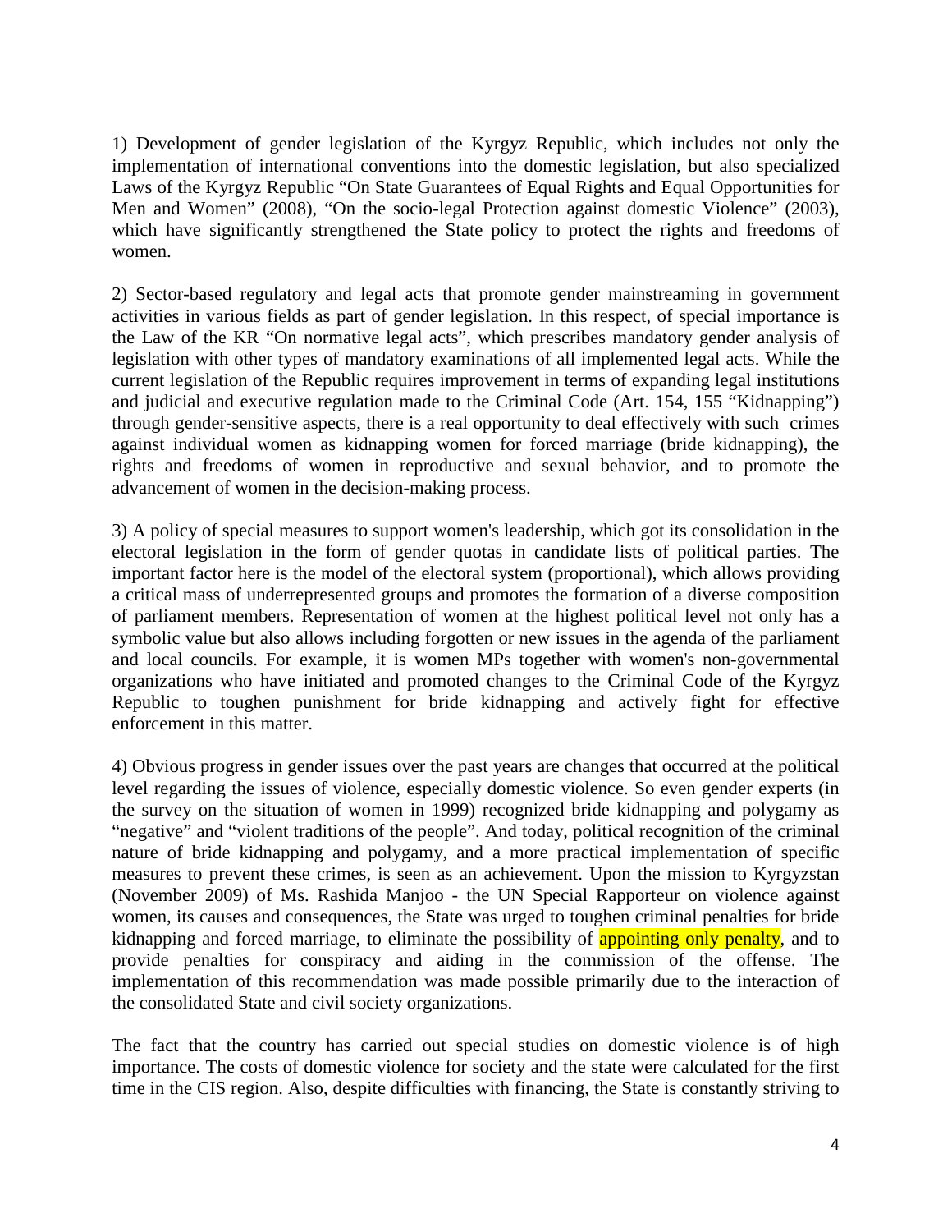1) Development of gender legislation of the Kyrgyz Republic, which includes not only the implementation of international conventions into the domestic legislation, but also specialized Laws of the Kyrgyz Republic "On State Guarantees of Equal Rights and Equal Opportunities for Men and Women" (2008), "On the socio-legal Protection against domestic Violence" (2003), which have significantly strengthened the State policy to protect the rights and freedoms of women.

2) Sector-based regulatory and legal acts that promote gender mainstreaming in government activities in various fields as part of gender legislation. In this respect, of special importance is the Law of the KR "On normative legal acts", which prescribes mandatory gender analysis of legislation with other types of mandatory examinations of all implemented legal acts. While the current legislation of the Republic requires improvement in terms of expanding legal institutions and judicial and executive regulation made to the Criminal Code (Art. 154, 155 "Kidnapping") through gender-sensitive aspects, there is a real opportunity to deal effectively with such crimes against individual women as kidnapping women for forced marriage (bride kidnapping), the rights and freedoms of women in reproductive and sexual behavior, and to promote the advancement of women in the decision-making process.

3) A policy of special measures to support women's leadership, which got its consolidation in the electoral legislation in the form of gender quotas in candidate lists of political parties. The important factor here is the model of the electoral system (proportional), which allows providing a critical mass of underrepresented groups and promotes the formation of a diverse composition of parliament members. Representation of women at the highest political level not only has a symbolic value but also allows including forgotten or new issues in the agenda of the parliament and local councils. For example, it is women MPs together with women's non-governmental organizations who have initiated and promoted changes to the Criminal Code of the Kyrgyz Republic to toughen punishment for bride kidnapping and actively fight for effective enforcement in this matter.

4) Obvious progress in gender issues over the past years are changes that occurred at the political level regarding the issues of violence, especially domestic violence. So even gender experts (in the survey on the situation of women in 1999) recognized bride kidnapping and polygamy as "negative" and "violent traditions of the people". And today, political recognition of the criminal nature of bride kidnapping and polygamy, and a more practical implementation of specific measures to prevent these crimes, is seen as an achievement. Upon the mission to Kyrgyzstan (November 2009) of Ms. Rashida Manjoo - the UN Special Rapporteur on violence against women, its causes and consequences, the State was urged to toughen criminal penalties for bride kidnapping and forced marriage, to eliminate the possibility of appointing only penalty, and to provide penalties for conspiracy and aiding in the commission of the offense. The implementation of this recommendation was made possible primarily due to the interaction of the consolidated State and civil society organizations.

The fact that the country has carried out special studies on domestic violence is of high importance. The costs of domestic violence for society and the state were calculated for the first time in the CIS region. Also, despite difficulties with financing, the State is constantly striving to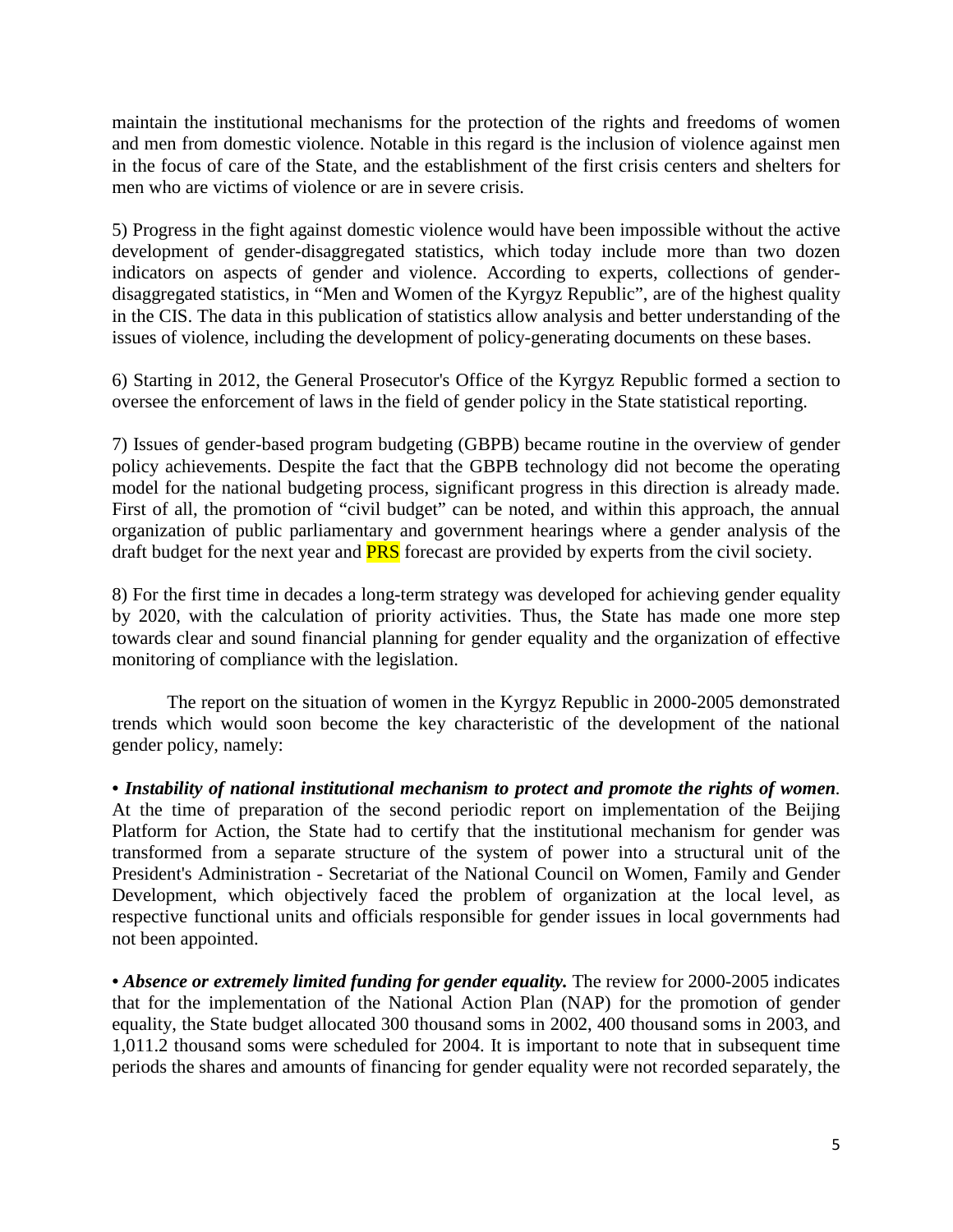maintain the institutional mechanisms for the protection of the rights and freedoms of women and men from domestic violence. Notable in this regard is the inclusion of violence against men in the focus of care of the State, and the establishment of the first crisis centers and shelters for men who are victims of violence or are in severe crisis.

5) Progress in the fight against domestic violence would have been impossible without the active development of gender-disaggregated statistics, which today include more than two dozen indicators on aspects of gender and violence. According to experts, collections of gender-disaggregated statistics, in "Men and Women of the Kyrgyz Republic", are of the highest quality in the CIS. The data in this publication of statistics allow analysis and better understanding of the issues of violence, including the development of policy-generating documents on these bases.

6) Starting in 2012, the General Prosecutor's Office of the Kyrgyz Republic formed a section to oversee the enforcement of laws in the field of gender policy in the State statistical reporting.

7) Issues of gender-based program budgeting (GBPB) became routine in the overview of gender policy achievements. Despite the fact that the GBPB technology did not become the operating model for the national budgeting process, significant progress in this direction is already made. First of all, the promotion of "civil budget" can be noted, and within this approach, the annual organization of public parliamentary and government hearings where a gender analysis of the draft budget for the next year and PRS forecast are provided by experts from the civil society.

8) For the first time in decades a long-term strategy was developed for achieving gender equality by 2020, with the calculation of priority activities. Thus, the State has made one more step towards clear and sound financial planning for gender equality and the organization of effective monitoring of compliance with the legislation.

The report on the situation of women in the Kyrgyz Republic in 2000-2005 demonstrated trends which would soon become the key characteristic of the development of the national gender policy, namely:

• ***Instability of national institutional mechanism to protect and promote the rights of women***. At the time of preparation of the second periodic report on implementation of the Beijing Platform for Action, the State had to certify that the institutional mechanism for gender was transformed from a separate structure of the system of power into a structural unit of the President's Administration - Secretariat of the National Council on Women, Family and Gender Development, which objectively faced the problem of organization at the local level, as respective functional units and officials responsible for gender issues in local governments had not been appointed.

• ***Absence or extremely limited funding for gender equality.*** The review for 2000-2005 indicates that for the implementation of the National Action Plan (NAP) for the promotion of gender equality, the State budget allocated 300 thousand soms in 2002, 400 thousand soms in 2003, and 1,011.2 thousand soms were scheduled for 2004. It is important to note that in subsequent time periods the shares and amounts of financing for gender equality were not recorded separately, the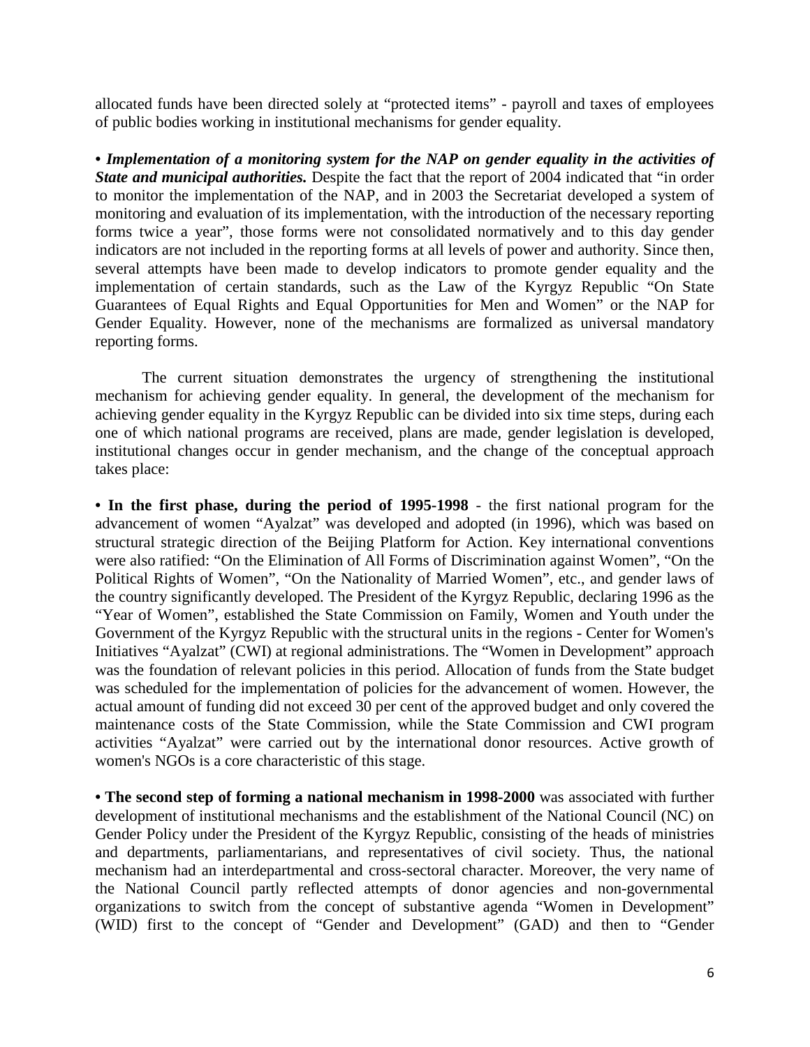allocated funds have been directed solely at "protected items" - payroll and taxes of employees of public bodies working in institutional mechanisms for gender equality.

• ***Implementation of a monitoring system for the NAP on gender equality in the activities of State and municipal authorities.*** Despite the fact that the report of 2004 indicated that "in order to monitor the implementation of the NAP, and in 2003 the Secretariat developed a system of monitoring and evaluation of its implementation, with the introduction of the necessary reporting forms twice a year", those forms were not consolidated normatively and to this day gender indicators are not included in the reporting forms at all levels of power and authority. Since then, several attempts have been made to develop indicators to promote gender equality and the implementation of certain standards, such as the Law of the Kyrgyz Republic "On State Guarantees of Equal Rights and Equal Opportunities for Men and Women" or the NAP for Gender Equality. However, none of the mechanisms are formalized as universal mandatory reporting forms.

The current situation demonstrates the urgency of strengthening the institutional mechanism for achieving gender equality. In general, the development of the mechanism for achieving gender equality in the Kyrgyz Republic can be divided into six time steps, during each one of which national programs are received, plans are made, gender legislation is developed, institutional changes occur in gender mechanism, and the change of the conceptual approach takes place:

• **In the first phase, during the period of 1995-1998** - the first national program for the advancement of women "Ayalzat" was developed and adopted (in 1996), which was based on structural strategic direction of the Beijing Platform for Action. Key international conventions were also ratified: "On the Elimination of All Forms of Discrimination against Women", "On the Political Rights of Women", "On the Nationality of Married Women", etc., and gender laws of the country significantly developed. The President of the Kyrgyz Republic, declaring 1996 as the "Year of Women", established the State Commission on Family, Women and Youth under the Government of the Kyrgyz Republic with the structural units in the regions - Center for Women's Initiatives "Ayalzat" (CWI) at regional administrations. The "Women in Development" approach was the foundation of relevant policies in this period. Allocation of funds from the State budget was scheduled for the implementation of policies for the advancement of women. However, the actual amount of funding did not exceed 30 per cent of the approved budget and only covered the maintenance costs of the State Commission, while the State Commission and CWI program activities "Ayalzat" were carried out by the international donor resources. Active growth of women's NGOs is a core characteristic of this stage.

• **The second step of forming a national mechanism in 1998-2000** was associated with further development of institutional mechanisms and the establishment of the National Council (NC) on Gender Policy under the President of the Kyrgyz Republic, consisting of the heads of ministries and departments, parliamentarians, and representatives of civil society. Thus, the national mechanism had an interdepartmental and cross-sectoral character. Moreover, the very name of the National Council partly reflected attempts of donor agencies and non-governmental organizations to switch from the concept of substantive agenda "Women in Development" (WID) first to the concept of "Gender and Development" (GAD) and then to "Gender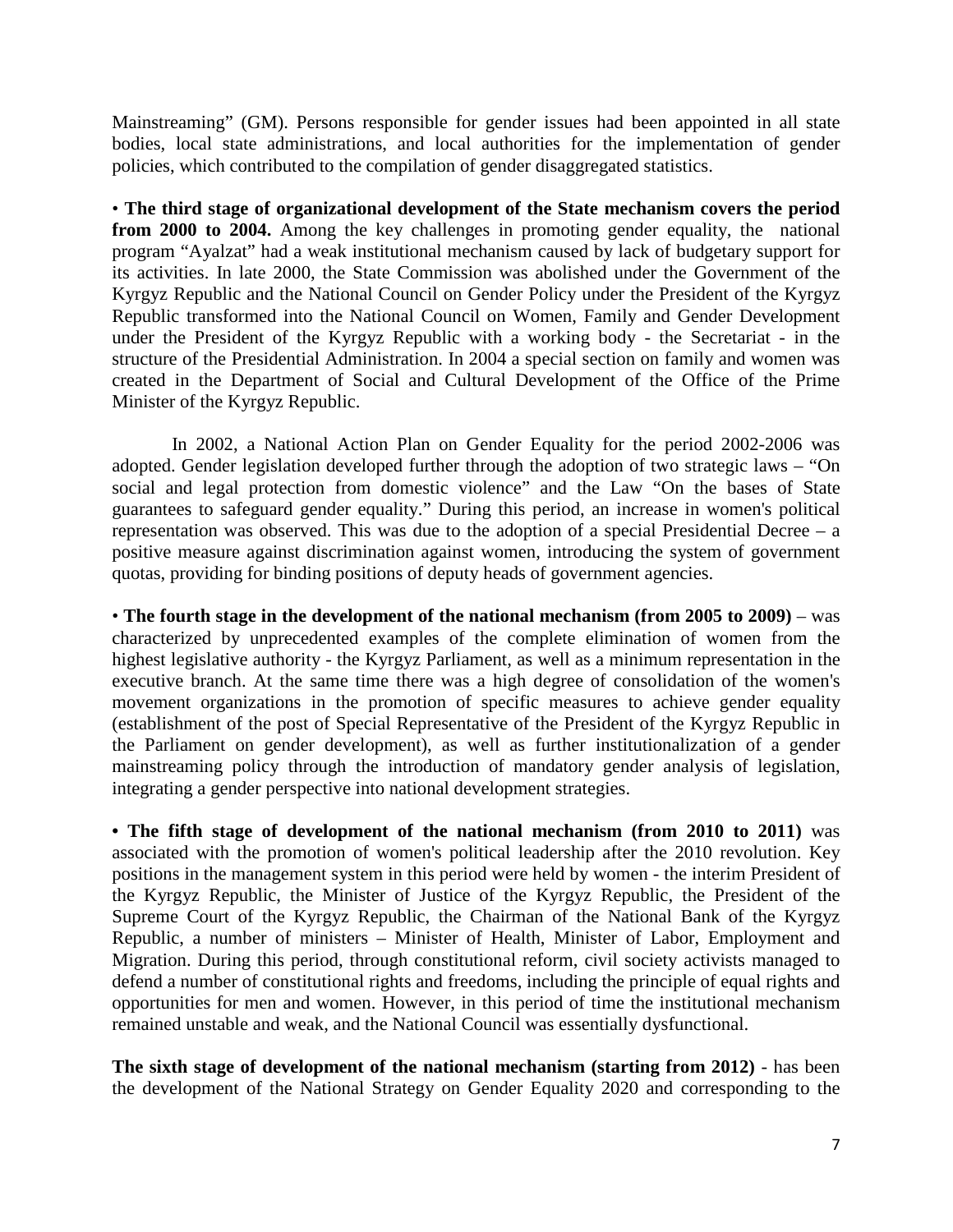Mainstreaming" (GM). Persons responsible for gender issues had been appointed in all state bodies, local state administrations, and local authorities for the implementation of gender policies, which contributed to the compilation of gender disaggregated statistics.

• **The third stage of organizational development of the State mechanism covers the period from 2000 to 2004.** Among the key challenges in promoting gender equality, the national program "Ayalzat" had a weak institutional mechanism caused by lack of budgetary support for its activities. In late 2000, the State Commission was abolished under the Government of the Kyrgyz Republic and the National Council on Gender Policy under the President of the Kyrgyz Republic transformed into the National Council on Women, Family and Gender Development under the President of the Kyrgyz Republic with a working body - the Secretariat - in the structure of the Presidential Administration. In 2004 a special section on family and women was created in the Department of Social and Cultural Development of the Office of the Prime Minister of the Kyrgyz Republic.

In 2002, a National Action Plan on Gender Equality for the period 2002-2006 was adopted. Gender legislation developed further through the adoption of two strategic laws – "On social and legal protection from domestic violence" and the Law "On the bases of State guarantees to safeguard gender equality." During this period, an increase in women's political representation was observed. This was due to the adoption of a special Presidential Decree – a positive measure against discrimination against women, introducing the system of government quotas, providing for binding positions of deputy heads of government agencies.

• **The fourth stage in the development of the national mechanism (from 2005 to 2009)** – was characterized by unprecedented examples of the complete elimination of women from the highest legislative authority - the Kyrgyz Parliament, as well as a minimum representation in the executive branch. At the same time there was a high degree of consolidation of the women's movement organizations in the promotion of specific measures to achieve gender equality (establishment of the post of Special Representative of the President of the Kyrgyz Republic in the Parliament on gender development), as well as further institutionalization of a gender mainstreaming policy through the introduction of mandatory gender analysis of legislation, integrating a gender perspective into national development strategies.

**• The fifth stage of development of the national mechanism (from 2010 to 2011)** was associated with the promotion of women's political leadership after the 2010 revolution. Key positions in the management system in this period were held by women - the interim President of the Kyrgyz Republic, the Minister of Justice of the Kyrgyz Republic, the President of the Supreme Court of the Kyrgyz Republic, the Chairman of the National Bank of the Kyrgyz Republic, a number of ministers – Minister of Health, Minister of Labor, Employment and Migration. During this period, through constitutional reform, civil society activists managed to defend a number of constitutional rights and freedoms, including the principle of equal rights and opportunities for men and women. However, in this period of time the institutional mechanism remained unstable and weak, and the National Council was essentially dysfunctional.

**The sixth stage of development of the national mechanism (starting from 2012)** - has been the development of the National Strategy on Gender Equality 2020 and corresponding to the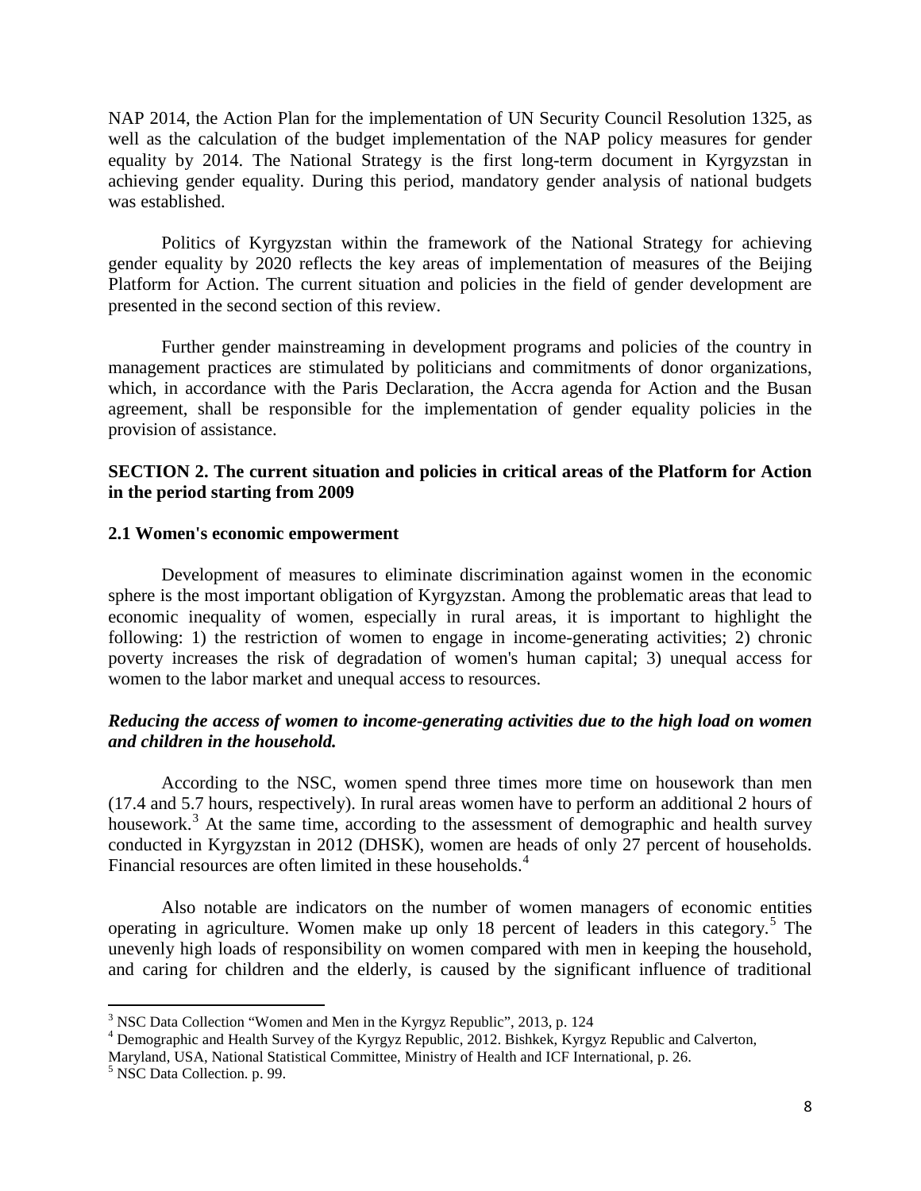NAP 2014, the Action Plan for the implementation of UN Security Council Resolution 1325, as well as the calculation of the budget implementation of the NAP policy measures for gender equality by 2014. The National Strategy is the first long-term document in Kyrgyzstan in achieving gender equality. During this period, mandatory gender analysis of national budgets was established.

Politics of Kyrgyzstan within the framework of the National Strategy for achieving gender equality by 2020 reflects the key areas of implementation of measures of the Beijing Platform for Action. The current situation and policies in the field of gender development are presented in the second section of this review.

Further gender mainstreaming in development programs and policies of the country in management practices are stimulated by politicians and commitments of donor organizations, which, in accordance with the Paris Declaration, the Accra agenda for Action and the Busan agreement, shall be responsible for the implementation of gender equality policies in the provision of assistance.

## SECTION 2. The current situation and policies in critical areas of the Platform for Action in the period starting from 2009

### 2.1 Women's economic empowerment

Development of measures to eliminate discrimination against women in the economic sphere is the most important obligation of Kyrgyzstan. Among the problematic areas that lead to economic inequality of women, especially in rural areas, it is important to highlight the following: 1) the restriction of women to engage in income-generating activities; 2) chronic poverty increases the risk of degradation of women's human capital; 3) unequal access for women to the labor market and unequal access to resources.

***Reducing the access of women to income-generating activities due to the high load on women and children in the household.***

According to the NSC, women spend three times more time on housework than men (17.4 and 5.7 hours, respectively). In rural areas women have to perform an additional 2 hours of housework.[3] At the same time, according to the assessment of demographic and health survey conducted in Kyrgyzstan in 2012 (DHSK), women are heads of only 27 percent of households. Financial resources are often limited in these households.[4]

Also notable are indicators on the number of women managers of economic entities operating in agriculture. Women make up only 18 percent of leaders in this category.[5] The unevenly high loads of responsibility on women compared with men in keeping the household, and caring for children and the elderly, is caused by the significant influence of traditional

---

[3] NSC Data Collection "Women and Men in the Kyrgyz Republic", 2013, p. 124

[4] Demographic and Health Survey of the Kyrgyz Republic, 2012. Bishkek, Kyrgyz Republic and Calverton, Maryland, USA, National Statistical Committee, Ministry of Health and ICF International, p. 26.

[5] NSC Data Collection. p. 99.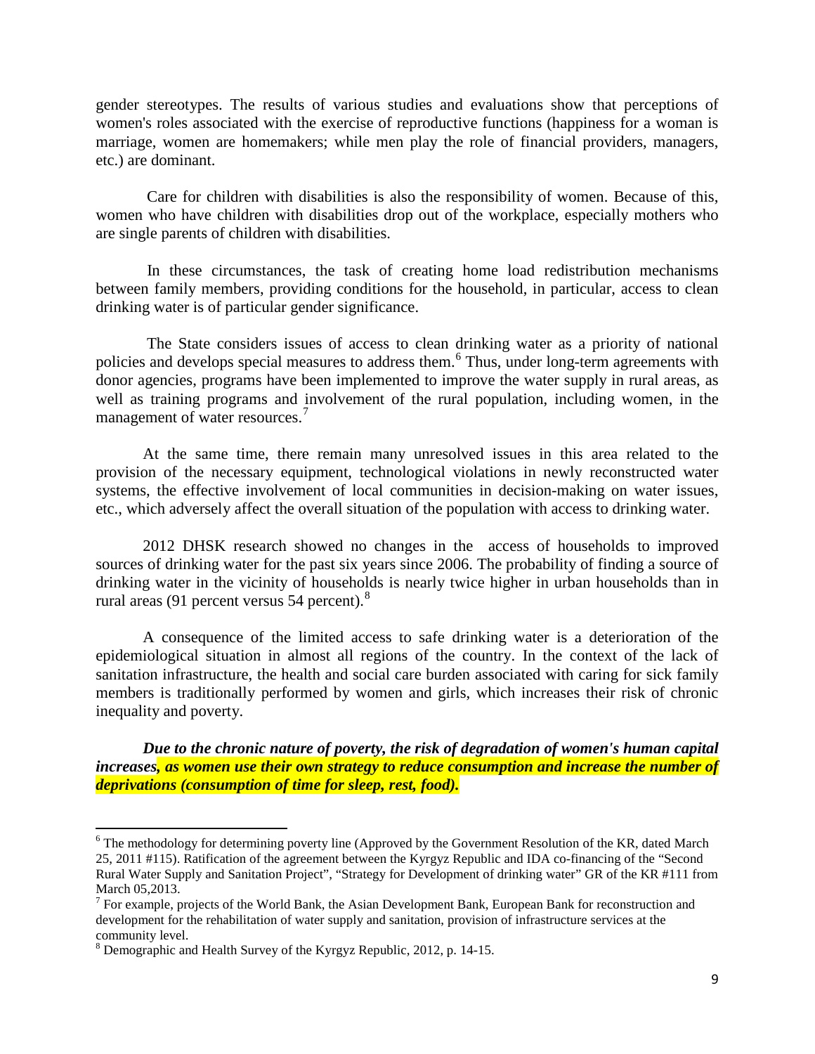gender stereotypes. The results of various studies and evaluations show that perceptions of women's roles associated with the exercise of reproductive functions (happiness for a woman is marriage, women are homemakers; while men play the role of financial providers, managers, etc.) are dominant.

Care for children with disabilities is also the responsibility of women. Because of this, women who have children with disabilities drop out of the workplace, especially mothers who are single parents of children with disabilities.

In these circumstances, the task of creating home load redistribution mechanisms between family members, providing conditions for the household, in particular, access to clean drinking water is of particular gender significance.

The State considers issues of access to clean drinking water as a priority of national policies and develops special measures to address them.[6] Thus, under long-term agreements with donor agencies, programs have been implemented to improve the water supply in rural areas, as well as training programs and involvement of the rural population, including women, in the management of water resources.[7]

At the same time, there remain many unresolved issues in this area related to the provision of the necessary equipment, technological violations in newly reconstructed water systems, the effective involvement of local communities in decision-making on water issues, etc., which adversely affect the overall situation of the population with access to drinking water.

2012 DHSK research showed no changes in the access of households to improved sources of drinking water for the past six years since 2006. The probability of finding a source of drinking water in the vicinity of households is nearly twice higher in urban households than in rural areas (91 percent versus 54 percent).[8]

A consequence of the limited access to safe drinking water is a deterioration of the epidemiological situation in almost all regions of the country. In the context of the lack of sanitation infrastructure, the health and social care burden associated with caring for sick family members is traditionally performed by women and girls, which increases their risk of chronic inequality and poverty.

***Due to the chronic nature of poverty, the risk of degradation of women's human capital increases, as women use their own strategy to reduce consumption and increase the number of deprivations (consumption of time for sleep, rest, food).***

---

[6] The methodology for determining poverty line (Approved by the Government Resolution of the KR, dated March 25, 2011 #115). Ratification of the agreement between the Kyrgyz Republic and IDA co-financing of the "Second Rural Water Supply and Sanitation Project", "Strategy for Development of drinking water" GR of the KR #111 from March 05,2013.

[7] For example, projects of the World Bank, the Asian Development Bank, European Bank for reconstruction and development for the rehabilitation of water supply and sanitation, provision of infrastructure services at the community level.

[8] Demographic and Health Survey of the Kyrgyz Republic, 2012, p. 14-15.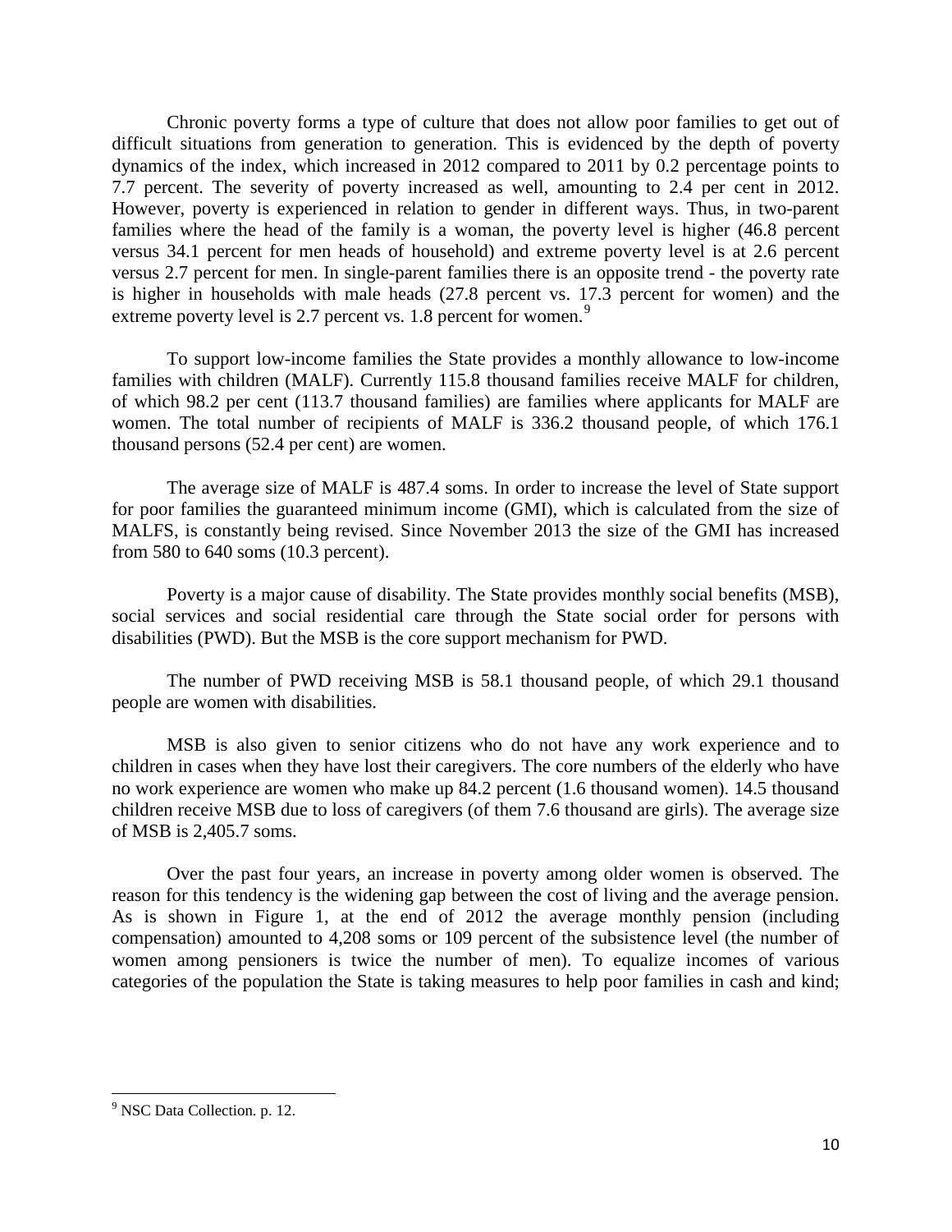Chronic poverty forms a type of culture that does not allow poor families to get out of difficult situations from generation to generation. This is evidenced by the depth of poverty dynamics of the index, which increased in 2012 compared to 2011 by 0.2 percentage points to 7.7 percent. The severity of poverty increased as well, amounting to 2.4 per cent in 2012. However, poverty is experienced in relation to gender in different ways. Thus, in two-parent families where the head of the family is a woman, the poverty level is higher (46.8 percent versus 34.1 percent for men heads of household) and extreme poverty level is at 2.6 percent versus 2.7 percent for men. In single-parent families there is an opposite trend - the poverty rate is higher in households with male heads (27.8 percent vs. 17.3 percent for women) and the extreme poverty level is 2.7 percent vs. 1.8 percent for women.[9]

To support low-income families the State provides a monthly allowance to low-income families with children (MALF). Currently 115.8 thousand families receive MALF for children, of which 98.2 per cent (113.7 thousand families) are families where applicants for MALF are women. The total number of recipients of MALF is 336.2 thousand people, of which 176.1 thousand persons (52.4 per cent) are women.

The average size of MALF is 487.4 soms. In order to increase the level of State support for poor families the guaranteed minimum income (GMI), which is calculated from the size of MALFS, is constantly being revised. Since November 2013 the size of the GMI has increased from 580 to 640 soms (10.3 percent).

Poverty is a major cause of disability. The State provides monthly social benefits (MSB), social services and social residential care through the State social order for persons with disabilities (PWD). But the MSB is the core support mechanism for PWD.

The number of PWD receiving MSB is 58.1 thousand people, of which 29.1 thousand people are women with disabilities.

MSB is also given to senior citizens who do not have any work experience and to children in cases when they have lost their caregivers. The core numbers of the elderly who have no work experience are women who make up 84.2 percent (1.6 thousand women). 14.5 thousand children receive MSB due to loss of caregivers (of them 7.6 thousand are girls). The average size of MSB is 2,405.7 soms.

Over the past four years, an increase in poverty among older women is observed. The reason for this tendency is the widening gap between the cost of living and the average pension. As is shown in Figure 1, at the end of 2012 the average monthly pension (including compensation) amounted to 4,208 soms or 109 percent of the subsistence level (the number of women among pensioners is twice the number of men). To equalize incomes of various categories of the population the State is taking measures to help poor families in cash and kind;

[9] NSC Data Collection. p. 12.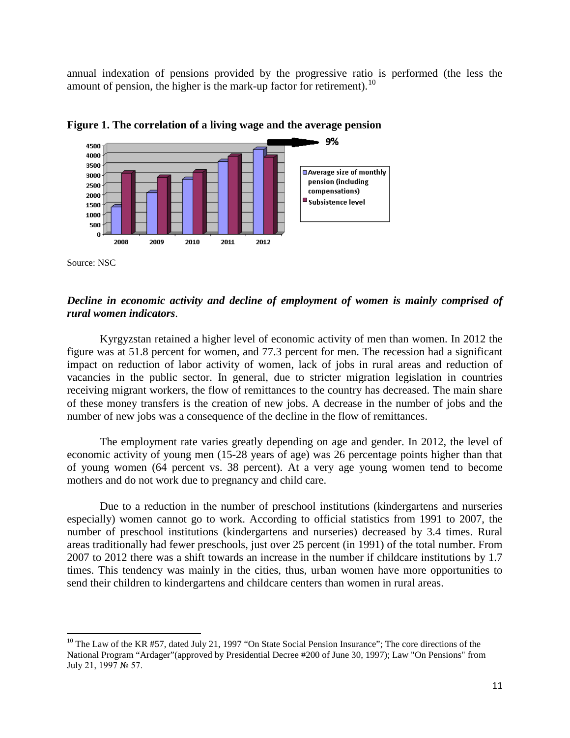annual indexation of pensions provided by the progressive ratio is performed (the less the amount of pension, the higher is the mark-up factor for retirement).[10]

**Figure 1. The correlation of a living wage and the average pension**

Source: NSC

***Decline in economic activity and decline of employment of women is mainly comprised of rural women indicators*.**

Kyrgyzstan retained a higher level of economic activity of men than women. In 2012 the figure was at 51.8 percent for women, and 77.3 percent for men. The recession had a significant impact on reduction of labor activity of women, lack of jobs in rural areas and reduction of vacancies in the public sector. In general, due to stricter migration legislation in countries receiving migrant workers, the flow of remittances to the country has decreased. The main share of these money transfers is the creation of new jobs. A decrease in the number of jobs and the number of new jobs was a consequence of the decline in the flow of remittances.

The employment rate varies greatly depending on age and gender. In 2012, the level of economic activity of young men (15-28 years of age) was 26 percentage points higher than that of young women (64 percent vs. 38 percent). At a very age young women tend to become mothers and do not work due to pregnancy and child care.

Due to a reduction in the number of preschool institutions (kindergartens and nurseries especially) women cannot go to work. According to official statistics from 1991 to 2007, the number of preschool institutions (kindergartens and nurseries) decreased by 3.4 times. Rural areas traditionally had fewer preschools, just over 25 percent (in 1991) of the total number. From 2007 to 2012 there was a shift towards an increase in the number if childcare institutions by 1.7 times. This tendency was mainly in the cities, thus, urban women have more opportunities to send their children to kindergartens and childcare centers than women in rural areas.

---

[10] The Law of the KR #57, dated July 21, 1997 "On State Social Pension Insurance"; The core directions of the National Program "Ardager"(approved by Presidential Decree #200 of June 30, 1997); Law "On Pensions" from July 21, 1997 № 57.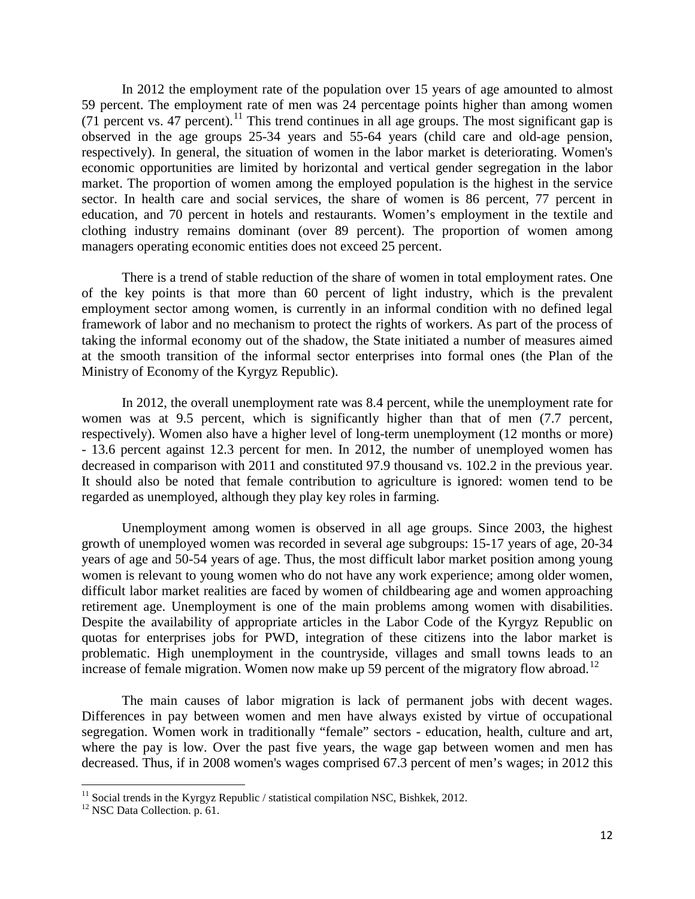In 2012 the employment rate of the population over 15 years of age amounted to almost 59 percent. The employment rate of men was 24 percentage points higher than among women (71 percent vs. 47 percent).[11] This trend continues in all age groups. The most significant gap is observed in the age groups 25-34 years and 55-64 years (child care and old-age pension, respectively). In general, the situation of women in the labor market is deteriorating. Women's economic opportunities are limited by horizontal and vertical gender segregation in the labor market. The proportion of women among the employed population is the highest in the service sector. In health care and social services, the share of women is 86 percent, 77 percent in education, and 70 percent in hotels and restaurants. Women's employment in the textile and clothing industry remains dominant (over 89 percent). The proportion of women among managers operating economic entities does not exceed 25 percent.

There is a trend of stable reduction of the share of women in total employment rates. One of the key points is that more than 60 percent of light industry, which is the prevalent employment sector among women, is currently in an informal condition with no defined legal framework of labor and no mechanism to protect the rights of workers. As part of the process of taking the informal economy out of the shadow, the State initiated a number of measures aimed at the smooth transition of the informal sector enterprises into formal ones (the Plan of the Ministry of Economy of the Kyrgyz Republic).

In 2012, the overall unemployment rate was 8.4 percent, while the unemployment rate for women was at 9.5 percent, which is significantly higher than that of men (7.7 percent, respectively). Women also have a higher level of long-term unemployment (12 months or more) - 13.6 percent against 12.3 percent for men. In 2012, the number of unemployed women has decreased in comparison with 2011 and constituted 97.9 thousand vs. 102.2 in the previous year. It should also be noted that female contribution to agriculture is ignored: women tend to be regarded as unemployed, although they play key roles in farming.

Unemployment among women is observed in all age groups. Since 2003, the highest growth of unemployed women was recorded in several age subgroups: 15-17 years of age, 20-34 years of age and 50-54 years of age. Thus, the most difficult labor market position among young women is relevant to young women who do not have any work experience; among older women, difficult labor market realities are faced by women of childbearing age and women approaching retirement age. Unemployment is one of the main problems among women with disabilities. Despite the availability of appropriate articles in the Labor Code of the Kyrgyz Republic on quotas for enterprises jobs for PWD, integration of these citizens into the labor market is problematic. High unemployment in the countryside, villages and small towns leads to an increase of female migration. Women now make up 59 percent of the migratory flow abroad.[12]

The main causes of labor migration is lack of permanent jobs with decent wages. Differences in pay between women and men have always existed by virtue of occupational segregation. Women work in traditionally "female" sectors - education, health, culture and art, where the pay is low. Over the past five years, the wage gap between women and men has decreased. Thus, if in 2008 women's wages comprised 67.3 percent of men's wages; in 2012 this

---

[11] Social trends in the Kyrgyz Republic / statistical compilation NSC, Bishkek, 2012.

[12] NSC Data Collection. p. 61.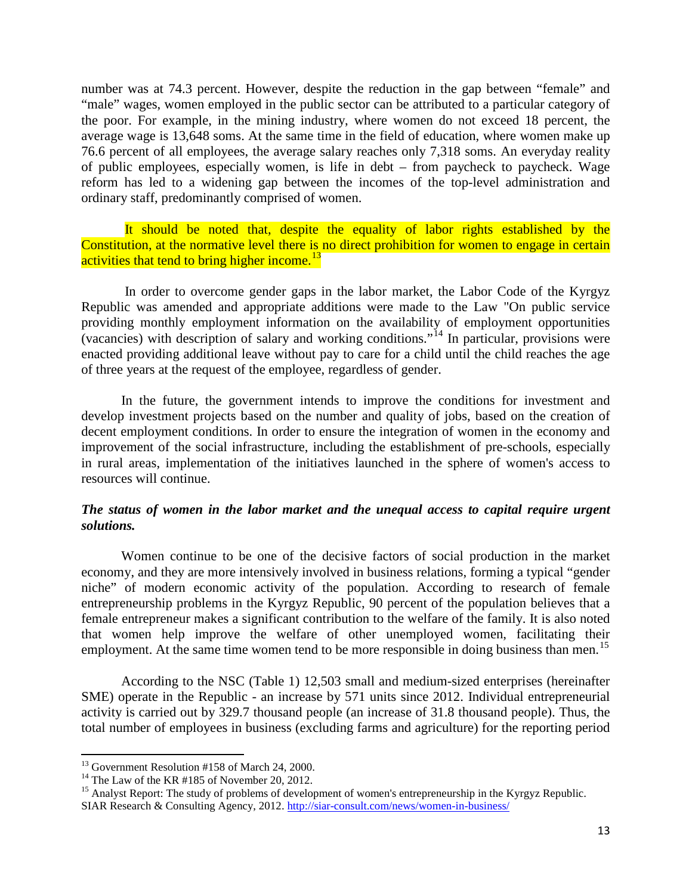number was at 74.3 percent. However, despite the reduction in the gap between "female" and "male" wages, women employed in the public sector can be attributed to a particular category of the poor. For example, in the mining industry, where women do not exceed 18 percent, the average wage is 13,648 soms. At the same time in the field of education, where women make up 76.6 percent of all employees, the average salary reaches only 7,318 soms. An everyday reality of public employees, especially women, is life in debt – from paycheck to paycheck. Wage reform has led to a widening gap between the incomes of the top-level administration and ordinary staff, predominantly comprised of women.

It should be noted that, despite the equality of labor rights established by the Constitution, at the normative level there is no direct prohibition for women to engage in certain activities that tend to bring higher income.[13]

In order to overcome gender gaps in the labor market, the Labor Code of the Kyrgyz Republic was amended and appropriate additions were made to the Law "On public service providing monthly employment information on the availability of employment opportunities (vacancies) with description of salary and working conditions."[14] In particular, provisions were enacted providing additional leave without pay to care for a child until the child reaches the age of three years at the request of the employee, regardless of gender.

In the future, the government intends to improve the conditions for investment and develop investment projects based on the number and quality of jobs, based on the creation of decent employment conditions. In order to ensure the integration of women in the economy and improvement of the social infrastructure, including the establishment of pre-schools, especially in rural areas, implementation of the initiatives launched in the sphere of women's access to resources will continue.

***The status of women in the labor market and the unequal access to capital require urgent solutions.***

Women continue to be one of the decisive factors of social production in the market economy, and they are more intensively involved in business relations, forming a typical "gender niche" of modern economic activity of the population. According to research of female entrepreneurship problems in the Kyrgyz Republic, 90 percent of the population believes that a female entrepreneur makes a significant contribution to the welfare of the family. It is also noted that women help improve the welfare of other unemployed women, facilitating their employment. At the same time women tend to be more responsible in doing business than men.[15]

According to the NSC (Table 1) 12,503 small and medium-sized enterprises (hereinafter SME) operate in the Republic - an increase by 571 units since 2012. Individual entrepreneurial activity is carried out by 329.7 thousand people (an increase of 31.8 thousand people). Thus, the total number of employees in business (excluding farms and agriculture) for the reporting period

---

[13] Government Resolution #158 of March 24, 2000.

[14] The Law of the KR #185 of November 20, 2012.

[15] Analyst Report: The study of problems of development of women's entrepreneurship in the Kyrgyz Republic. SIAR Research & Consulting Agency, 2012. http://siar-consult.com/news/women-in-business/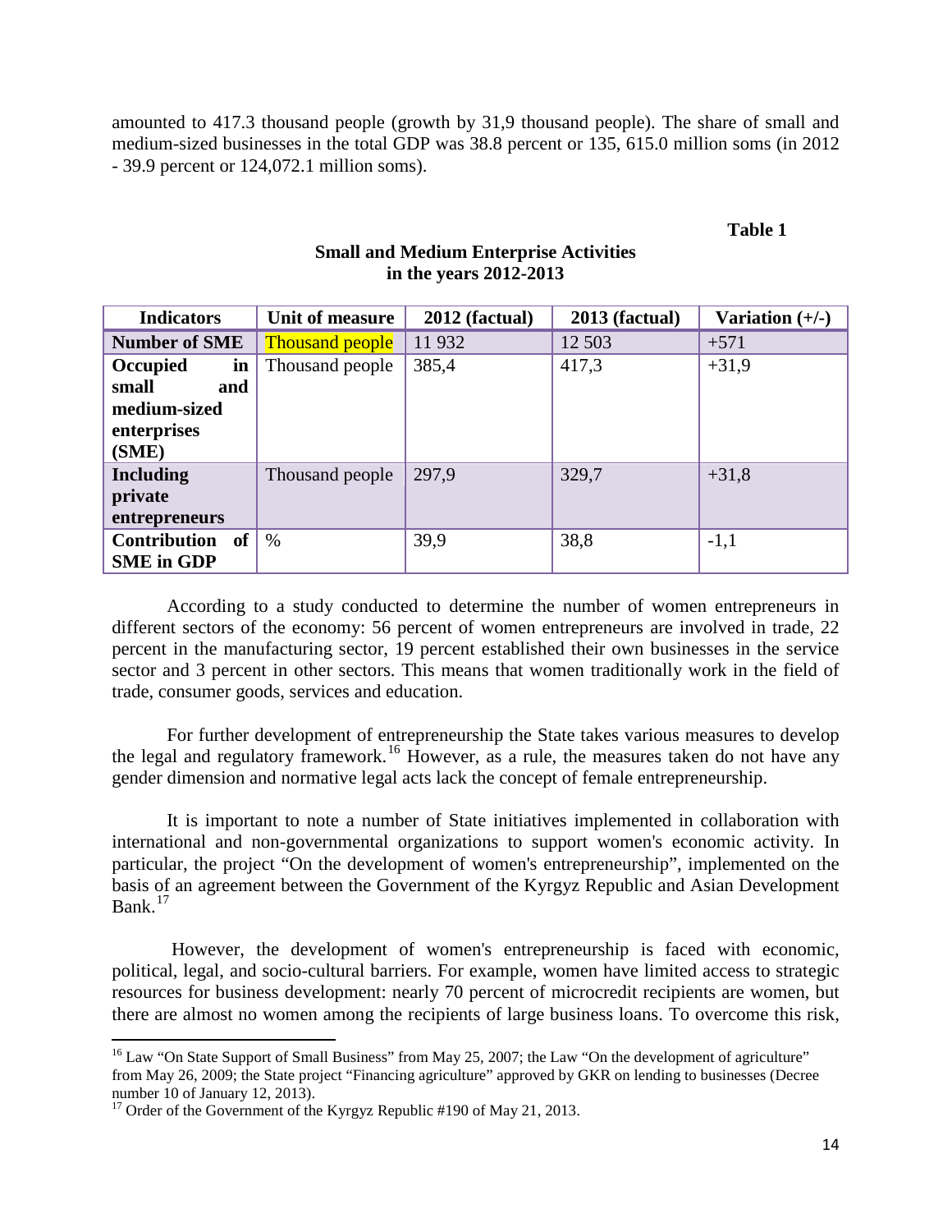amounted to 417.3 thousand people (growth by 31,9 thousand people). The share of small and medium-sized businesses in the total GDP was 38.8 percent or 135, 615.0 million soms (in 2012 - 39.9 percent or 124,072.1 million soms).

**Table 1**

**Small and Medium Enterprise Activities in the years 2012-2013**

| Indicators | Unit of measure | 2012 (factual) | 2013 (factual) | Variation (+/-) |
|---|---|---|---|---|
| **Number of SME** | Thousand people | 11 932 | 12 503 | +571 |
| **Occupied in small and medium-sized enterprises (SME)** | Thousand people | 385,4 | 417,3 | +31,9 |
| **Including private entrepreneurs** | Thousand people | 297,9 | 329,7 | +31,8 |
| **Contribution of SME in GDP** | % | 39,9 | 38,8 | -1,1 |

According to a study conducted to determine the number of women entrepreneurs in different sectors of the economy: 56 percent of women entrepreneurs are involved in trade, 22 percent in the manufacturing sector, 19 percent established their own businesses in the service sector and 3 percent in other sectors. This means that women traditionally work in the field of trade, consumer goods, services and education.

For further development of entrepreneurship the State takes various measures to develop the legal and regulatory framework.[16] However, as a rule, the measures taken do not have any gender dimension and normative legal acts lack the concept of female entrepreneurship.

It is important to note a number of State initiatives implemented in collaboration with international and non-governmental organizations to support women's economic activity. In particular, the project "On the development of women's entrepreneurship", implemented on the basis of an agreement between the Government of the Kyrgyz Republic and Asian Development Bank.[17]

However, the development of women's entrepreneurship is faced with economic, political, legal, and socio-cultural barriers. For example, women have limited access to strategic resources for business development: nearly 70 percent of microcredit recipients are women, but there are almost no women among the recipients of large business loans. To overcome this risk,

---

[16] Law "On State Support of Small Business" from May 25, 2007; the Law "On the development of agriculture" from May 26, 2009; the State project "Financing agriculture" approved by GKR on lending to businesses (Decree number 10 of January 12, 2013).

[17] Order of the Government of the Kyrgyz Republic #190 of May 21, 2013.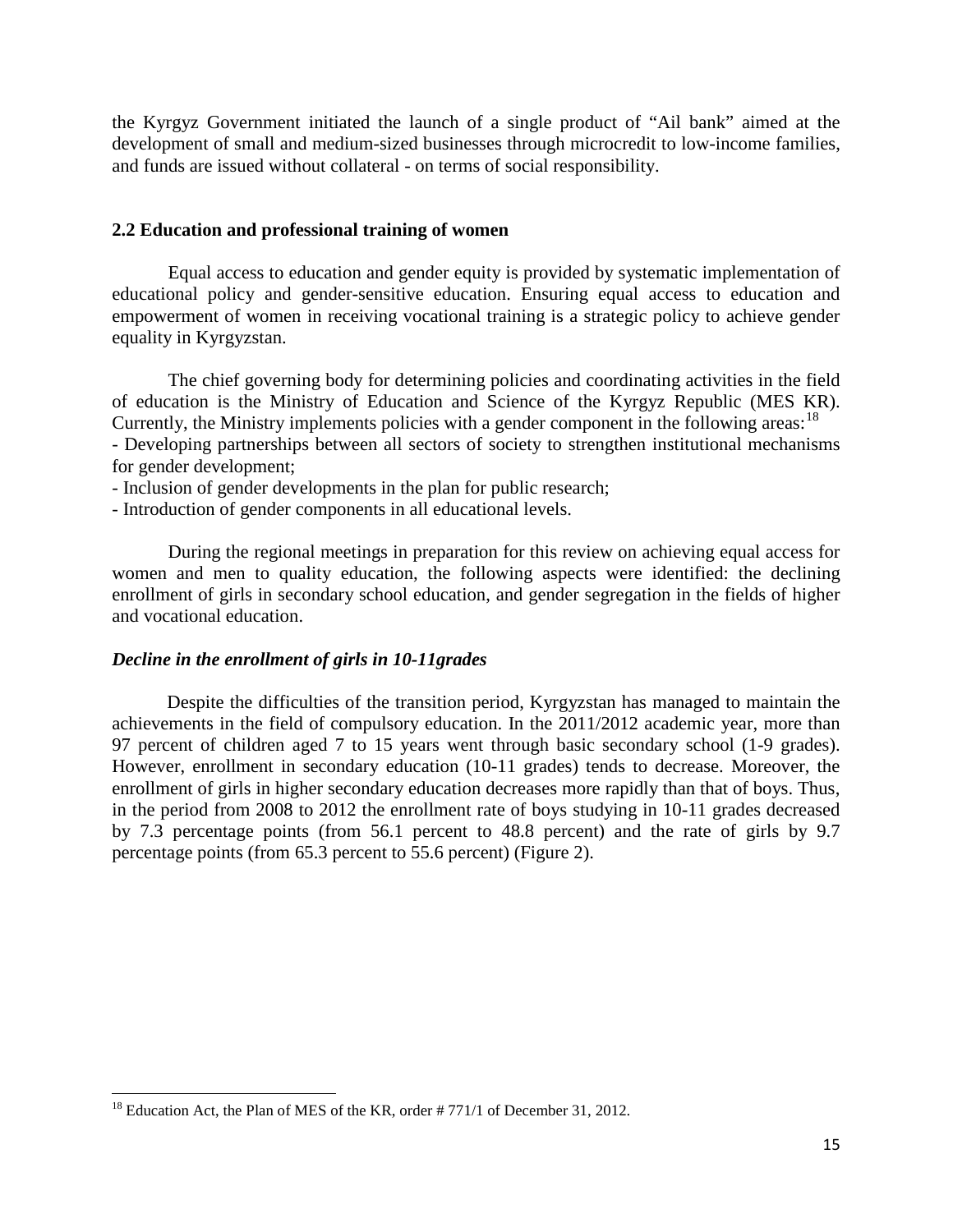the Kyrgyz Government initiated the launch of a single product of "Ail bank" aimed at the development of small and medium-sized businesses through microcredit to low-income families, and funds are issued without collateral - on terms of social responsibility.

## 2.2 Education and professional training of women

Equal access to education and gender equity is provided by systematic implementation of educational policy and gender-sensitive education. Ensuring equal access to education and empowerment of women in receiving vocational training is a strategic policy to achieve gender equality in Kyrgyzstan.

The chief governing body for determining policies and coordinating activities in the field of education is the Ministry of Education and Science of the Kyrgyz Republic (MES KR). Currently, the Ministry implements policies with a gender component in the following areas:[18]

- Developing partnerships between all sectors of society to strengthen institutional mechanisms for gender development;
- Inclusion of gender developments in the plan for public research;
- Introduction of gender components in all educational levels.

During the regional meetings in preparation for this review on achieving equal access for women and men to quality education, the following aspects were identified: the declining enrollment of girls in secondary school education, and gender segregation in the fields of higher and vocational education.

### *Decline in the enrollment of girls in 10-11grades*

Despite the difficulties of the transition period, Kyrgyzstan has managed to maintain the achievements in the field of compulsory education. In the 2011/2012 academic year, more than 97 percent of children aged 7 to 15 years went through basic secondary school (1-9 grades). However, enrollment in secondary education (10-11 grades) tends to decrease. Moreover, the enrollment of girls in higher secondary education decreases more rapidly than that of boys. Thus, in the period from 2008 to 2012 the enrollment rate of boys studying in 10-11 grades decreased by 7.3 percentage points (from 56.1 percent to 48.8 percent) and the rate of girls by 9.7 percentage points (from 65.3 percent to 55.6 percent) (Figure 2).

---

[18] Education Act, the Plan of MES of the KR, order # 771/1 of December 31, 2012.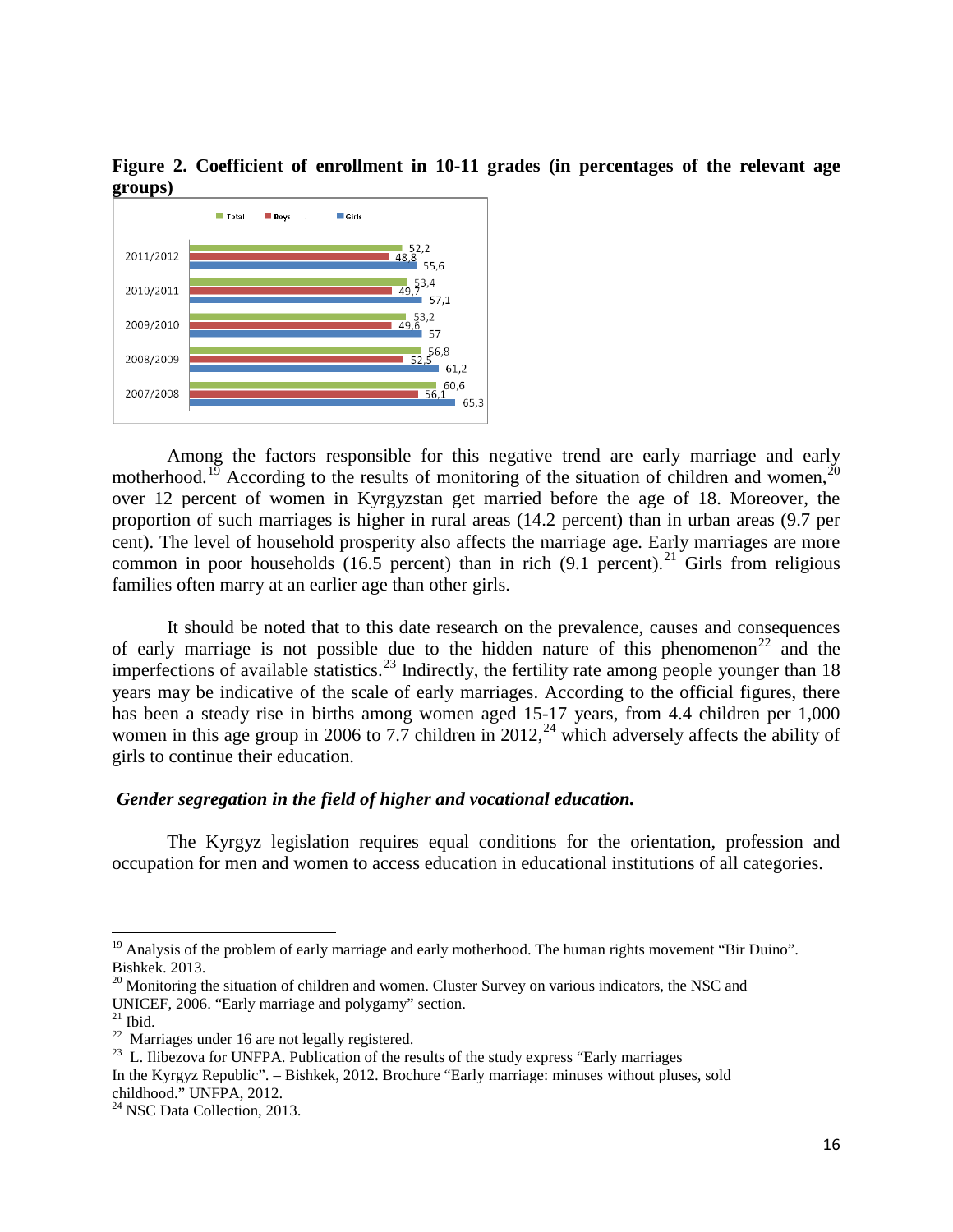**Figure 2. Coefficient of enrollment in 10-11 grades (in percentages of the relevant age groups)**

| | Total | Boys | Girls |
|---|---|---|---|
| 2011/2012 | 52,2 | 48,8 | 55,6 |
| 2010/2011 | 53,4 | 49,7 | 57,1 |
| 2009/2010 | 53,2 | 49,6 | 57 |
| 2008/2009 | 56,8 | 52,5 | 61,2 |
| 2007/2008 | 60,6 | 56,1 | 65,3 |

Among the factors responsible for this negative trend are early marriage and early motherhood.[19] According to the results of monitoring of the situation of children and women,[20] over 12 percent of women in Kyrgyzstan get married before the age of 18. Moreover, the proportion of such marriages is higher in rural areas (14.2 percent) than in urban areas (9.7 per cent). The level of household prosperity also affects the marriage age. Early marriages are more common in poor households (16.5 percent) than in rich (9.1 percent).[21] Girls from religious families often marry at an earlier age than other girls.

It should be noted that to this date research on the prevalence, causes and consequences of early marriage is not possible due to the hidden nature of this phenomenon[22] and the imperfections of available statistics.[23] Indirectly, the fertility rate among people younger than 18 years may be indicative of the scale of early marriages. According to the official figures, there has been a steady rise in births among women aged 15-17 years, from 4.4 children per 1,000 women in this age group in 2006 to 7.7 children in 2012,[24] which adversely affects the ability of girls to continue their education.

***Gender segregation in the field of higher and vocational education.***

The Kyrgyz legislation requires equal conditions for the orientation, profession and occupation for men and women to access education in educational institutions of all categories.

---

[19] Analysis of the problem of early marriage and early motherhood. The human rights movement “Bir Duino”. Bishkek. 2013.

[20] Monitoring the situation of children and women. Cluster Survey on various indicators, the NSC and UNICEF, 2006. “Early marriage and polygamy” section.

[21] Ibid.

[22] Marriages under 16 are not legally registered.

[23] L. Ilibezova for UNFPA. Publication of the results of the study express “Early marriages In the Kyrgyz Republic”. – Bishkek, 2012. Brochure “Early marriage: minuses without pluses, sold childhood.” UNFPA, 2012.

[24] NSC Data Collection, 2013.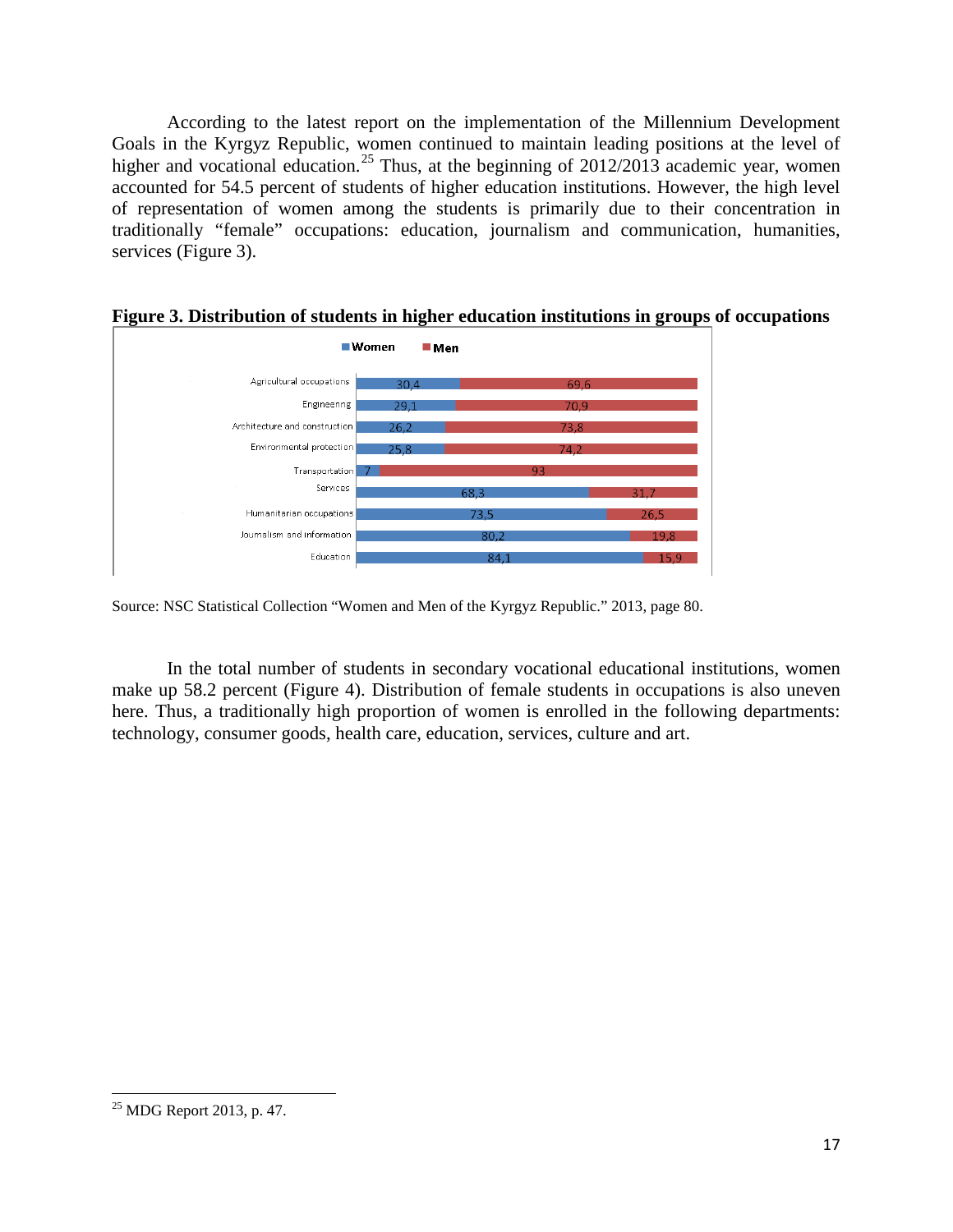According to the latest report on the implementation of the Millennium Development Goals in the Kyrgyz Republic, women continued to maintain leading positions at the level of higher and vocational education.[25] Thus, at the beginning of 2012/2013 academic year, women accounted for 54.5 percent of students of higher education institutions. However, the high level of representation of women among the students is primarily due to their concentration in traditionally "female" occupations: education, journalism and communication, humanities, services (Figure 3).

**Figure 3. Distribution of students in higher education institutions in groups of occupations**

| | Women | Men |
|---|---|---|
| Agricultural occupations | 30,4 | 69,6 |
| Engineering | 29,1 | 70,9 |
| Architecture and construction | 26,2 | 73,8 |
| Environmental protection | 25,8 | 74,2 |
| Transportation | 7 | 93 |
| Services | 68,3 | 31,7 |
| Humanitarian occupations | 73,5 | 26,5 |
| Journalism and information | 80,2 | 19,8 |
| Education | 84,1 | 15,9 |

Source: NSC Statistical Collection "Women and Men of the Kyrgyz Republic." 2013, page 80.

In the total number of students in secondary vocational educational institutions, women make up 58.2 percent (Figure 4). Distribution of female students in occupations is also uneven here. Thus, a traditionally high proportion of women is enrolled in the following departments: technology, consumer goods, health care, education, services, culture and art.

---

[25] MDG Report 2013, p. 47.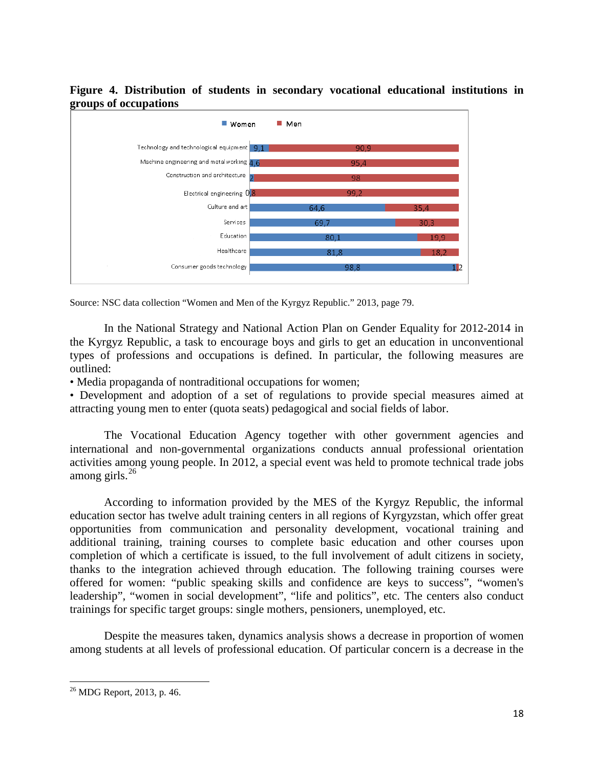**Figure 4. Distribution of students in secondary vocational educational institutions in groups of occupations**

| Group of occupations | Women | Men |
|---|---|---|
| Technology and technological equipment | 9,1 | 90,9 |
| Machine engineering and metal working | 4,6 | 95,4 |
| Construction and architecture | 2 | 98 |
| Electrical engineering | 0,8 | 99,2 |
| Culture and art | 64,6 | 35,4 |
| Services | 69,7 | 30,3 |
| Education | 80,1 | 19,9 |
| Healthcare | 81,8 | 18,2 |
| Consumer goods technology | 98,8 | 1,2 |

Source: NSC data collection "Women and Men of the Kyrgyz Republic." 2013, page 79.

In the National Strategy and National Action Plan on Gender Equality for 2012-2014 in the Kyrgyz Republic, a task to encourage boys and girls to get an education in unconventional types of professions and occupations is defined. In particular, the following measures are outlined:

- Media propaganda of nontraditional occupations for women;
- Development and adoption of a set of regulations to provide special measures aimed at attracting young men to enter (quota seats) pedagogical and social fields of labor.

The Vocational Education Agency together with other government agencies and international and non-governmental organizations conducts annual professional orientation activities among young people. In 2012, a special event was held to promote technical trade jobs among girls.[26]

According to information provided by the MES of the Kyrgyz Republic, the informal education sector has twelve adult training centers in all regions of Kyrgyzstan, which offer great opportunities from communication and personality development, vocational training and additional training, training courses to complete basic education and other courses upon completion of which a certificate is issued, to the full involvement of adult citizens in society, thanks to the integration achieved through education. The following training courses were offered for women: "public speaking skills and confidence are keys to success", "women's leadership", "women in social development", "life and politics", etc. The centers also conduct trainings for specific target groups: single mothers, pensioners, unemployed, etc.

Despite the measures taken, dynamics analysis shows a decrease in proportion of women among students at all levels of professional education. Of particular concern is a decrease in the

[26] MDG Report, 2013, p. 46.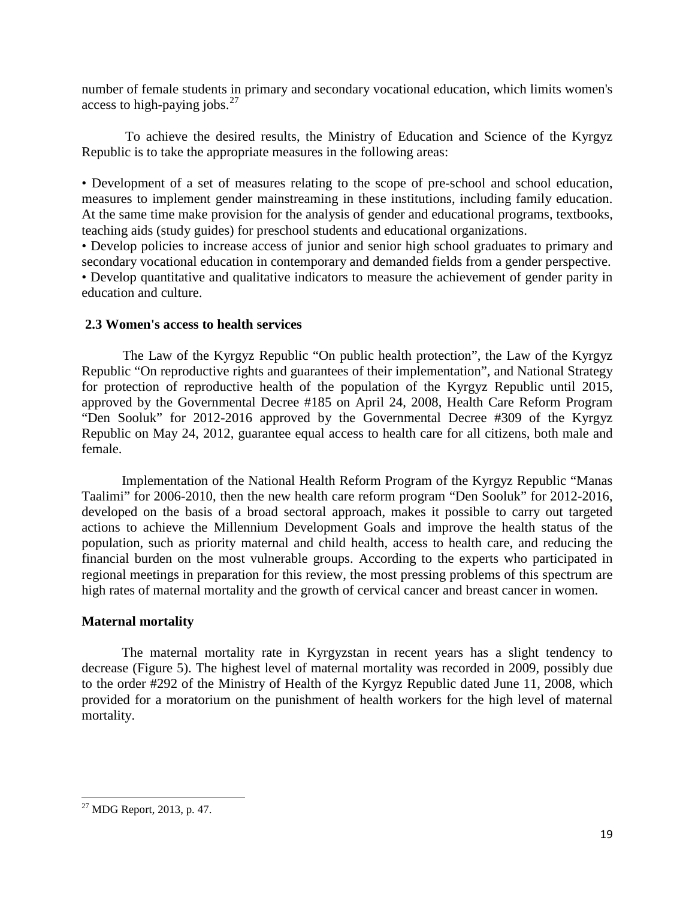number of female students in primary and secondary vocational education, which limits women's access to high-paying jobs.[27]

To achieve the desired results, the Ministry of Education and Science of the Kyrgyz Republic is to take the appropriate measures in the following areas:

- Development of a set of measures relating to the scope of pre-school and school education, measures to implement gender mainstreaming in these institutions, including family education. At the same time make provision for the analysis of gender and educational programs, textbooks, teaching aids (study guides) for preschool students and educational organizations.
- Develop policies to increase access of junior and senior high school graduates to primary and secondary vocational education in contemporary and demanded fields from a gender perspective.
- Develop quantitative and qualitative indicators to measure the achievement of gender parity in education and culture.

### 2.3 Women's access to health services

The Law of the Kyrgyz Republic "On public health protection", the Law of the Kyrgyz Republic "On reproductive rights and guarantees of their implementation", and National Strategy for protection of reproductive health of the population of the Kyrgyz Republic until 2015, approved by the Governmental Decree #185 on April 24, 2008, Health Care Reform Program "Den Sooluk" for 2012-2016 approved by the Governmental Decree #309 of the Kyrgyz Republic on May 24, 2012, guarantee equal access to health care for all citizens, both male and female.

Implementation of the National Health Reform Program of the Kyrgyz Republic "Manas Taalimi" for 2006-2010, then the new health care reform program "Den Sooluk" for 2012-2016, developed on the basis of a broad sectoral approach, makes it possible to carry out targeted actions to achieve the Millennium Development Goals and improve the health status of the population, such as priority maternal and child health, access to health care, and reducing the financial burden on the most vulnerable groups. According to the experts who participated in regional meetings in preparation for this review, the most pressing problems of this spectrum are high rates of maternal mortality and the growth of cervical cancer and breast cancer in women.

**Maternal mortality**

The maternal mortality rate in Kyrgyzstan in recent years has a slight tendency to decrease (Figure 5). The highest level of maternal mortality was recorded in 2009, possibly due to the order #292 of the Ministry of Health of the Kyrgyz Republic dated June 11, 2008, which provided for a moratorium on the punishment of health workers for the high level of maternal mortality.

---

[27] MDG Report, 2013, p. 47.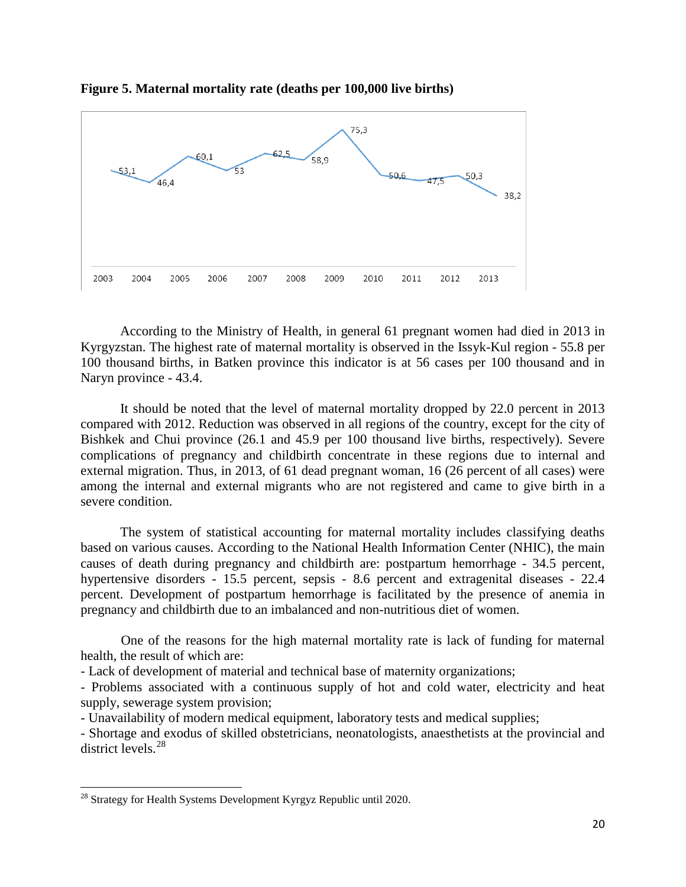**Figure 5. Maternal mortality rate (deaths per 100,000 live births)**

| 2003 | 2004 | 2005 | 2006 | 2007 | 2008 | 2009 | 2010 | 2011 | 2012 | 2013 |
|---|---|---|---|---|---|---|---|---|---|---|
| 53,1 | 46,4 | 60,1 | 53 | 62,5 | 58,9 | 75,3 | 50,6 | 47,5 | 50,3 | 38,2 |

According to the Ministry of Health, in general 61 pregnant women had died in 2013 in Kyrgyzstan. The highest rate of maternal mortality is observed in the Issyk-Kul region - 55.8 per 100 thousand births, in Batken province this indicator is at 56 cases per 100 thousand and in Naryn province - 43.4.

It should be noted that the level of maternal mortality dropped by 22.0 percent in 2013 compared with 2012. Reduction was observed in all regions of the country, except for the city of Bishkek and Chui province (26.1 and 45.9 per 100 thousand live births, respectively). Severe complications of pregnancy and childbirth concentrate in these regions due to internal and external migration. Thus, in 2013, of 61 dead pregnant woman, 16 (26 percent of all cases) were among the internal and external migrants who are not registered and came to give birth in a severe condition.

The system of statistical accounting for maternal mortality includes classifying deaths based on various causes. According to the National Health Information Center (NHIC), the main causes of death during pregnancy and childbirth are: postpartum hemorrhage - 34.5 percent, hypertensive disorders - 15.5 percent, sepsis - 8.6 percent and extragenital diseases - 22.4 percent. Development of postpartum hemorrhage is facilitated by the presence of anemia in pregnancy and childbirth due to an imbalanced and non-nutritious diet of women.

One of the reasons for the high maternal mortality rate is lack of funding for maternal health, the result of which are:

- Lack of development of material and technical base of maternity organizations;
- Problems associated with a continuous supply of hot and cold water, electricity and heat supply, sewerage system provision;
- Unavailability of modern medical equipment, laboratory tests and medical supplies;
- Shortage and exodus of skilled obstetricians, neonatologists, anaesthetists at the provincial and district levels.[28]

[28] Strategy for Health Systems Development Kyrgyz Republic until 2020.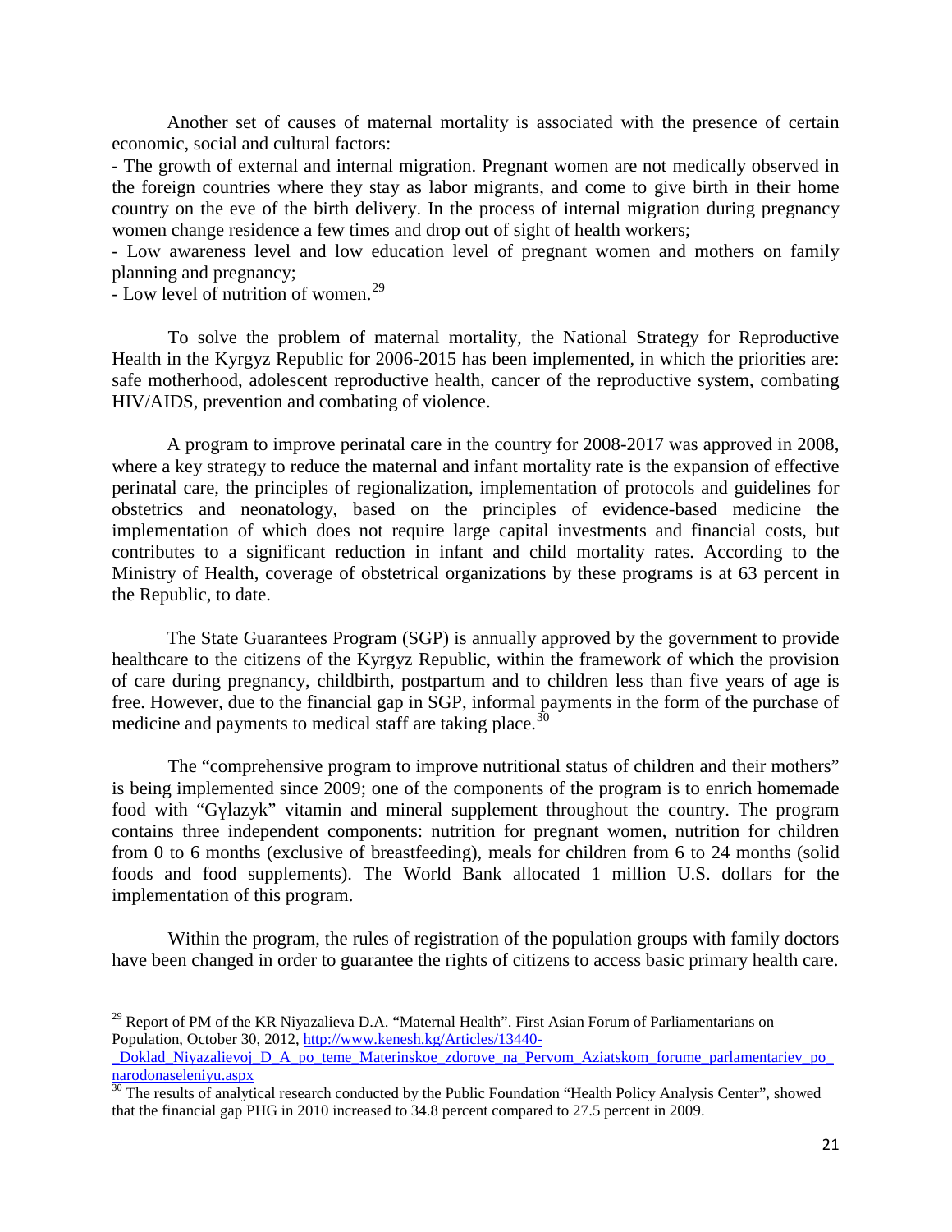Another set of causes of maternal mortality is associated with the presence of certain economic, social and cultural factors:

- The growth of external and internal migration. Pregnant women are not medically observed in the foreign countries where they stay as labor migrants, and come to give birth in their home country on the eve of the birth delivery. In the process of internal migration during pregnancy women change residence a few times and drop out of sight of health workers;
- Low awareness level and low education level of pregnant women and mothers on family planning and pregnancy;
- Low level of nutrition of women.[29]

To solve the problem of maternal mortality, the National Strategy for Reproductive Health in the Kyrgyz Republic for 2006-2015 has been implemented, in which the priorities are: safe motherhood, adolescent reproductive health, cancer of the reproductive system, combating HIV/AIDS, prevention and combating of violence.

A program to improve perinatal care in the country for 2008-2017 was approved in 2008, where a key strategy to reduce the maternal and infant mortality rate is the expansion of effective perinatal care, the principles of regionalization, implementation of protocols and guidelines for obstetrics and neonatology, based on the principles of evidence-based medicine the implementation of which does not require large capital investments and financial costs, but contributes to a significant reduction in infant and child mortality rates. According to the Ministry of Health, coverage of obstetrical organizations by these programs is at 63 percent in the Republic, to date.

The State Guarantees Program (SGP) is annually approved by the government to provide healthcare to the citizens of the Kyrgyz Republic, within the framework of which the provision of care during pregnancy, childbirth, postpartum and to children less than five years of age is free. However, due to the financial gap in SGP, informal payments in the form of the purchase of medicine and payments to medical staff are taking place.[30]

The "comprehensive program to improve nutritional status of children and their mothers" is being implemented since 2009; one of the components of the program is to enrich homemade food with "Gүlazyk" vitamin and mineral supplement throughout the country. The program contains three independent components: nutrition for pregnant women, nutrition for children from 0 to 6 months (exclusive of breastfeeding), meals for children from 6 to 24 months (solid foods and food supplements). The World Bank allocated 1 million U.S. dollars for the implementation of this program.

Within the program, the rules of registration of the population groups with family doctors have been changed in order to guarantee the rights of citizens to access basic primary health care.

---

[29] Report of PM of the KR Niyazalieva D.A. "Maternal Health". First Asian Forum of Parliamentarians on Population, October 30, 2012, http://www.kenesh.kg/Articles/13440-_Doklad_Niyazalievoj_D_A_po_teme_Materinskoe_zdorove_na_Pervom_Aziatskom_forume_parlamentariev_po_narodonaseleniyu.aspx

[30] The results of analytical research conducted by the Public Foundation "Health Policy Analysis Center", showed that the financial gap PHG in 2010 increased to 34.8 percent compared to 27.5 percent in 2009.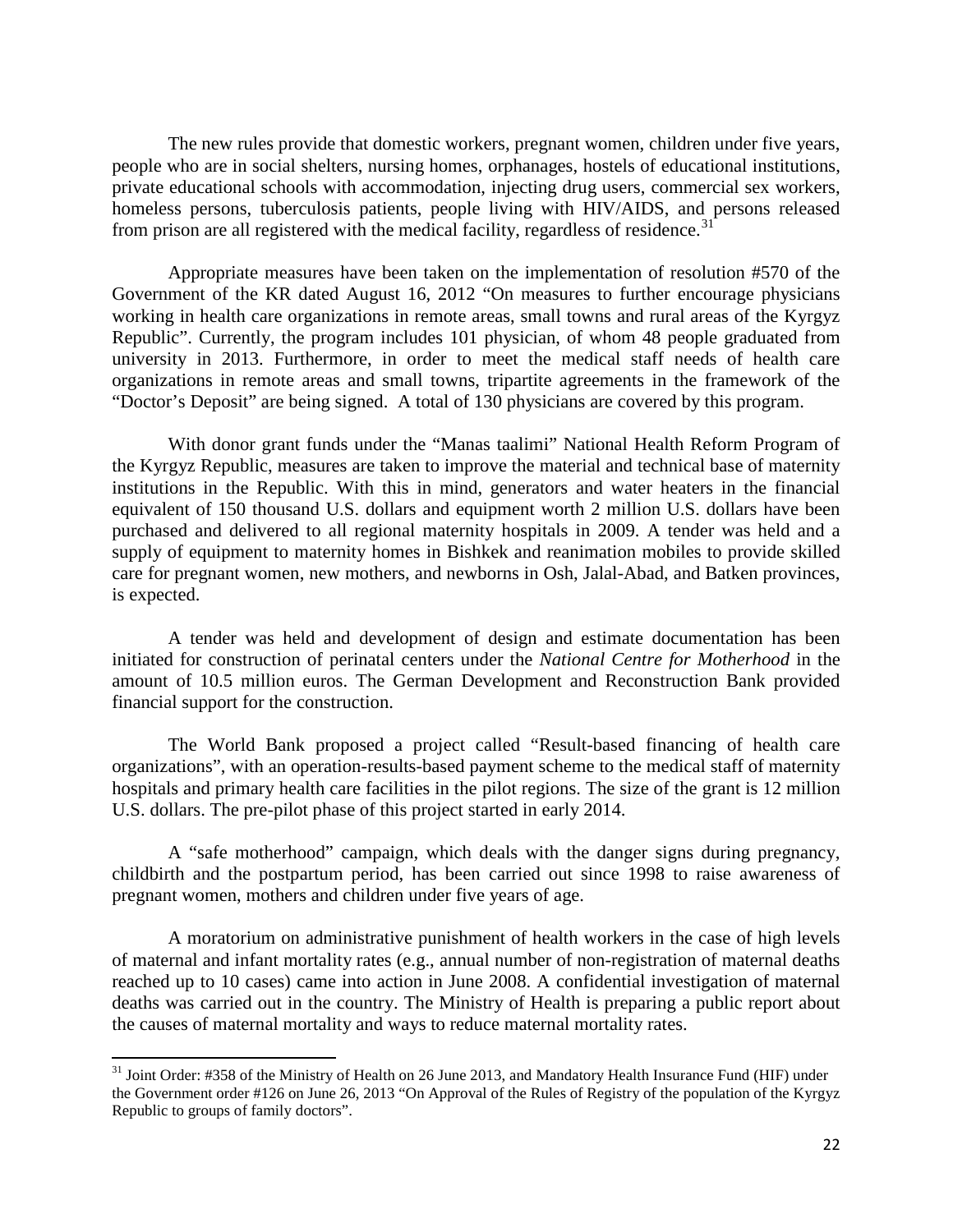The new rules provide that domestic workers, pregnant women, children under five years, people who are in social shelters, nursing homes, orphanages, hostels of educational institutions, private educational schools with accommodation, injecting drug users, commercial sex workers, homeless persons, tuberculosis patients, people living with HIV/AIDS, and persons released from prison are all registered with the medical facility, regardless of residence.[31]

Appropriate measures have been taken on the implementation of resolution #570 of the Government of the KR dated August 16, 2012 "On measures to further encourage physicians working in health care organizations in remote areas, small towns and rural areas of the Kyrgyz Republic". Currently, the program includes 101 physician, of whom 48 people graduated from university in 2013. Furthermore, in order to meet the medical staff needs of health care organizations in remote areas and small towns, tripartite agreements in the framework of the "Doctor's Deposit" are being signed. A total of 130 physicians are covered by this program.

With donor grant funds under the "Manas taalimi" National Health Reform Program of the Kyrgyz Republic, measures are taken to improve the material and technical base of maternity institutions in the Republic. With this in mind, generators and water heaters in the financial equivalent of 150 thousand U.S. dollars and equipment worth 2 million U.S. dollars have been purchased and delivered to all regional maternity hospitals in 2009. A tender was held and a supply of equipment to maternity homes in Bishkek and reanimation mobiles to provide skilled care for pregnant women, new mothers, and newborns in Osh, Jalal-Abad, and Batken provinces, is expected.

A tender was held and development of design and estimate documentation has been initiated for construction of perinatal centers under the *National Centre for Motherhood* in the amount of 10.5 million euros. The German Development and Reconstruction Bank provided financial support for the construction.

The World Bank proposed a project called "Result-based financing of health care organizations", with an operation-results-based payment scheme to the medical staff of maternity hospitals and primary health care facilities in the pilot regions. The size of the grant is 12 million U.S. dollars. The pre-pilot phase of this project started in early 2014.

A "safe motherhood" campaign, which deals with the danger signs during pregnancy, childbirth and the postpartum period, has been carried out since 1998 to raise awareness of pregnant women, mothers and children under five years of age.

A moratorium on administrative punishment of health workers in the case of high levels of maternal and infant mortality rates (e.g., annual number of non-registration of maternal deaths reached up to 10 cases) came into action in June 2008. A confidential investigation of maternal deaths was carried out in the country. The Ministry of Health is preparing a public report about the causes of maternal mortality and ways to reduce maternal mortality rates.

---

[31] Joint Order: #358 of the Ministry of Health on 26 June 2013, and Mandatory Health Insurance Fund (HIF) under the Government order #126 on June 26, 2013 "On Approval of the Rules of Registry of the population of the Kyrgyz Republic to groups of family doctors".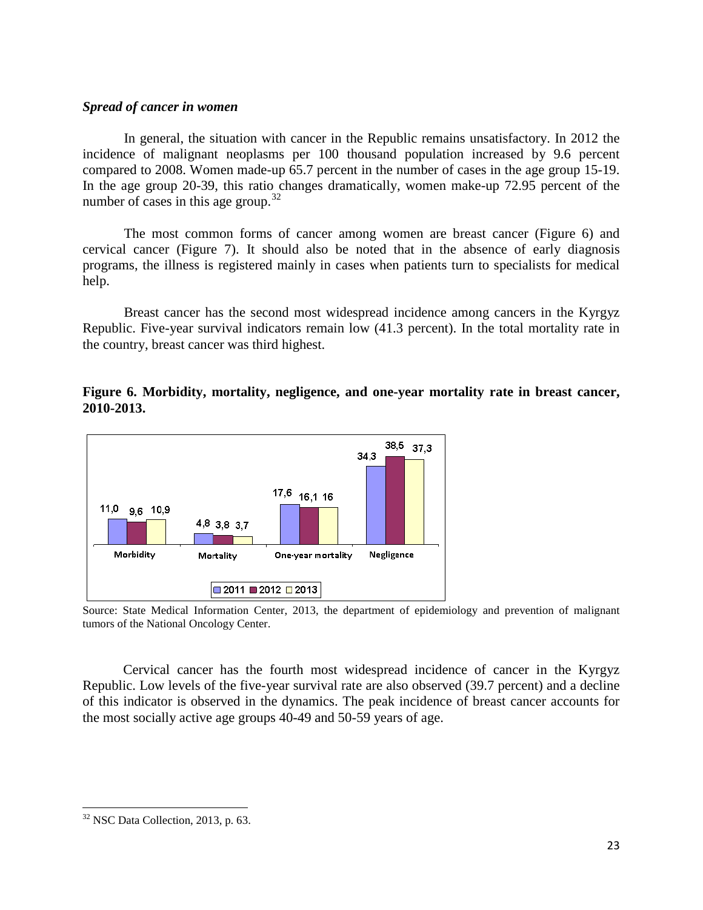***Spread of cancer in women***

In general, the situation with cancer in the Republic remains unsatisfactory. In 2012 the incidence of malignant neoplasms per 100 thousand population increased by 9.6 percent compared to 2008. Women made-up 65.7 percent in the number of cases in the age group 15-19. In the age group 20-39, this ratio changes dramatically, women make-up 72.95 percent of the number of cases in this age group.[32]

The most common forms of cancer among women are breast cancer (Figure 6) and cervical cancer (Figure 7). It should also be noted that in the absence of early diagnosis programs, the illness is registered mainly in cases when patients turn to specialists for medical help.

Breast cancer has the second most widespread incidence among cancers in the Kyrgyz Republic. Five-year survival indicators remain low (41.3 percent). In the total mortality rate in the country, breast cancer was third highest.

**Figure 6. Morbidity, mortality, negligence, and one-year mortality rate in breast cancer, 2010-2013.**

| | 2011 | 2012 | 2013 |
|---|---|---|---|
| Morbidity | 11,0 | 9,6 | 10,9 |
| Mortality | 4,8 | 3,8 | 3,7 |
| One-year mortality | 17,6 | 16,1 | 16 |
| Negligence | 34,3 | 38,5 | 37,3 |

Source: State Medical Information Center, 2013, the department of epidemiology and prevention of malignant tumors of the National Oncology Center.

Cervical cancer has the fourth most widespread incidence of cancer in the Kyrgyz Republic. Low levels of the five-year survival rate are also observed (39.7 percent) and a decline of this indicator is observed in the dynamics. The peak incidence of breast cancer accounts for the most socially active age groups 40-49 and 50-59 years of age.

---

[32] NSC Data Collection, 2013, p. 63.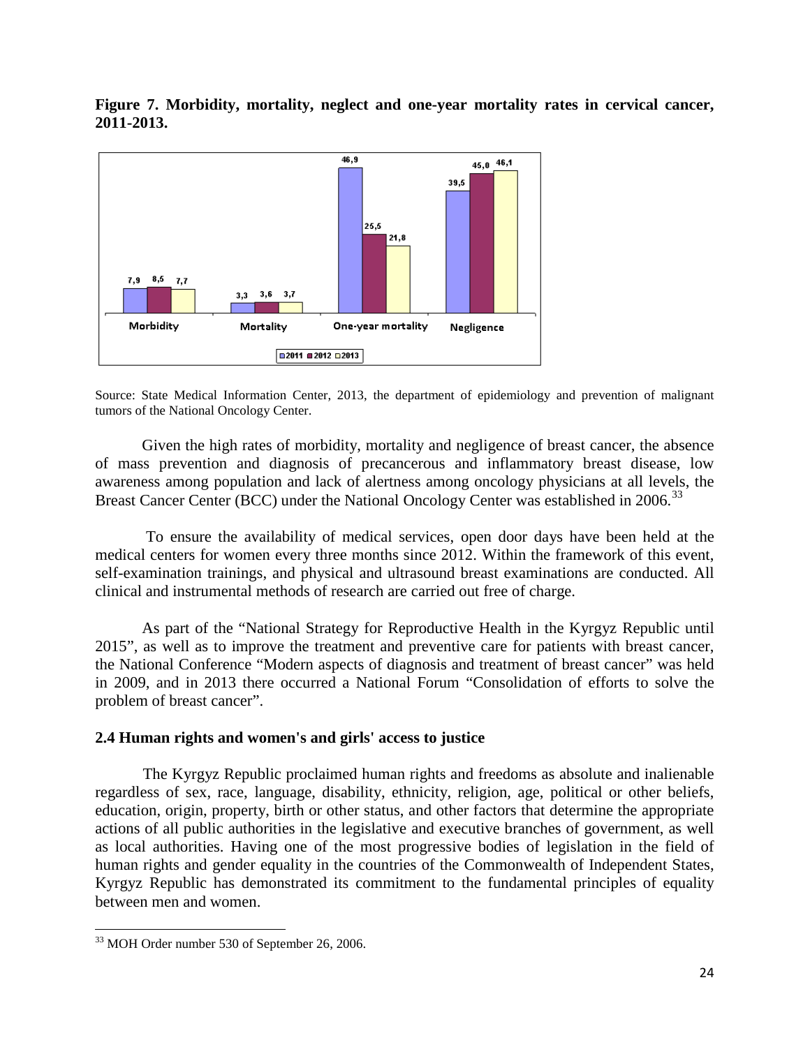**Figure 7. Morbidity, mortality, neglect and one-year mortality rates in cervical cancer, 2011-2013.**

| | 2011 | 2012 | 2013 |
|---|---|---|---|
| Morbidity | 7,9 | 8,5 | 7,7 |
| Mortality | 3,3 | 3,6 | 3,7 |
| One-year mortality | 46,9 | 25,5 | 21,8 |
| Negligence | 39,5 | 45,0 | 46,1 |

Source: State Medical Information Center, 2013, the department of epidemiology and prevention of malignant tumors of the National Oncology Center.

Given the high rates of morbidity, mortality and negligence of breast cancer, the absence of mass prevention and diagnosis of precancerous and inflammatory breast disease, low awareness among population and lack of alertness among oncology physicians at all levels, the Breast Cancer Center (BCC) under the National Oncology Center was established in 2006.[33]

To ensure the availability of medical services, open door days have been held at the medical centers for women every three months since 2012. Within the framework of this event, self-examination trainings, and physical and ultrasound breast examinations are conducted. All clinical and instrumental methods of research are carried out free of charge.

As part of the "National Strategy for Reproductive Health in the Kyrgyz Republic until 2015", as well as to improve the treatment and preventive care for patients with breast cancer, the National Conference "Modern aspects of diagnosis and treatment of breast cancer" was held in 2009, and in 2013 there occurred a National Forum "Consolidation of efforts to solve the problem of breast cancer".

## 2.4 Human rights and women's and girls' access to justice

The Kyrgyz Republic proclaimed human rights and freedoms as absolute and inalienable regardless of sex, race, language, disability, ethnicity, religion, age, political or other beliefs, education, origin, property, birth or other status, and other factors that determine the appropriate actions of all public authorities in the legislative and executive branches of government, as well as local authorities. Having one of the most progressive bodies of legislation in the field of human rights and gender equality in the countries of the Commonwealth of Independent States, Kyrgyz Republic has demonstrated its commitment to the fundamental principles of equality between men and women.

[33] MOH Order number 530 of September 26, 2006.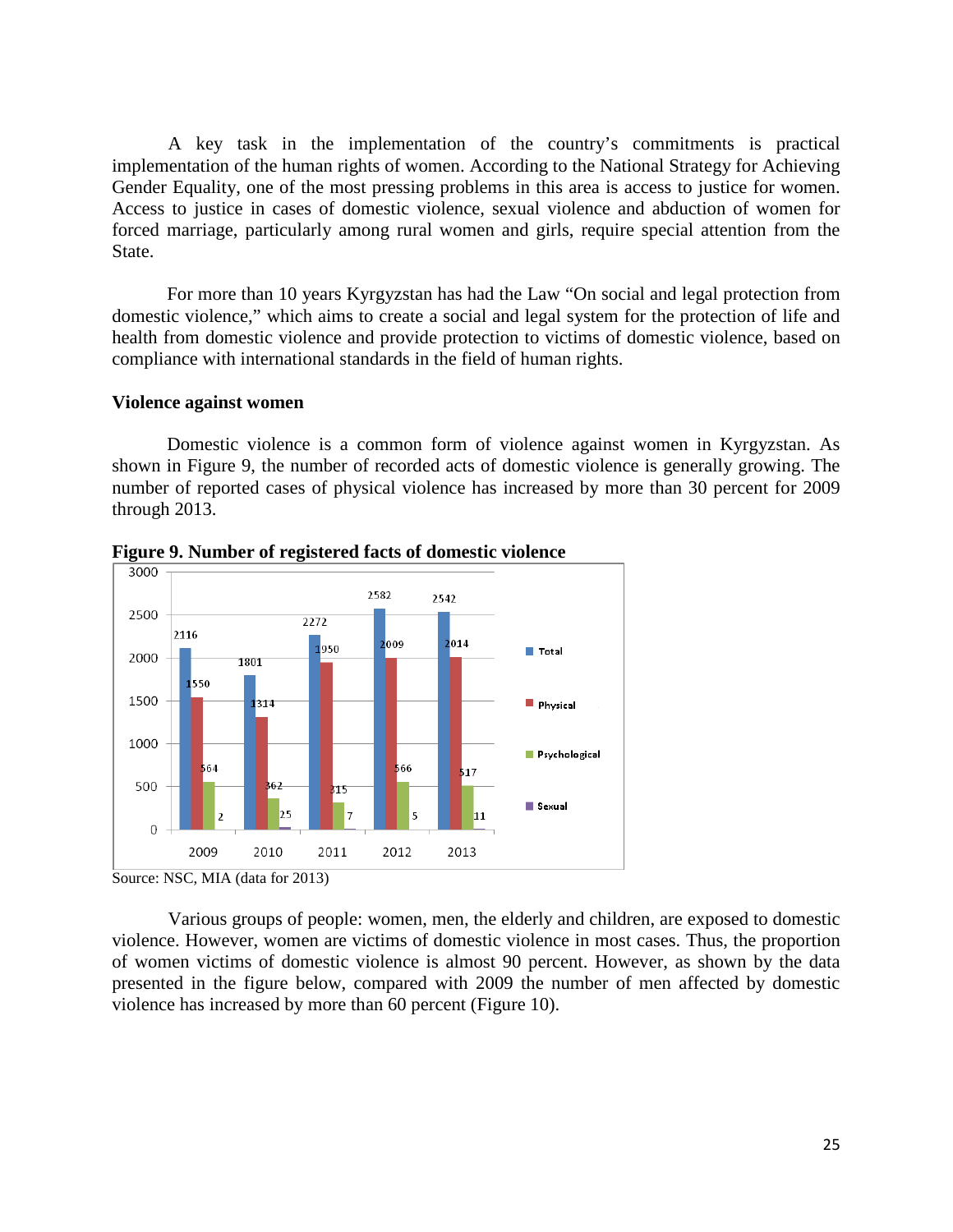A key task in the implementation of the country's commitments is practical implementation of the human rights of women. According to the National Strategy for Achieving Gender Equality, one of the most pressing problems in this area is access to justice for women. Access to justice in cases of domestic violence, sexual violence and abduction of women for forced marriage, particularly among rural women and girls, require special attention from the State.

For more than 10 years Kyrgyzstan has had the Law "On social and legal protection from domestic violence," which aims to create a social and legal system for the protection of life and health from domestic violence and provide protection to victims of domestic violence, based on compliance with international standards in the field of human rights.

**Violence against women**

Domestic violence is a common form of violence against women in Kyrgyzstan. As shown in Figure 9, the number of recorded acts of domestic violence is generally growing. The number of reported cases of physical violence has increased by more than 30 percent for 2009 through 2013.

**Figure 9. Number of registered facts of domestic violence**

| Year | Total | Physical | Psychological | Sexual |
|---|---|---|---|---|
| 2009 | 2116 | 1550 | 564 | 2 |
| 2010 | 1801 | 1314 | 362 | 25 |
| 2011 | 2272 | 1950 | 315 | 7 |
| 2012 | 2582 | 2009 | 566 | 5 |
| 2013 | 2542 | 2014 | 517 | 11 |

Source: NSC, MIA (data for 2013)

Various groups of people: women, men, the elderly and children, are exposed to domestic violence. However, women are victims of domestic violence in most cases. Thus, the proportion of women victims of domestic violence is almost 90 percent. However, as shown by the data presented in the figure below, compared with 2009 the number of men affected by domestic violence has increased by more than 60 percent (Figure 10).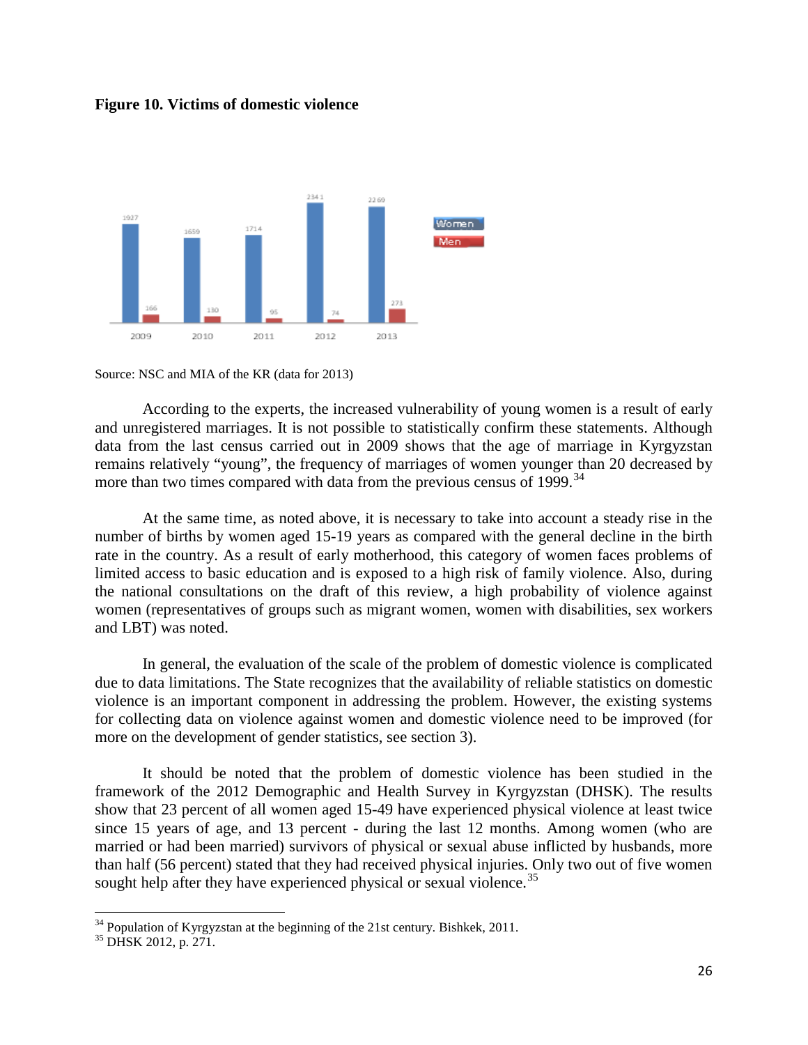**Figure 10. Victims of domestic violence**

| | 2009 | 2010 | 2011 | 2012 | 2013 |
|---|---|---|---|---|---|
| Women | 1927 | 1659 | 1714 | 2341 | 2269 |
| Men | 166 | 130 | 95 | 74 | 273 |

Source: NSC and MIA of the KR (data for 2013)

According to the experts, the increased vulnerability of young women is a result of early and unregistered marriages. It is not possible to statistically confirm these statements. Although data from the last census carried out in 2009 shows that the age of marriage in Kyrgyzstan remains relatively "young", the frequency of marriages of women younger than 20 decreased by more than two times compared with data from the previous census of 1999.[34]

At the same time, as noted above, it is necessary to take into account a steady rise in the number of births by women aged 15-19 years as compared with the general decline in the birth rate in the country. As a result of early motherhood, this category of women faces problems of limited access to basic education and is exposed to a high risk of family violence. Also, during the national consultations on the draft of this review, a high probability of violence against women (representatives of groups such as migrant women, women with disabilities, sex workers and LBT) was noted.

In general, the evaluation of the scale of the problem of domestic violence is complicated due to data limitations. The State recognizes that the availability of reliable statistics on domestic violence is an important component in addressing the problem. However, the existing systems for collecting data on violence against women and domestic violence need to be improved (for more on the development of gender statistics, see section 3).

It should be noted that the problem of domestic violence has been studied in the framework of the 2012 Demographic and Health Survey in Kyrgyzstan (DHSK). The results show that 23 percent of all women aged 15-49 have experienced physical violence at least twice since 15 years of age, and 13 percent - during the last 12 months. Among women (who are married or had been married) survivors of physical or sexual abuse inflicted by husbands, more than half (56 percent) stated that they had received physical injuries. Only two out of five women sought help after they have experienced physical or sexual violence.[35]

---

[34] Population of Kyrgyzstan at the beginning of the 21st century. Bishkek, 2011.

[35] DHSK 2012, p. 271.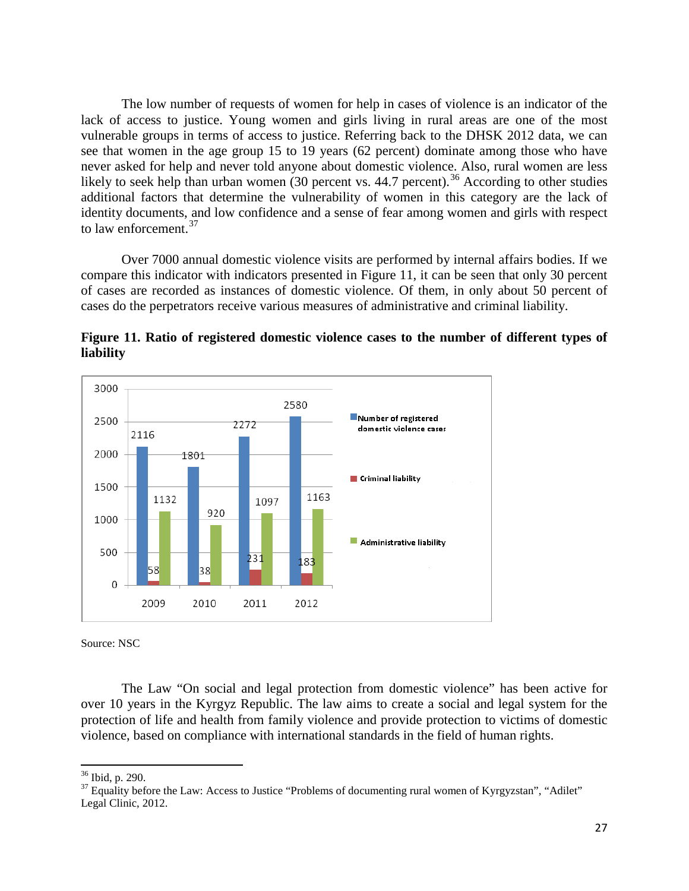The low number of requests of women for help in cases of violence is an indicator of the lack of access to justice. Young women and girls living in rural areas are one of the most vulnerable groups in terms of access to justice. Referring back to the DHSK 2012 data, we can see that women in the age group 15 to 19 years (62 percent) dominate among those who have never asked for help and never told anyone about domestic violence. Also, rural women are less likely to seek help than urban women (30 percent vs. 44.7 percent).[36] According to other studies additional factors that determine the vulnerability of women in this category are the lack of identity documents, and low confidence and a sense of fear among women and girls with respect to law enforcement.[37]

Over 7000 annual domestic violence visits are performed by internal affairs bodies. If we compare this indicator with indicators presented in Figure 11, it can be seen that only 30 percent of cases are recorded as instances of domestic violence. Of them, in only about 50 percent of cases do the perpetrators receive various measures of administrative and criminal liability.

**Figure 11. Ratio of registered domestic violence cases to the number of different types of liability**

| | 2009 | 2010 | 2011 | 2012 |
|---|---|---|---|---|
| Number of registered domestic violence cases | 2116 | 1801 | 2272 | 2580 |
| Criminal liability | 58 | 38 | 231 | 183 |
| Administrative liability | 1132 | 920 | 1097 | 1163 |

Source: NSC

The Law "On social and legal protection from domestic violence" has been active for over 10 years in the Kyrgyz Republic. The law aims to create a social and legal system for the protection of life and health from family violence and provide protection to victims of domestic violence, based on compliance with international standards in the field of human rights.

---

[36] Ibid, p. 290.

[37] Equality before the Law: Access to Justice "Problems of documenting rural women of Kyrgyzstan", "Adilet" Legal Clinic, 2012.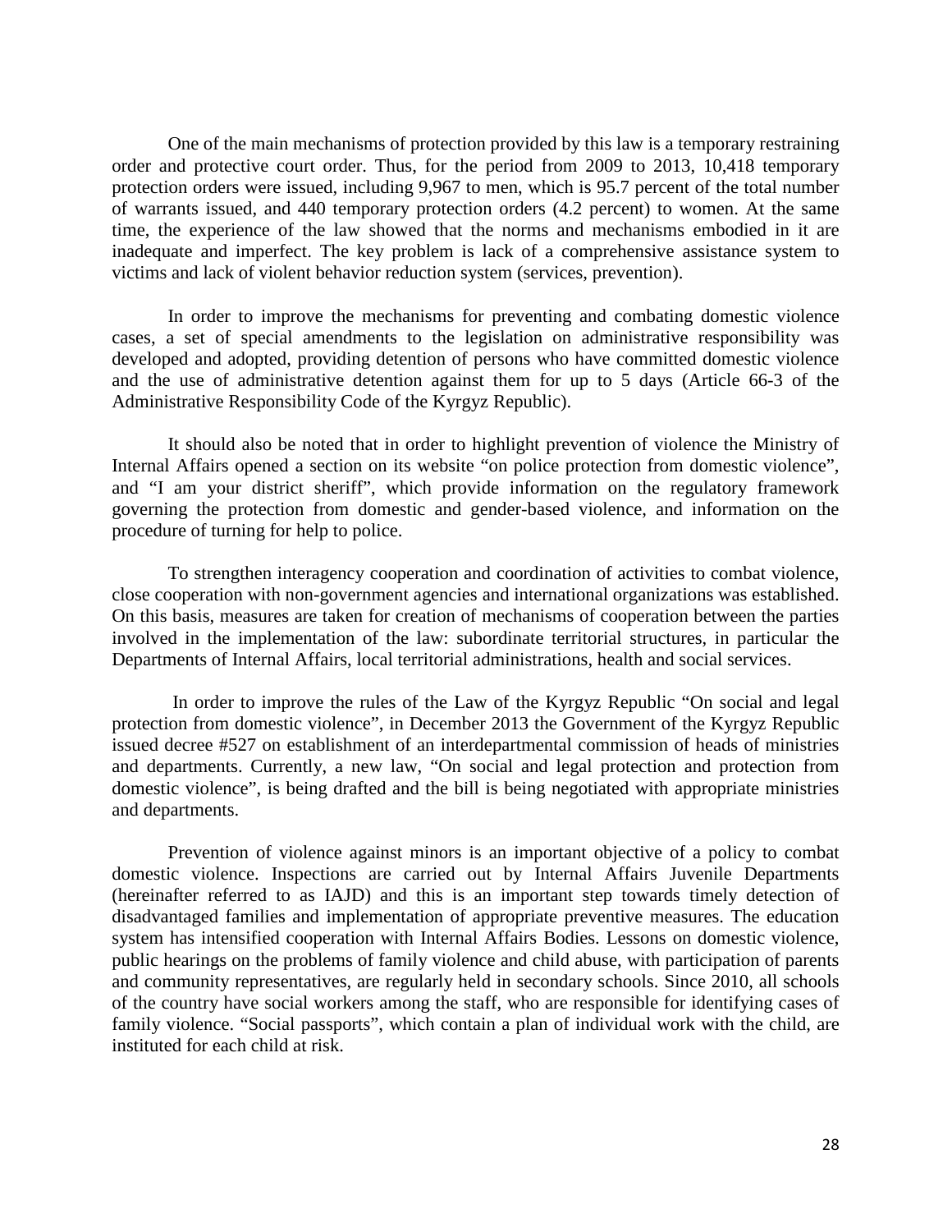One of the main mechanisms of protection provided by this law is a temporary restraining order and protective court order. Thus, for the period from 2009 to 2013, 10,418 temporary protection orders were issued, including 9,967 to men, which is 95.7 percent of the total number of warrants issued, and 440 temporary protection orders (4.2 percent) to women. At the same time, the experience of the law showed that the norms and mechanisms embodied in it are inadequate and imperfect. The key problem is lack of a comprehensive assistance system to victims and lack of violent behavior reduction system (services, prevention).

In order to improve the mechanisms for preventing and combating domestic violence cases, a set of special amendments to the legislation on administrative responsibility was developed and adopted, providing detention of persons who have committed domestic violence and the use of administrative detention against them for up to 5 days (Article 66-3 of the Administrative Responsibility Code of the Kyrgyz Republic).

It should also be noted that in order to highlight prevention of violence the Ministry of Internal Affairs opened a section on its website "on police protection from domestic violence", and "I am your district sheriff", which provide information on the regulatory framework governing the protection from domestic and gender-based violence, and information on the procedure of turning for help to police.

To strengthen interagency cooperation and coordination of activities to combat violence, close cooperation with non-government agencies and international organizations was established. On this basis, measures are taken for creation of mechanisms of cooperation between the parties involved in the implementation of the law: subordinate territorial structures, in particular the Departments of Internal Affairs, local territorial administrations, health and social services.

In order to improve the rules of the Law of the Kyrgyz Republic "On social and legal protection from domestic violence", in December 2013 the Government of the Kyrgyz Republic issued decree #527 on establishment of an interdepartmental commission of heads of ministries and departments. Currently, a new law, "On social and legal protection and protection from domestic violence", is being drafted and the bill is being negotiated with appropriate ministries and departments.

Prevention of violence against minors is an important objective of a policy to combat domestic violence. Inspections are carried out by Internal Affairs Juvenile Departments (hereinafter referred to as IAJD) and this is an important step towards timely detection of disadvantaged families and implementation of appropriate preventive measures. The education system has intensified cooperation with Internal Affairs Bodies. Lessons on domestic violence, public hearings on the problems of family violence and child abuse, with participation of parents and community representatives, are regularly held in secondary schools. Since 2010, all schools of the country have social workers among the staff, who are responsible for identifying cases of family violence. "Social passports", which contain a plan of individual work with the child, are instituted for each child at risk.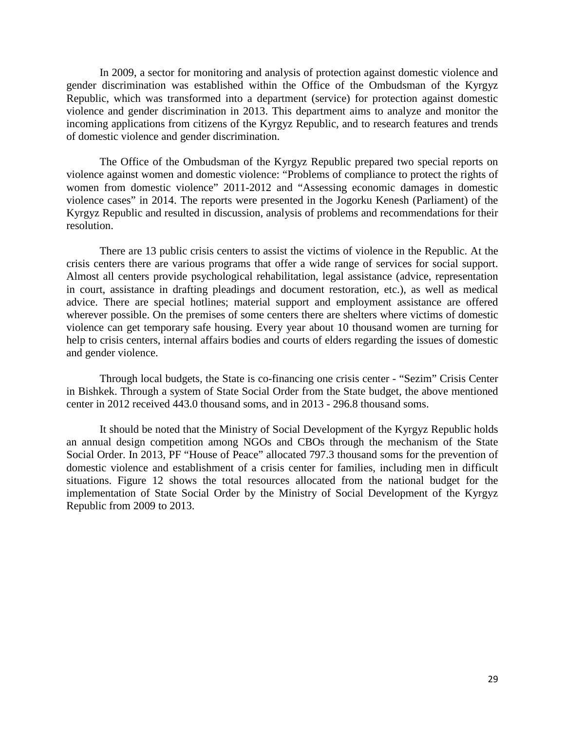In 2009, a sector for monitoring and analysis of protection against domestic violence and gender discrimination was established within the Office of the Ombudsman of the Kyrgyz Republic, which was transformed into a department (service) for protection against domestic violence and gender discrimination in 2013. This department aims to analyze and monitor the incoming applications from citizens of the Kyrgyz Republic, and to research features and trends of domestic violence and gender discrimination.

The Office of the Ombudsman of the Kyrgyz Republic prepared two special reports on violence against women and domestic violence: "Problems of compliance to protect the rights of women from domestic violence" 2011-2012 and "Assessing economic damages in domestic violence cases" in 2014. The reports were presented in the Jogorku Kenesh (Parliament) of the Kyrgyz Republic and resulted in discussion, analysis of problems and recommendations for their resolution.

There are 13 public crisis centers to assist the victims of violence in the Republic. At the crisis centers there are various programs that offer a wide range of services for social support. Almost all centers provide psychological rehabilitation, legal assistance (advice, representation in court, assistance in drafting pleadings and document restoration, etc.), as well as medical advice. There are special hotlines; material support and employment assistance are offered wherever possible. On the premises of some centers there are shelters where victims of domestic violence can get temporary safe housing. Every year about 10 thousand women are turning for help to crisis centers, internal affairs bodies and courts of elders regarding the issues of domestic and gender violence.

Through local budgets, the State is co-financing one crisis center - "Sezim" Crisis Center in Bishkek. Through a system of State Social Order from the State budget, the above mentioned center in 2012 received 443.0 thousand soms, and in 2013 - 296.8 thousand soms.

It should be noted that the Ministry of Social Development of the Kyrgyz Republic holds an annual design competition among NGOs and CBOs through the mechanism of the State Social Order. In 2013, PF "House of Peace" allocated 797.3 thousand soms for the prevention of domestic violence and establishment of a crisis center for families, including men in difficult situations. Figure 12 shows the total resources allocated from the national budget for the implementation of State Social Order by the Ministry of Social Development of the Kyrgyz Republic from 2009 to 2013.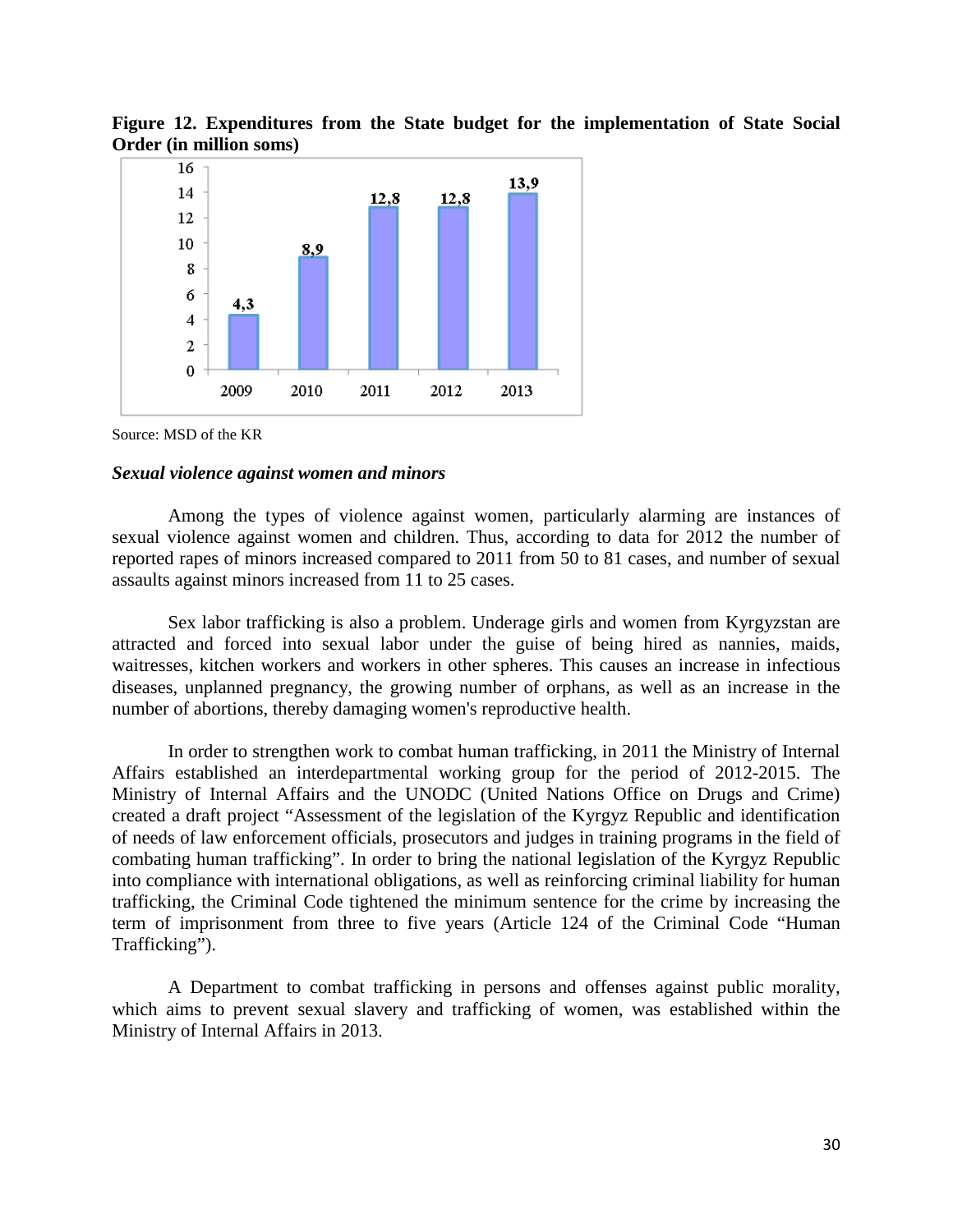**Figure 12. Expenditures from the State budget for the implementation of State Social Order (in million soms)**

| Year | Expenditures (million soms) |
|---|---|
| 2009 | 4,3 |
| 2010 | 8,9 |
| 2011 | 12,8 |
| 2012 | 12,8 |
| 2013 | 13,9 |

Source: MSD of the KR

***Sexual violence against women and minors***

Among the types of violence against women, particularly alarming are instances of sexual violence against women and children. Thus, according to data for 2012 the number of reported rapes of minors increased compared to 2011 from 50 to 81 cases, and number of sexual assaults against minors increased from 11 to 25 cases.

Sex labor trafficking is also a problem. Underage girls and women from Kyrgyzstan are attracted and forced into sexual labor under the guise of being hired as nannies, maids, waitresses, kitchen workers and workers in other spheres. This causes an increase in infectious diseases, unplanned pregnancy, the growing number of orphans, as well as an increase in the number of abortions, thereby damaging women's reproductive health.

In order to strengthen work to combat human trafficking, in 2011 the Ministry of Internal Affairs established an interdepartmental working group for the period of 2012-2015. The Ministry of Internal Affairs and the UNODC (United Nations Office on Drugs and Crime) created a draft project "Assessment of the legislation of the Kyrgyz Republic and identification of needs of law enforcement officials, prosecutors and judges in training programs in the field of combating human trafficking". In order to bring the national legislation of the Kyrgyz Republic into compliance with international obligations, as well as reinforcing criminal liability for human trafficking, the Criminal Code tightened the minimum sentence for the crime by increasing the term of imprisonment from three to five years (Article 124 of the Criminal Code "Human Trafficking").

A Department to combat trafficking in persons and offenses against public morality, which aims to prevent sexual slavery and trafficking of women, was established within the Ministry of Internal Affairs in 2013.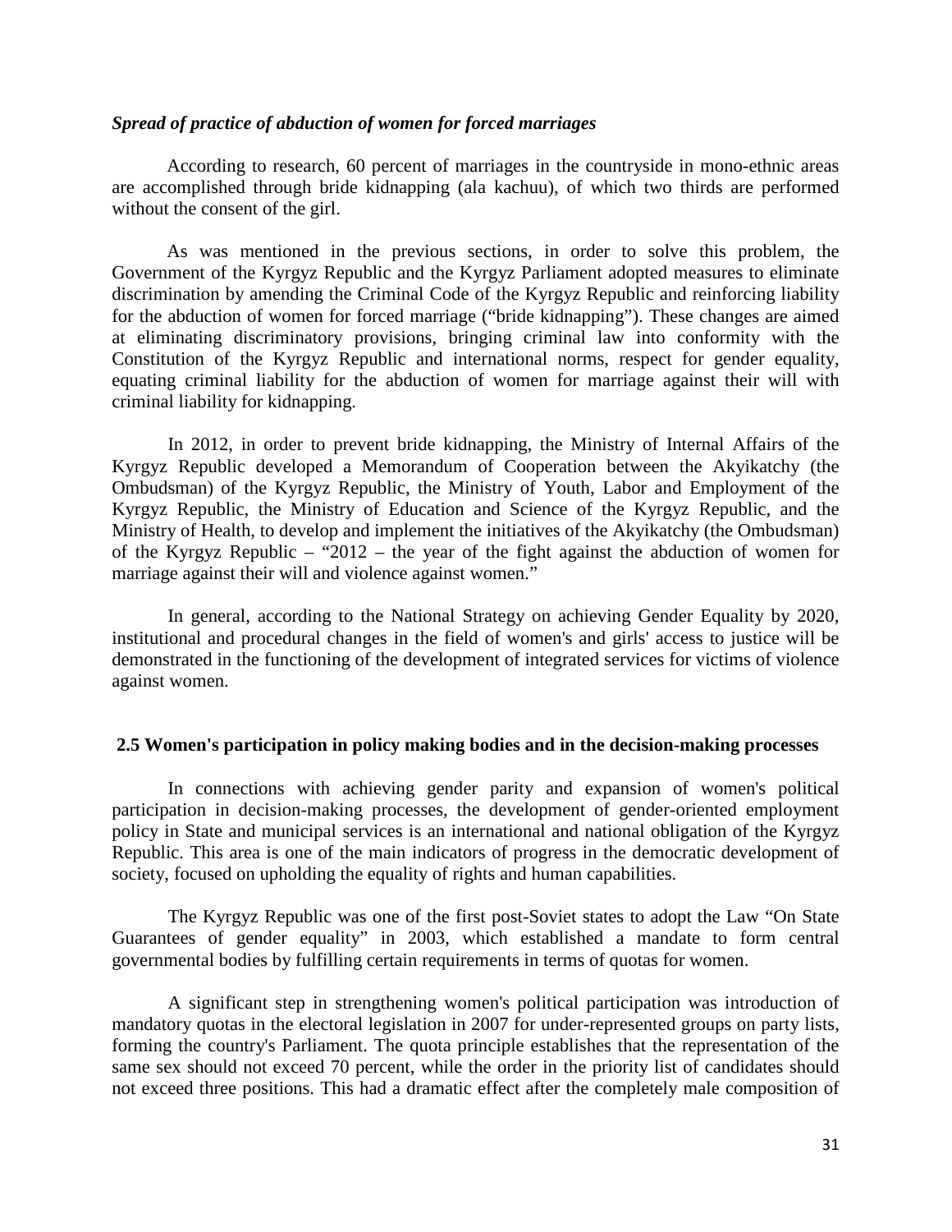*Spread of practice of abduction of women for forced marriages*

According to research, 60 percent of marriages in the countryside in mono-ethnic areas are accomplished through bride kidnapping (ala kachuu), of which two thirds are performed without the consent of the girl.

As was mentioned in the previous sections, in order to solve this problem, the Government of the Kyrgyz Republic and the Kyrgyz Parliament adopted measures to eliminate discrimination by amending the Criminal Code of the Kyrgyz Republic and reinforcing liability for the abduction of women for forced marriage ("bride kidnapping"). These changes are aimed at eliminating discriminatory provisions, bringing criminal law into conformity with the Constitution of the Kyrgyz Republic and international norms, respect for gender equality, equating criminal liability for the abduction of women for marriage against their will with criminal liability for kidnapping.

In 2012, in order to prevent bride kidnapping, the Ministry of Internal Affairs of the Kyrgyz Republic developed a Memorandum of Cooperation between the Akyikatchy (the Ombudsman) of the Kyrgyz Republic, the Ministry of Youth, Labor and Employment of the Kyrgyz Republic, the Ministry of Education and Science of the Kyrgyz Republic, and the Ministry of Health, to develop and implement the initiatives of the Akyikatchy (the Ombudsman) of the Kyrgyz Republic – "2012 – the year of the fight against the abduction of women for marriage against their will and violence against women."

In general, according to the National Strategy on achieving Gender Equality by 2020, institutional and procedural changes in the field of women's and girls' access to justice will be demonstrated in the functioning of the development of integrated services for victims of violence against women.

## 2.5 Women's participation in policy making bodies and in the decision-making processes

In connections with achieving gender parity and expansion of women's political participation in decision-making processes, the development of gender-oriented employment policy in State and municipal services is an international and national obligation of the Kyrgyz Republic. This area is one of the main indicators of progress in the democratic development of society, focused on upholding the equality of rights and human capabilities.

The Kyrgyz Republic was one of the first post-Soviet states to adopt the Law "On State Guarantees of gender equality" in 2003, which established a mandate to form central governmental bodies by fulfilling certain requirements in terms of quotas for women.

A significant step in strengthening women's political participation was introduction of mandatory quotas in the electoral legislation in 2007 for under-represented groups on party lists, forming the country's Parliament. The quota principle establishes that the representation of the same sex should not exceed 70 percent, while the order in the priority list of candidates should not exceed three positions. This had a dramatic effect after the completely male composition of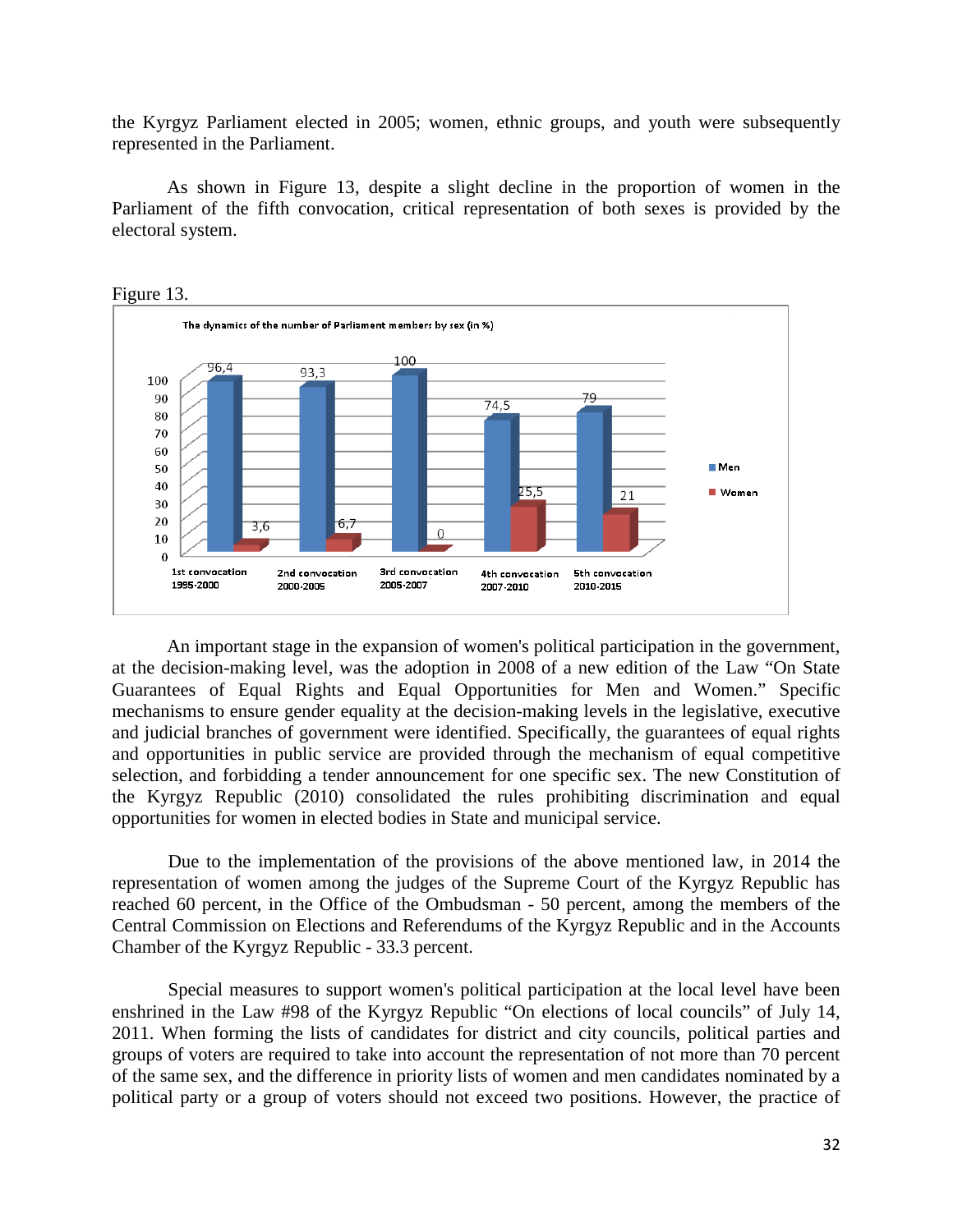the Kyrgyz Parliament elected in 2005; women, ethnic groups, and youth were subsequently represented in the Parliament.

As shown in Figure 13, despite a slight decline in the proportion of women in the Parliament of the fifth convocation, critical representation of both sexes is provided by the electoral system.

Figure 13.

The dynamics of the number of Parliament members by sex (in %)

| | 1st convocation 1995-2000 | 2nd convocation 2000-2005 | 3rd convocation 2005-2007 | 4th convocation 2007-2010 | 5th convocation 2010-2015 |
|---|---|---|---|---|---|
| Men | 96,4 | 93,3 | 100 | 74,5 | 79 |
| Women | 3,6 | 6,7 | 0 | 25,5 | 21 |

An important stage in the expansion of women's political participation in the government, at the decision-making level, was the adoption in 2008 of a new edition of the Law "On State Guarantees of Equal Rights and Equal Opportunities for Men and Women." Specific mechanisms to ensure gender equality at the decision-making levels in the legislative, executive and judicial branches of government were identified. Specifically, the guarantees of equal rights and opportunities in public service are provided through the mechanism of equal competitive selection, and forbidding a tender announcement for one specific sex. The new Constitution of the Kyrgyz Republic (2010) consolidated the rules prohibiting discrimination and equal opportunities for women in elected bodies in State and municipal service.

Due to the implementation of the provisions of the above mentioned law, in 2014 the representation of women among the judges of the Supreme Court of the Kyrgyz Republic has reached 60 percent, in the Office of the Ombudsman - 50 percent, among the members of the Central Commission on Elections and Referendums of the Kyrgyz Republic and in the Accounts Chamber of the Kyrgyz Republic - 33.3 percent.

Special measures to support women's political participation at the local level have been enshrined in the Law #98 of the Kyrgyz Republic "On elections of local councils" of July 14, 2011. When forming the lists of candidates for district and city councils, political parties and groups of voters are required to take into account the representation of not more than 70 percent of the same sex, and the difference in priority lists of women and men candidates nominated by a political party or a group of voters should not exceed two positions. However, the practice of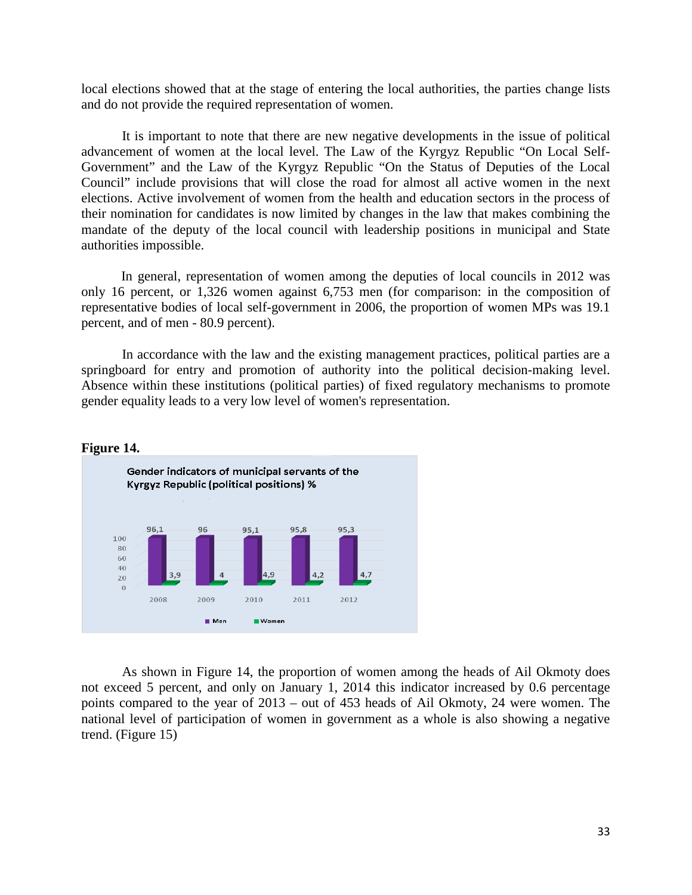local elections showed that at the stage of entering the local authorities, the parties change lists and do not provide the required representation of women.

It is important to note that there are new negative developments in the issue of political advancement of women at the local level. The Law of the Kyrgyz Republic “On Local Self-Government” and the Law of the Kyrgyz Republic “On the Status of Deputies of the Local Council” include provisions that will close the road for almost all active women in the next elections. Active involvement of women from the health and education sectors in the process of their nomination for candidates is now limited by changes in the law that makes combining the mandate of the deputy of the local council with leadership positions in municipal and State authorities impossible.

In general, representation of women among the deputies of local councils in 2012 was only 16 percent, or 1,326 women against 6,753 men (for comparison: in the composition of representative bodies of local self-government in 2006, the proportion of women MPs was 19.1 percent, and of men - 80.9 percent).

In accordance with the law and the existing management practices, political parties are a springboard for entry and promotion of authority into the political decision-making level. Absence within these institutions (political parties) of fixed regulatory mechanisms to promote gender equality leads to a very low level of women's representation.

**Figure 14.**

Gender indicators of municipal servants of the Kyrgyz Republic (political positions) %

| | 2008 | 2009 | 2010 | 2011 | 2012 |
|---|---|---|---|---|---|
| Men | 96,1 | 96 | 95,1 | 95,8 | 95,3 |
| Women | 3,9 | 4 | 4,9 | 4,2 | 4,7 |

As shown in Figure 14, the proportion of women among the heads of Ail Okmoty does not exceed 5 percent, and only on January 1, 2014 this indicator increased by 0.6 percentage points compared to the year of 2013 – out of 453 heads of Ail Okmoty, 24 were women. The national level of participation of women in government as a whole is also showing a negative trend. (Figure 15)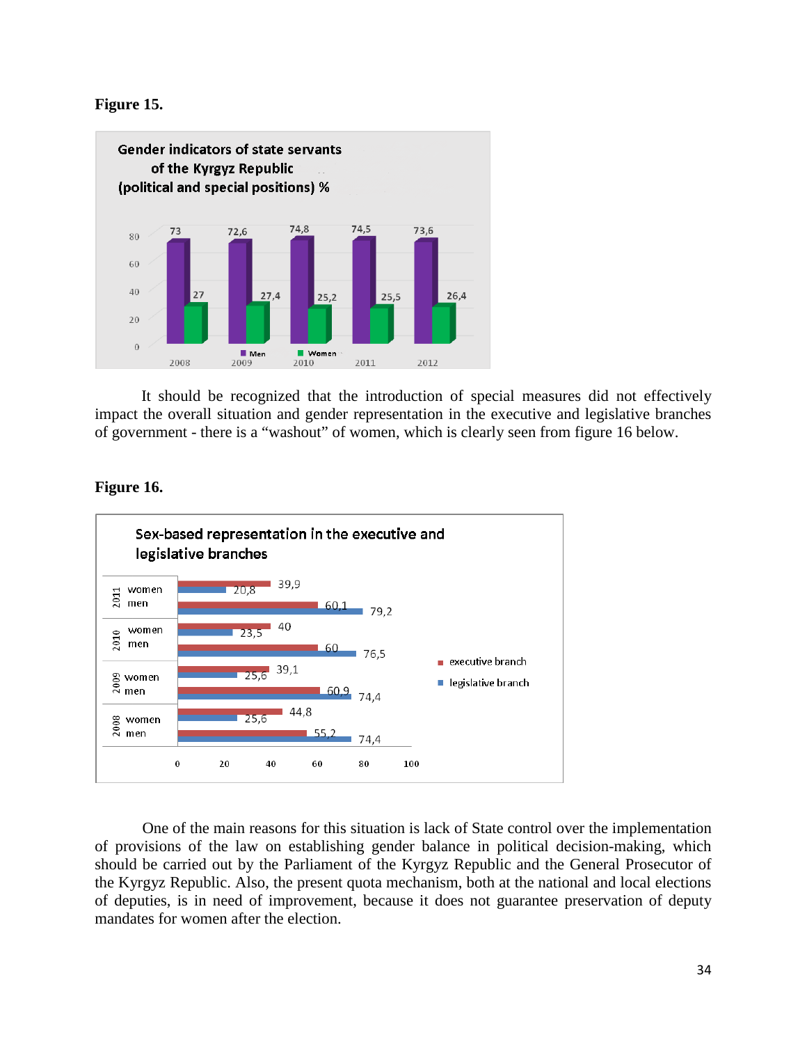**Figure 15.**

**Gender indicators of state servants of the Kyrgyz Republic (political and special positions) %**

| Year | Men | Women |
|---|---|---|
| 2008 | 73 | 27 |
| 2009 | 72,6 | 27,4 |
| 2010 | 74,8 | 25,2 |
| 2011 | 74,5 | 25,5 |
| 2012 | 73,6 | 26,4 |

It should be recognized that the introduction of special measures did not effectively impact the overall situation and gender representation in the executive and legislative branches of government - there is a "washout" of women, which is clearly seen from figure 16 below.

**Figure 16.**

**Sex-based representation in the executive and legislative branches**

| Year | Sex | Executive branch | Legislative branch |
|---|---|---|---|
| 2011 | women | 39,9 | 20,8 |
| 2011 | men | 60,1 | 79,2 |
| 2010 | women | 40 | 23,5 |
| 2010 | men | 60 | 76,5 |
| 2009 | women | 39,1 | 25,6 |
| 2009 | men | 60,9 | 74,4 |
| 2008 | women | 44,8 | 25,6 |
| 2008 | men | 55,2 | 74,4 |

One of the main reasons for this situation is lack of State control over the implementation of provisions of the law on establishing gender balance in political decision-making, which should be carried out by the Parliament of the Kyrgyz Republic and the General Prosecutor of the Kyrgyz Republic. Also, the present quota mechanism, both at the national and local elections of deputies, is in need of improvement, because it does not guarantee preservation of deputy mandates for women after the election.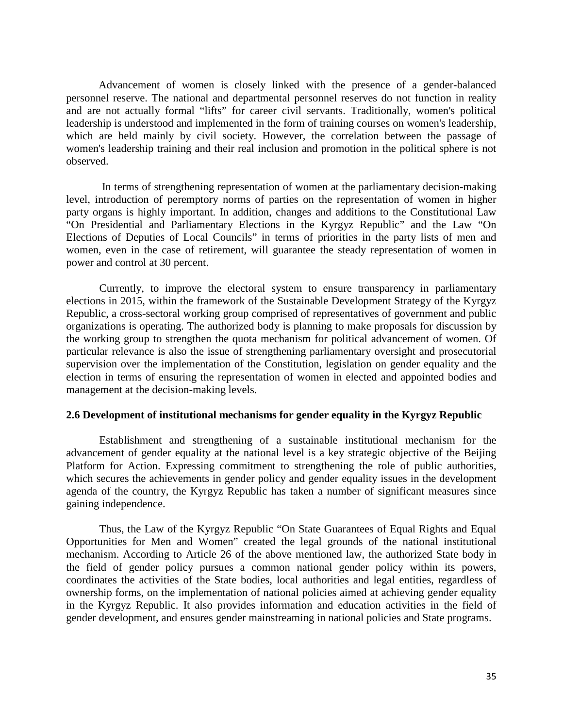Advancement of women is closely linked with the presence of a gender-balanced personnel reserve. The national and departmental personnel reserves do not function in reality and are not actually formal "lifts" for career civil servants. Traditionally, women's political leadership is understood and implemented in the form of training courses on women's leadership, which are held mainly by civil society. However, the correlation between the passage of women's leadership training and their real inclusion and promotion in the political sphere is not observed.

In terms of strengthening representation of women at the parliamentary decision-making level, introduction of peremptory norms of parties on the representation of women in higher party organs is highly important. In addition, changes and additions to the Constitutional Law "On Presidential and Parliamentary Elections in the Kyrgyz Republic" and the Law "On Elections of Deputies of Local Councils" in terms of priorities in the party lists of men and women, even in the case of retirement, will guarantee the steady representation of women in power and control at 30 percent.

Currently, to improve the electoral system to ensure transparency in parliamentary elections in 2015, within the framework of the Sustainable Development Strategy of the Kyrgyz Republic, a cross-sectoral working group comprised of representatives of government and public organizations is operating. The authorized body is planning to make proposals for discussion by the working group to strengthen the quota mechanism for political advancement of women. Of particular relevance is also the issue of strengthening parliamentary oversight and prosecutorial supervision over the implementation of the Constitution, legislation on gender equality and the election in terms of ensuring the representation of women in elected and appointed bodies and management at the decision-making levels.

### 2.6 Development of institutional mechanisms for gender equality in the Kyrgyz Republic

Establishment and strengthening of a sustainable institutional mechanism for the advancement of gender equality at the national level is a key strategic objective of the Beijing Platform for Action. Expressing commitment to strengthening the role of public authorities, which secures the achievements in gender policy and gender equality issues in the development agenda of the country, the Kyrgyz Republic has taken a number of significant measures since gaining independence.

Thus, the Law of the Kyrgyz Republic "On State Guarantees of Equal Rights and Equal Opportunities for Men and Women" created the legal grounds of the national institutional mechanism. According to Article 26 of the above mentioned law, the authorized State body in the field of gender policy pursues a common national gender policy within its powers, coordinates the activities of the State bodies, local authorities and legal entities, regardless of ownership forms, on the implementation of national policies aimed at achieving gender equality in the Kyrgyz Republic. It also provides information and education activities in the field of gender development, and ensures gender mainstreaming in national policies and State programs.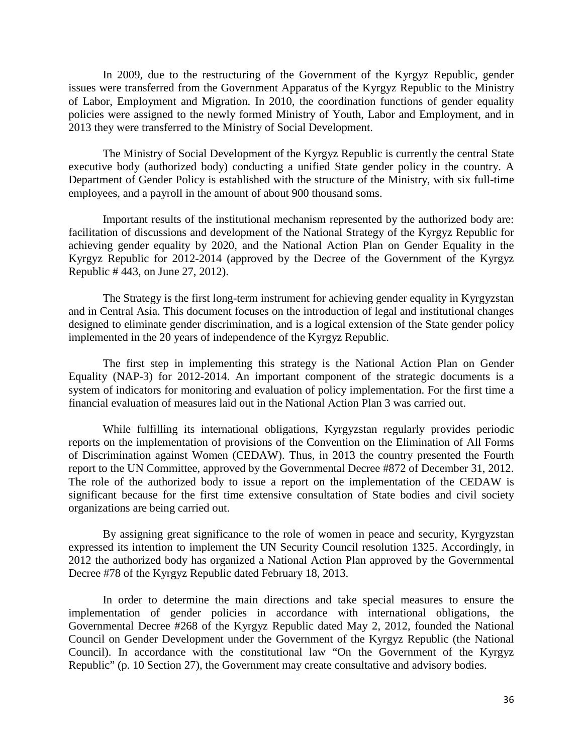In 2009, due to the restructuring of the Government of the Kyrgyz Republic, gender issues were transferred from the Government Apparatus of the Kyrgyz Republic to the Ministry of Labor, Employment and Migration. In 2010, the coordination functions of gender equality policies were assigned to the newly formed Ministry of Youth, Labor and Employment, and in 2013 they were transferred to the Ministry of Social Development.

The Ministry of Social Development of the Kyrgyz Republic is currently the central State executive body (authorized body) conducting a unified State gender policy in the country. A Department of Gender Policy is established with the structure of the Ministry, with six full-time employees, and a payroll in the amount of about 900 thousand soms.

Important results of the institutional mechanism represented by the authorized body are: facilitation of discussions and development of the National Strategy of the Kyrgyz Republic for achieving gender equality by 2020, and the National Action Plan on Gender Equality in the Kyrgyz Republic for 2012-2014 (approved by the Decree of the Government of the Kyrgyz Republic # 443, on June 27, 2012).

The Strategy is the first long-term instrument for achieving gender equality in Kyrgyzstan and in Central Asia. This document focuses on the introduction of legal and institutional changes designed to eliminate gender discrimination, and is a logical extension of the State gender policy implemented in the 20 years of independence of the Kyrgyz Republic.

The first step in implementing this strategy is the National Action Plan on Gender Equality (NAP-3) for 2012-2014. An important component of the strategic documents is a system of indicators for monitoring and evaluation of policy implementation. For the first time a financial evaluation of measures laid out in the National Action Plan 3 was carried out.

While fulfilling its international obligations, Kyrgyzstan regularly provides periodic reports on the implementation of provisions of the Convention on the Elimination of All Forms of Discrimination against Women (CEDAW). Thus, in 2013 the country presented the Fourth report to the UN Committee, approved by the Governmental Decree #872 of December 31, 2012. The role of the authorized body to issue a report on the implementation of the CEDAW is significant because for the first time extensive consultation of State bodies and civil society organizations are being carried out.

By assigning great significance to the role of women in peace and security, Kyrgyzstan expressed its intention to implement the UN Security Council resolution 1325. Accordingly, in 2012 the authorized body has organized a National Action Plan approved by the Governmental Decree #78 of the Kyrgyz Republic dated February 18, 2013.

In order to determine the main directions and take special measures to ensure the implementation of gender policies in accordance with international obligations, the Governmental Decree #268 of the Kyrgyz Republic dated May 2, 2012, founded the National Council on Gender Development under the Government of the Kyrgyz Republic (the National Council). In accordance with the constitutional law "On the Government of the Kyrgyz Republic" (p. 10 Section 27), the Government may create consultative and advisory bodies.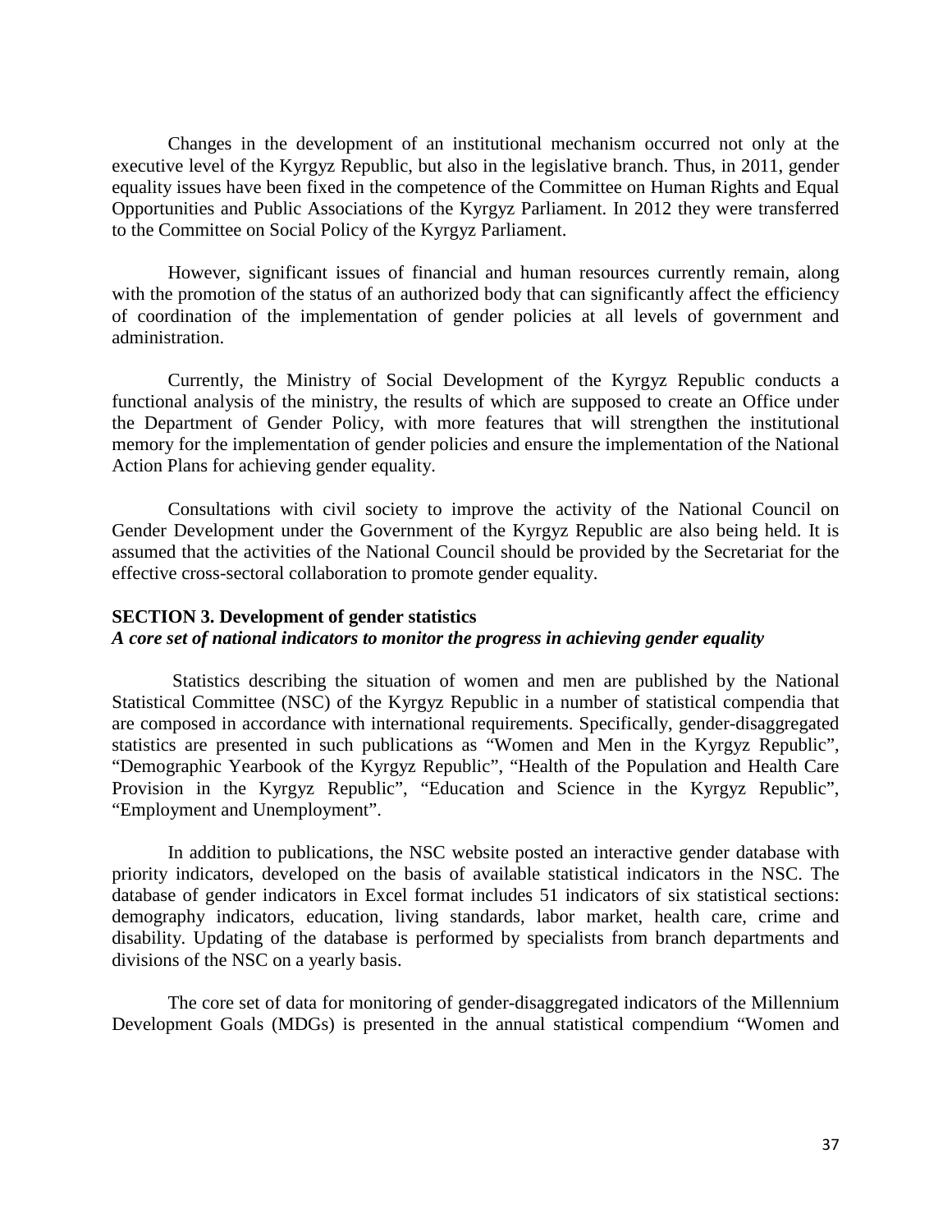Changes in the development of an institutional mechanism occurred not only at the executive level of the Kyrgyz Republic, but also in the legislative branch. Thus, in 2011, gender equality issues have been fixed in the competence of the Committee on Human Rights and Equal Opportunities and Public Associations of the Kyrgyz Parliament. In 2012 they were transferred to the Committee on Social Policy of the Kyrgyz Parliament.

However, significant issues of financial and human resources currently remain, along with the promotion of the status of an authorized body that can significantly affect the efficiency of coordination of the implementation of gender policies at all levels of government and administration.

Currently, the Ministry of Social Development of the Kyrgyz Republic conducts a functional analysis of the ministry, the results of which are supposed to create an Office under the Department of Gender Policy, with more features that will strengthen the institutional memory for the implementation of gender policies and ensure the implementation of the National Action Plans for achieving gender equality.

Consultations with civil society to improve the activity of the National Council on Gender Development under the Government of the Kyrgyz Republic are also being held. It is assumed that the activities of the National Council should be provided by the Secretariat for the effective cross-sectoral collaboration to promote gender equality.

## SECTION 3. Development of gender statistics

***A core set of national indicators to monitor the progress in achieving gender equality***

Statistics describing the situation of women and men are published by the National Statistical Committee (NSC) of the Kyrgyz Republic in a number of statistical compendia that are composed in accordance with international requirements. Specifically, gender-disaggregated statistics are presented in such publications as "Women and Men in the Kyrgyz Republic", "Demographic Yearbook of the Kyrgyz Republic", "Health of the Population and Health Care Provision in the Kyrgyz Republic", "Education and Science in the Kyrgyz Republic", "Employment and Unemployment".

In addition to publications, the NSC website posted an interactive gender database with priority indicators, developed on the basis of available statistical indicators in the NSC. The database of gender indicators in Excel format includes 51 indicators of six statistical sections: demography indicators, education, living standards, labor market, health care, crime and disability. Updating of the database is performed by specialists from branch departments and divisions of the NSC on a yearly basis.

The core set of data for monitoring of gender-disaggregated indicators of the Millennium Development Goals (MDGs) is presented in the annual statistical compendium "Women and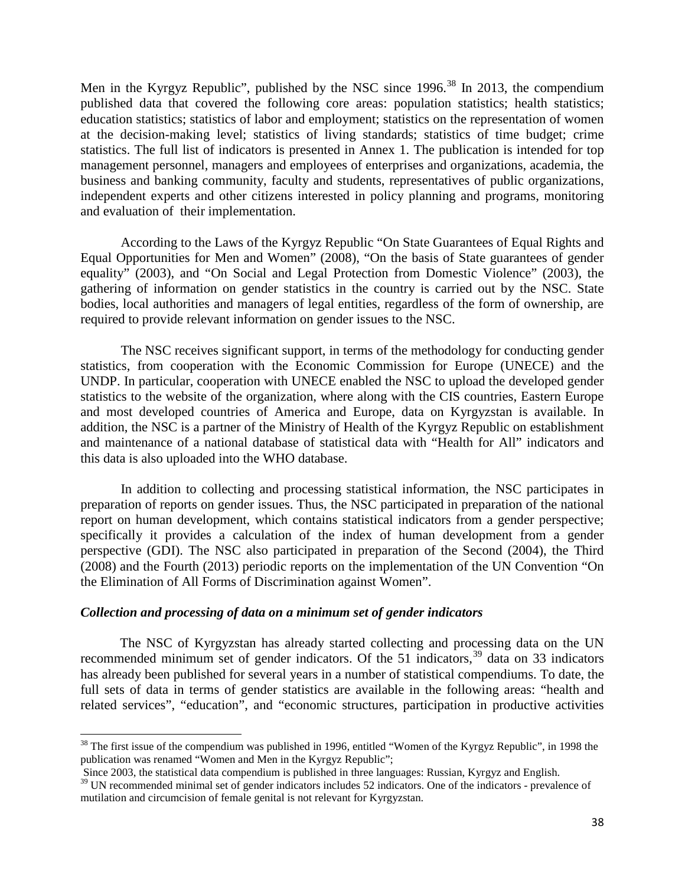Men in the Kyrgyz Republic", published by the NSC since 1996.[38] In 2013, the compendium published data that covered the following core areas: population statistics; health statistics; education statistics; statistics of labor and employment; statistics on the representation of women at the decision-making level; statistics of living standards; statistics of time budget; crime statistics. The full list of indicators is presented in Annex 1. The publication is intended for top management personnel, managers and employees of enterprises and organizations, academia, the business and banking community, faculty and students, representatives of public organizations, independent experts and other citizens interested in policy planning and programs, monitoring and evaluation of their implementation.

According to the Laws of the Kyrgyz Republic "On State Guarantees of Equal Rights and Equal Opportunities for Men and Women" (2008), "On the basis of State guarantees of gender equality" (2003), and "On Social and Legal Protection from Domestic Violence" (2003), the gathering of information on gender statistics in the country is carried out by the NSC. State bodies, local authorities and managers of legal entities, regardless of the form of ownership, are required to provide relevant information on gender issues to the NSC.

The NSC receives significant support, in terms of the methodology for conducting gender statistics, from cooperation with the Economic Commission for Europe (UNECE) and the UNDP. In particular, cooperation with UNECE enabled the NSC to upload the developed gender statistics to the website of the organization, where along with the CIS countries, Eastern Europe and most developed countries of America and Europe, data on Kyrgyzstan is available. In addition, the NSC is a partner of the Ministry of Health of the Kyrgyz Republic on establishment and maintenance of a national database of statistical data with "Health for All" indicators and this data is also uploaded into the WHO database.

In addition to collecting and processing statistical information, the NSC participates in preparation of reports on gender issues. Thus, the NSC participated in preparation of the national report on human development, which contains statistical indicators from a gender perspective; specifically it provides a calculation of the index of human development from a gender perspective (GDI). The NSC also participated in preparation of the Second (2004), the Third (2008) and the Fourth (2013) periodic reports on the implementation of the UN Convention "On the Elimination of All Forms of Discrimination against Women".

***Collection and processing of data on a minimum set of gender indicators***

The NSC of Kyrgyzstan has already started collecting and processing data on the UN recommended minimum set of gender indicators. Of the 51 indicators,[39] data on 33 indicators has already been published for several years in a number of statistical compendiums. To date, the full sets of data in terms of gender statistics are available in the following areas: "health and related services", "education", and "economic structures, participation in productive activities

---

[38] The first issue of the compendium was published in 1996, entitled "Women of the Kyrgyz Republic", in 1998 the publication was renamed "Women and Men in the Kyrgyz Republic";
Since 2003, the statistical data compendium is published in three languages: Russian, Kyrgyz and English.

[39] UN recommended minimal set of gender indicators includes 52 indicators. One of the indicators - prevalence of mutilation and circumcision of female genital is not relevant for Kyrgyzstan.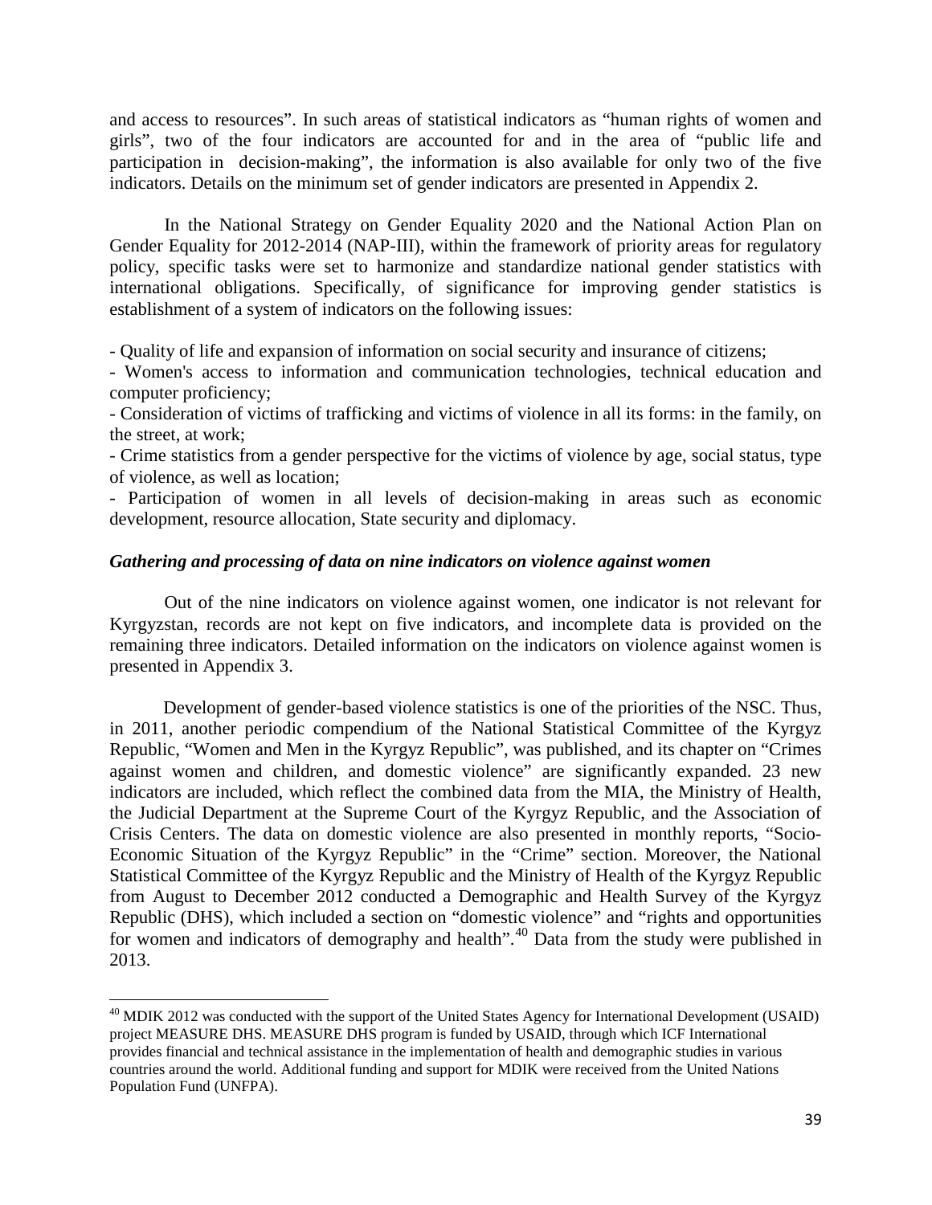and access to resources". In such areas of statistical indicators as "human rights of women and girls", two of the four indicators are accounted for and in the area of "public life and participation in decision-making", the information is also available for only two of the five indicators. Details on the minimum set of gender indicators are presented in Appendix 2.

In the National Strategy on Gender Equality 2020 and the National Action Plan on Gender Equality for 2012-2014 (NAP-III), within the framework of priority areas for regulatory policy, specific tasks were set to harmonize and standardize national gender statistics with international obligations. Specifically, of significance for improving gender statistics is establishment of a system of indicators on the following issues:

- Quality of life and expansion of information on social security and insurance of citizens;
- Women's access to information and communication technologies, technical education and computer proficiency;
- Consideration of victims of trafficking and victims of violence in all its forms: in the family, on the street, at work;
- Crime statistics from a gender perspective for the victims of violence by age, social status, type of violence, as well as location;
- Participation of women in all levels of decision-making in areas such as economic development, resource allocation, State security and diplomacy.

***Gathering and processing of data on nine indicators on violence against women***

Out of the nine indicators on violence against women, one indicator is not relevant for Kyrgyzstan, records are not kept on five indicators, and incomplete data is provided on the remaining three indicators. Detailed information on the indicators on violence against women is presented in Appendix 3.

Development of gender-based violence statistics is one of the priorities of the NSC. Thus, in 2011, another periodic compendium of the National Statistical Committee of the Kyrgyz Republic, "Women and Men in the Kyrgyz Republic", was published, and its chapter on "Crimes against women and children, and domestic violence" are significantly expanded. 23 new indicators are included, which reflect the combined data from the MIA, the Ministry of Health, the Judicial Department at the Supreme Court of the Kyrgyz Republic, and the Association of Crisis Centers. The data on domestic violence are also presented in monthly reports, "Socio-Economic Situation of the Kyrgyz Republic" in the "Crime" section. Moreover, the National Statistical Committee of the Kyrgyz Republic and the Ministry of Health of the Kyrgyz Republic from August to December 2012 conducted a Demographic and Health Survey of the Kyrgyz Republic (DHS), which included a section on "domestic violence" and "rights and opportunities for women and indicators of demography and health".[40] Data from the study were published in 2013.

[40] MDIK 2012 was conducted with the support of the United States Agency for International Development (USAID) project MEASURE DHS. MEASURE DHS program is funded by USAID, through which ICF International provides financial and technical assistance in the implementation of health and demographic studies in various countries around the world. Additional funding and support for MDIK were received from the United Nations Population Fund (UNFPA).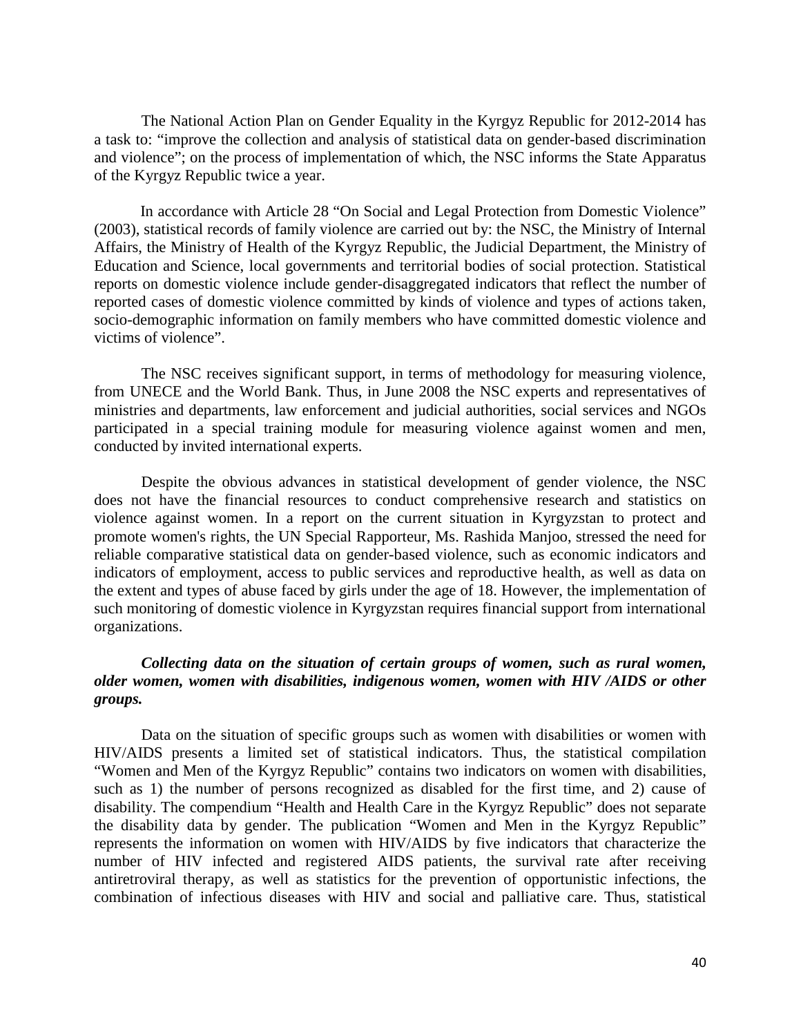The National Action Plan on Gender Equality in the Kyrgyz Republic for 2012-2014 has a task to: "improve the collection and analysis of statistical data on gender-based discrimination and violence"; on the process of implementation of which, the NSC informs the State Apparatus of the Kyrgyz Republic twice a year.

In accordance with Article 28 "On Social and Legal Protection from Domestic Violence" (2003), statistical records of family violence are carried out by: the NSC, the Ministry of Internal Affairs, the Ministry of Health of the Kyrgyz Republic, the Judicial Department, the Ministry of Education and Science, local governments and territorial bodies of social protection. Statistical reports on domestic violence include gender-disaggregated indicators that reflect the number of reported cases of domestic violence committed by kinds of violence and types of actions taken, socio-demographic information on family members who have committed domestic violence and victims of violence".

The NSC receives significant support, in terms of methodology for measuring violence, from UNECE and the World Bank. Thus, in June 2008 the NSC experts and representatives of ministries and departments, law enforcement and judicial authorities, social services and NGOs participated in a special training module for measuring violence against women and men, conducted by invited international experts.

Despite the obvious advances in statistical development of gender violence, the NSC does not have the financial resources to conduct comprehensive research and statistics on violence against women. In a report on the current situation in Kyrgyzstan to protect and promote women's rights, the UN Special Rapporteur, Ms. Rashida Manjoo, stressed the need for reliable comparative statistical data on gender-based violence, such as economic indicators and indicators of employment, access to public services and reproductive health, as well as data on the extent and types of abuse faced by girls under the age of 18. However, the implementation of such monitoring of domestic violence in Kyrgyzstan requires financial support from international organizations.

***Collecting data on the situation of certain groups of women, such as rural women, older women, women with disabilities, indigenous women, women with HIV /AIDS or other groups.***

Data on the situation of specific groups such as women with disabilities or women with HIV/AIDS presents a limited set of statistical indicators. Thus, the statistical compilation "Women and Men of the Kyrgyz Republic" contains two indicators on women with disabilities, such as 1) the number of persons recognized as disabled for the first time, and 2) cause of disability. The compendium "Health and Health Care in the Kyrgyz Republic" does not separate the disability data by gender. The publication "Women and Men in the Kyrgyz Republic" represents the information on women with HIV/AIDS by five indicators that characterize the number of HIV infected and registered AIDS patients, the survival rate after receiving antiretroviral therapy, as well as statistics for the prevention of opportunistic infections, the combination of infectious diseases with HIV and social and palliative care. Thus, statistical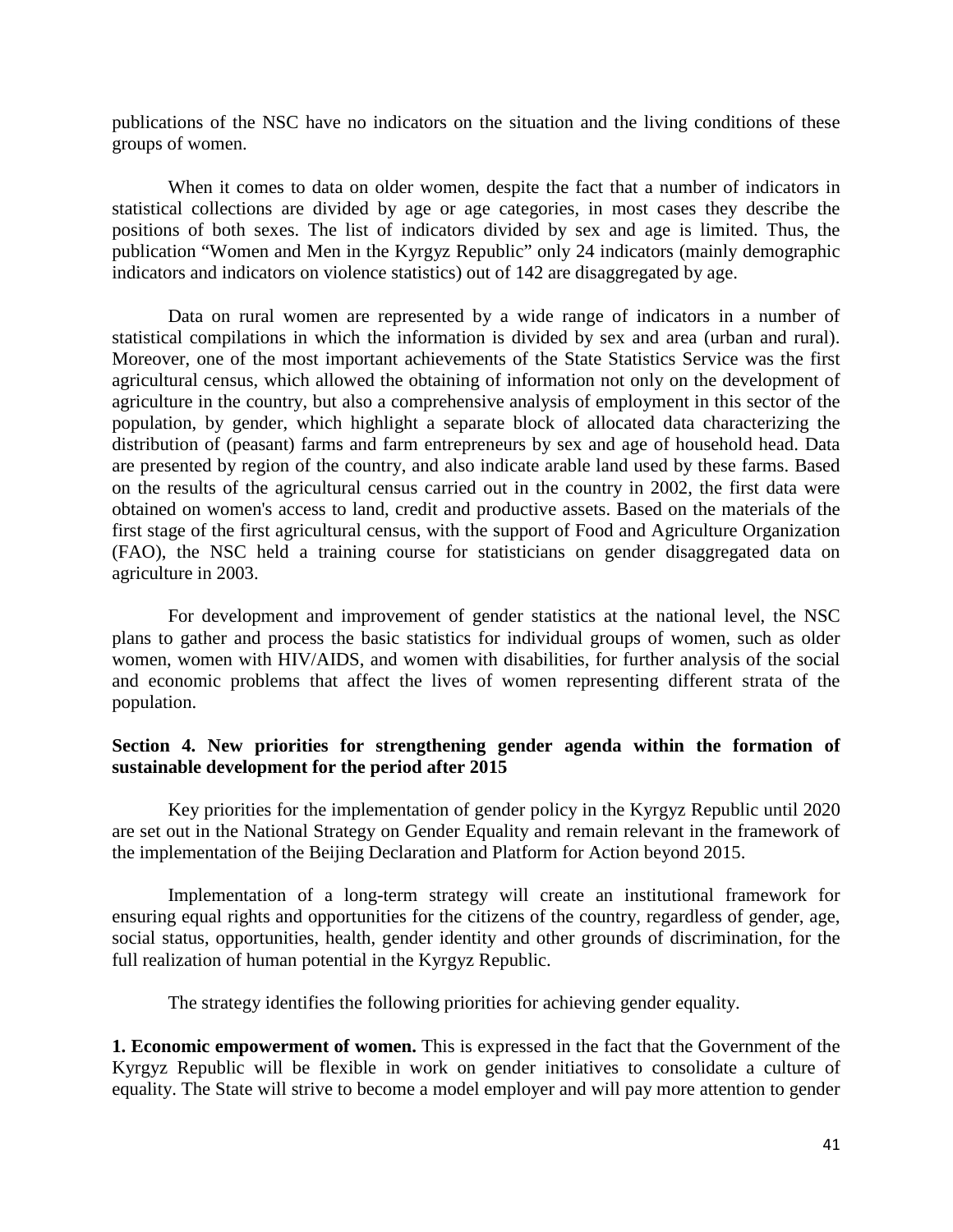publications of the NSC have no indicators on the situation and the living conditions of these groups of women.

When it comes to data on older women, despite the fact that a number of indicators in statistical collections are divided by age or age categories, in most cases they describe the positions of both sexes. The list of indicators divided by sex and age is limited. Thus, the publication "Women and Men in the Kyrgyz Republic" only 24 indicators (mainly demographic indicators and indicators on violence statistics) out of 142 are disaggregated by age.

Data on rural women are represented by a wide range of indicators in a number of statistical compilations in which the information is divided by sex and area (urban and rural). Moreover, one of the most important achievements of the State Statistics Service was the first agricultural census, which allowed the obtaining of information not only on the development of agriculture in the country, but also a comprehensive analysis of employment in this sector of the population, by gender, which highlight a separate block of allocated data characterizing the distribution of (peasant) farms and farm entrepreneurs by sex and age of household head. Data are presented by region of the country, and also indicate arable land used by these farms. Based on the results of the agricultural census carried out in the country in 2002, the first data were obtained on women's access to land, credit and productive assets. Based on the materials of the first stage of the first agricultural census, with the support of Food and Agriculture Organization (FAO), the NSC held a training course for statisticians on gender disaggregated data on agriculture in 2003.

For development and improvement of gender statistics at the national level, the NSC plans to gather and process the basic statistics for individual groups of women, such as older women, women with HIV/AIDS, and women with disabilities, for further analysis of the social and economic problems that affect the lives of women representing different strata of the population.

## Section 4. New priorities for strengthening gender agenda within the formation of sustainable development for the period after 2015

Key priorities for the implementation of gender policy in the Kyrgyz Republic until 2020 are set out in the National Strategy on Gender Equality and remain relevant in the framework of the implementation of the Beijing Declaration and Platform for Action beyond 2015.

Implementation of a long-term strategy will create an institutional framework for ensuring equal rights and opportunities for the citizens of the country, regardless of gender, age, social status, opportunities, health, gender identity and other grounds of discrimination, for the full realization of human potential in the Kyrgyz Republic.

The strategy identifies the following priorities for achieving gender equality.

**1. Economic empowerment of women.** This is expressed in the fact that the Government of the Kyrgyz Republic will be flexible in work on gender initiatives to consolidate a culture of equality. The State will strive to become a model employer and will pay more attention to gender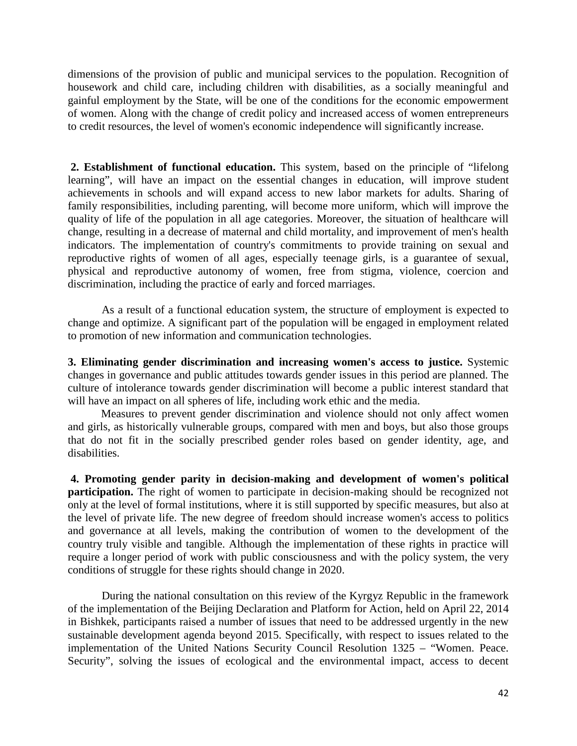dimensions of the provision of public and municipal services to the population. Recognition of housework and child care, including children with disabilities, as a socially meaningful and gainful employment by the State, will be one of the conditions for the economic empowerment of women. Along with the change of credit policy and increased access of women entrepreneurs to credit resources, the level of women's economic independence will significantly increase.

**2. Establishment of functional education.** This system, based on the principle of "lifelong learning", will have an impact on the essential changes in education, will improve student achievements in schools and will expand access to new labor markets for adults. Sharing of family responsibilities, including parenting, will become more uniform, which will improve the quality of life of the population in all age categories. Moreover, the situation of healthcare will change, resulting in a decrease of maternal and child mortality, and improvement of men's health indicators. The implementation of country's commitments to provide training on sexual and reproductive rights of women of all ages, especially teenage girls, is a guarantee of sexual, physical and reproductive autonomy of women, free from stigma, violence, coercion and discrimination, including the practice of early and forced marriages.

As a result of a functional education system, the structure of employment is expected to change and optimize. A significant part of the population will be engaged in employment related to promotion of new information and communication technologies.

**3. Eliminating gender discrimination and increasing women's access to justice.** Systemic changes in governance and public attitudes towards gender issues in this period are planned. The culture of intolerance towards gender discrimination will become a public interest standard that will have an impact on all spheres of life, including work ethic and the media.

Measures to prevent gender discrimination and violence should not only affect women and girls, as historically vulnerable groups, compared with men and boys, but also those groups that do not fit in the socially prescribed gender roles based on gender identity, age, and disabilities.

**4. Promoting gender parity in decision-making and development of women's political participation.** The right of women to participate in decision-making should be recognized not only at the level of formal institutions, where it is still supported by specific measures, but also at the level of private life. The new degree of freedom should increase women's access to politics and governance at all levels, making the contribution of women to the development of the country truly visible and tangible. Although the implementation of these rights in practice will require a longer period of work with public consciousness and with the policy system, the very conditions of struggle for these rights should change in 2020.

During the national consultation on this review of the Kyrgyz Republic in the framework of the implementation of the Beijing Declaration and Platform for Action, held on April 22, 2014 in Bishkek, participants raised a number of issues that need to be addressed urgently in the new sustainable development agenda beyond 2015. Specifically, with respect to issues related to the implementation of the United Nations Security Council Resolution 1325 – "Women. Peace. Security", solving the issues of ecological and the environmental impact, access to decent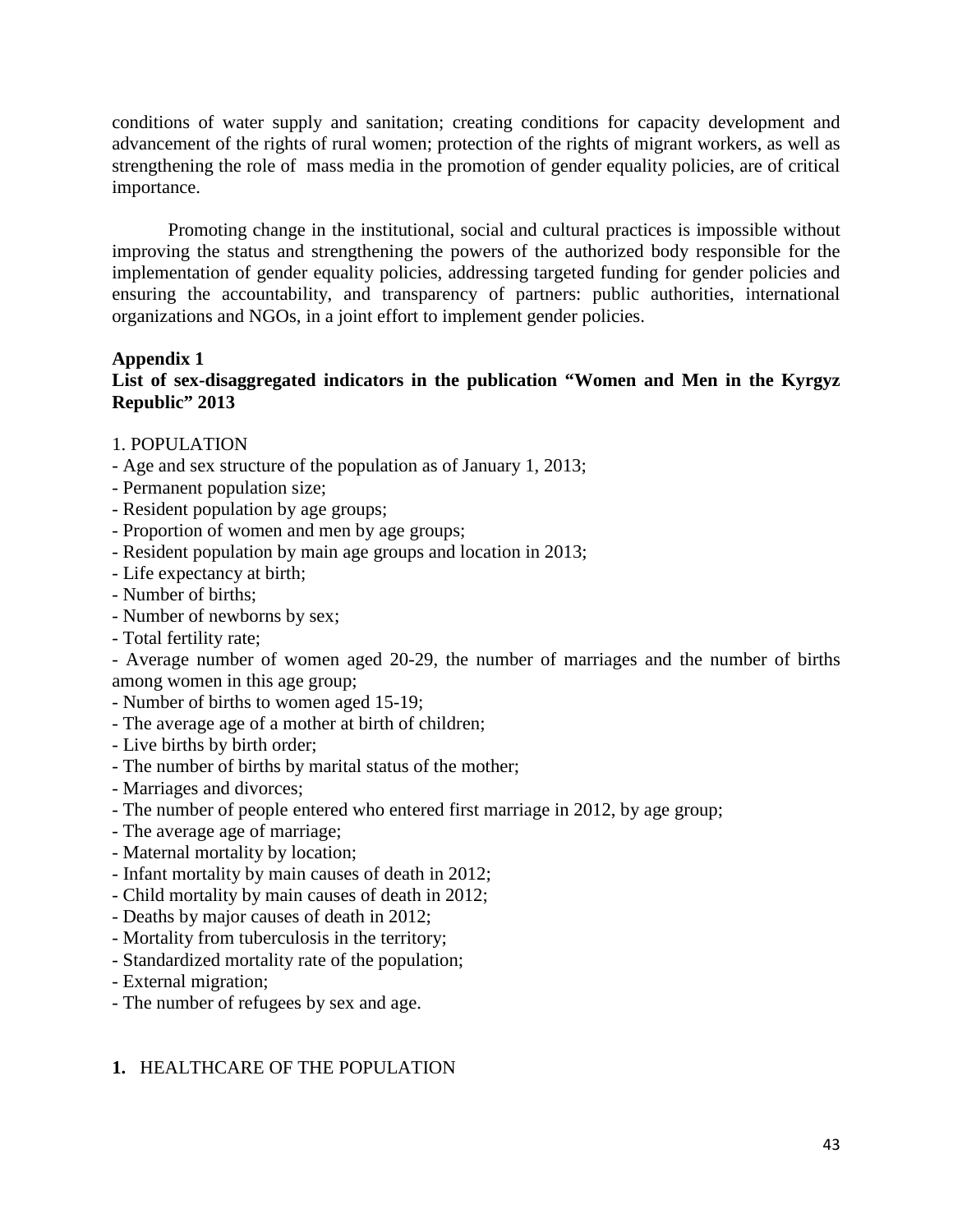conditions of water supply and sanitation; creating conditions for capacity development and advancement of the rights of rural women; protection of the rights of migrant workers, as well as strengthening the role of mass media in the promotion of gender equality policies, are of critical importance.

Promoting change in the institutional, social and cultural practices is impossible without improving the status and strengthening the powers of the authorized body responsible for the implementation of gender equality policies, addressing targeted funding for gender policies and ensuring the accountability, and transparency of partners: public authorities, international organizations and NGOs, in a joint effort to implement gender policies.

**Appendix 1**

**List of sex-disaggregated indicators in the publication "Women and Men in the Kyrgyz Republic" 2013**

1. POPULATION

- Age and sex structure of the population as of January 1, 2013;
- Permanent population size;
- Resident population by age groups;
- Proportion of women and men by age groups;
- Resident population by main age groups and location in 2013;
- Life expectancy at birth;
- Number of births;
- Number of newborns by sex;
- Total fertility rate;
- Average number of women aged 20-29, the number of marriages and the number of births among women in this age group;
- Number of births to women aged 15-19;
- The average age of a mother at birth of children;
- Live births by birth order;
- The number of births by marital status of the mother;
- Marriages and divorces;
- The number of people entered who entered first marriage in 2012, by age group;
- The average age of marriage;
- Maternal mortality by location;
- Infant mortality by main causes of death in 2012;
- Child mortality by main causes of death in 2012;
- Deaths by major causes of death in 2012;
- Mortality from tuberculosis in the territory;
- Standardized mortality rate of the population;
- External migration;
- The number of refugees by sex and age.

**1.** HEALTHCARE OF THE POPULATION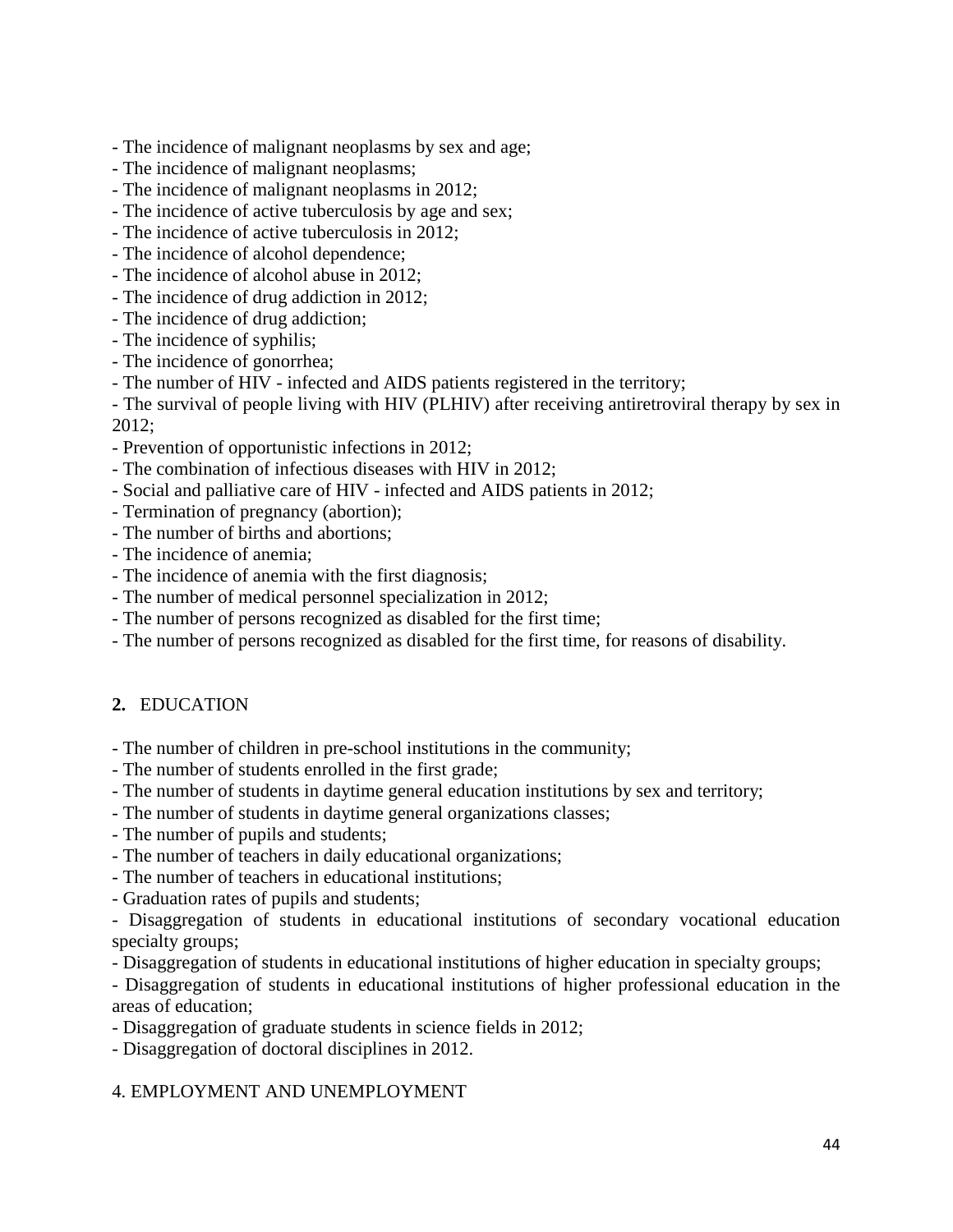- The incidence of malignant neoplasms by sex and age;
- The incidence of malignant neoplasms;
- The incidence of malignant neoplasms in 2012;
- The incidence of active tuberculosis by age and sex;
- The incidence of active tuberculosis in 2012;
- The incidence of alcohol dependence;
- The incidence of alcohol abuse in 2012;
- The incidence of drug addiction in 2012;
- The incidence of drug addiction;
- The incidence of syphilis;
- The incidence of gonorrhea;
- The number of HIV - infected and AIDS patients registered in the territory;
- The survival of people living with HIV (PLHIV) after receiving antiretroviral therapy by sex in 2012;
- Prevention of opportunistic infections in 2012;
- The combination of infectious diseases with HIV in 2012;
- Social and palliative care of HIV - infected and AIDS patients in 2012;
- Termination of pregnancy (abortion);
- The number of births and abortions;
- The incidence of anemia;
- The incidence of anemia with the first diagnosis;
- The number of medical personnel specialization in 2012;
- The number of persons recognized as disabled for the first time;
- The number of persons recognized as disabled for the first time, for reasons of disability.

## **2.** EDUCATION

- The number of children in pre-school institutions in the community;
- The number of students enrolled in the first grade;
- The number of students in daytime general education institutions by sex and territory;
- The number of students in daytime general organizations classes;
- The number of pupils and students;
- The number of teachers in daily educational organizations;
- The number of teachers in educational institutions;
- Graduation rates of pupils and students;
- Disaggregation of students in educational institutions of secondary vocational education specialty groups;
- Disaggregation of students in educational institutions of higher education in specialty groups;
- Disaggregation of students in educational institutions of higher professional education in the areas of education;
- Disaggregation of graduate students in science fields in 2012;
- Disaggregation of doctoral disciplines in 2012.

## 4. EMPLOYMENT AND UNEMPLOYMENT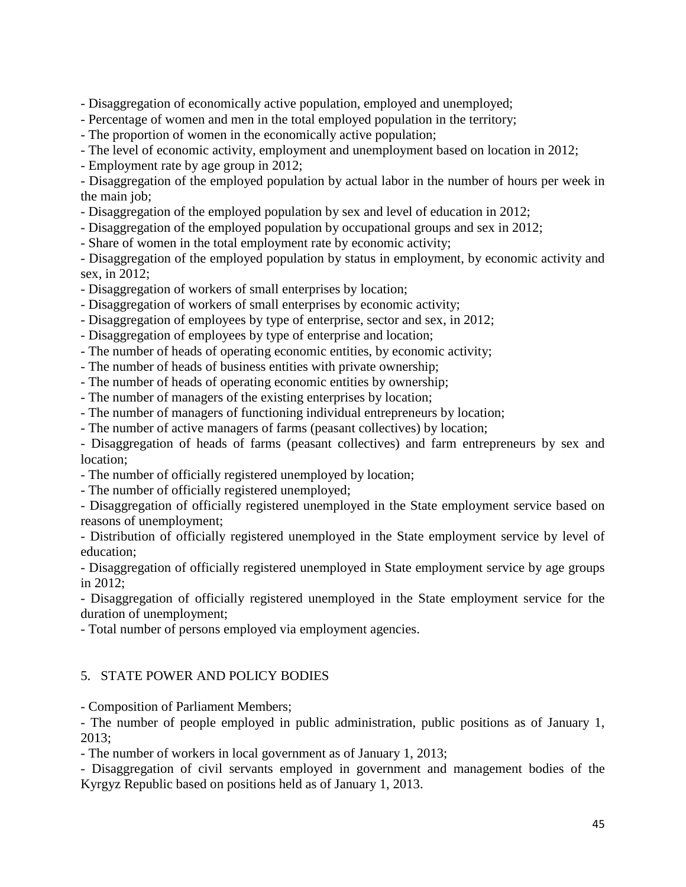- Disaggregation of economically active population, employed and unemployed;
- Percentage of women and men in the total employed population in the territory;
- The proportion of women in the economically active population;
- The level of economic activity, employment and unemployment based on location in 2012;
- Employment rate by age group in 2012;
- Disaggregation of the employed population by actual labor in the number of hours per week in the main job;
- Disaggregation of the employed population by sex and level of education in 2012;
- Disaggregation of the employed population by occupational groups and sex in 2012;
- Share of women in the total employment rate by economic activity;
- Disaggregation of the employed population by status in employment, by economic activity and sex, in 2012;
- Disaggregation of workers of small enterprises by location;
- Disaggregation of workers of small enterprises by economic activity;
- Disaggregation of employees by type of enterprise, sector and sex, in 2012;
- Disaggregation of employees by type of enterprise and location;
- The number of heads of operating economic entities, by economic activity;
- The number of heads of business entities with private ownership;
- The number of heads of operating economic entities by ownership;
- The number of managers of the existing enterprises by location;
- The number of managers of functioning individual entrepreneurs by location;
- The number of active managers of farms (peasant collectives) by location;
- Disaggregation of heads of farms (peasant collectives) and farm entrepreneurs by sex and location;
- The number of officially registered unemployed by location;
- The number of officially registered unemployed;
- Disaggregation of officially registered unemployed in the State employment service based on reasons of unemployment;
- Distribution of officially registered unemployed in the State employment service by level of education;
- Disaggregation of officially registered unemployed in State employment service by age groups in 2012;
- Disaggregation of officially registered unemployed in the State employment service for the duration of unemployment;
- Total number of persons employed via employment agencies.

## 5. STATE POWER AND POLICY BODIES

- Composition of Parliament Members;
- The number of people employed in public administration, public positions as of January 1, 2013;
- The number of workers in local government as of January 1, 2013;
- Disaggregation of civil servants employed in government and management bodies of the Kyrgyz Republic based on positions held as of January 1, 2013.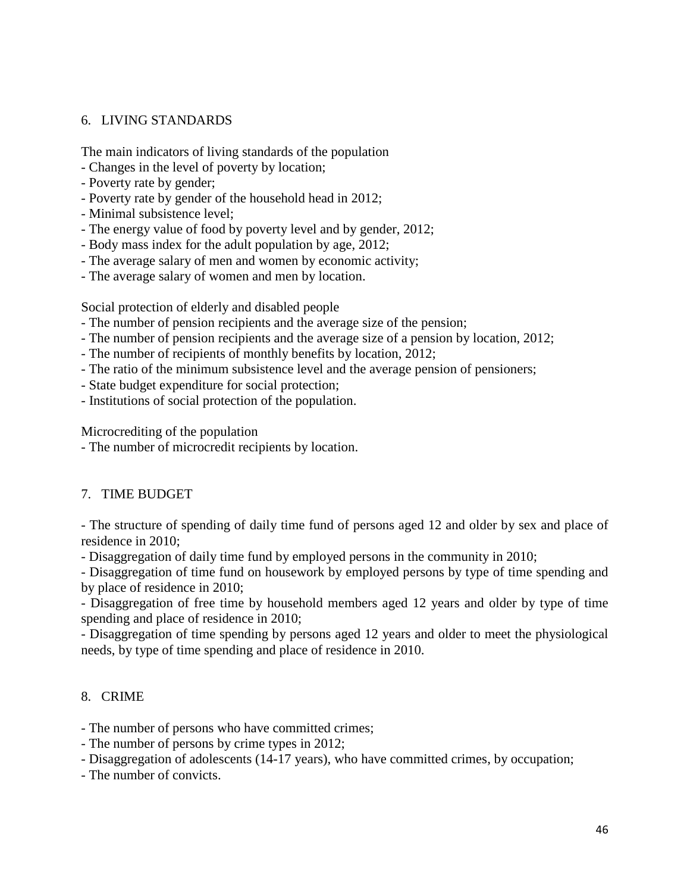## 6. LIVING STANDARDS

The main indicators of living standards of the population

- Changes in the level of poverty by location;
- Poverty rate by gender;
- Poverty rate by gender of the household head in 2012;
- Minimal subsistence level;
- The energy value of food by poverty level and by gender, 2012;
- Body mass index for the adult population by age, 2012;
- The average salary of men and women by economic activity;
- The average salary of women and men by location.

Social protection of elderly and disabled people

- The number of pension recipients and the average size of the pension;
- The number of pension recipients and the average size of a pension by location, 2012;
- The number of recipients of monthly benefits by location, 2012;
- The ratio of the minimum subsistence level and the average pension of pensioners;
- State budget expenditure for social protection;
- Institutions of social protection of the population.

Microcrediting of the population

- The number of microcredit recipients by location.

## 7. TIME BUDGET

- The structure of spending of daily time fund of persons aged 12 and older by sex and place of residence in 2010;
- Disaggregation of daily time fund by employed persons in the community in 2010;
- Disaggregation of time fund on housework by employed persons by type of time spending and by place of residence in 2010;
- Disaggregation of free time by household members aged 12 years and older by type of time spending and place of residence in 2010;
- Disaggregation of time spending by persons aged 12 years and older to meet the physiological needs, by type of time spending and place of residence in 2010.

## 8. CRIME

- The number of persons who have committed crimes;
- The number of persons by crime types in 2012;
- Disaggregation of adolescents (14-17 years), who have committed crimes, by occupation;
- The number of convicts.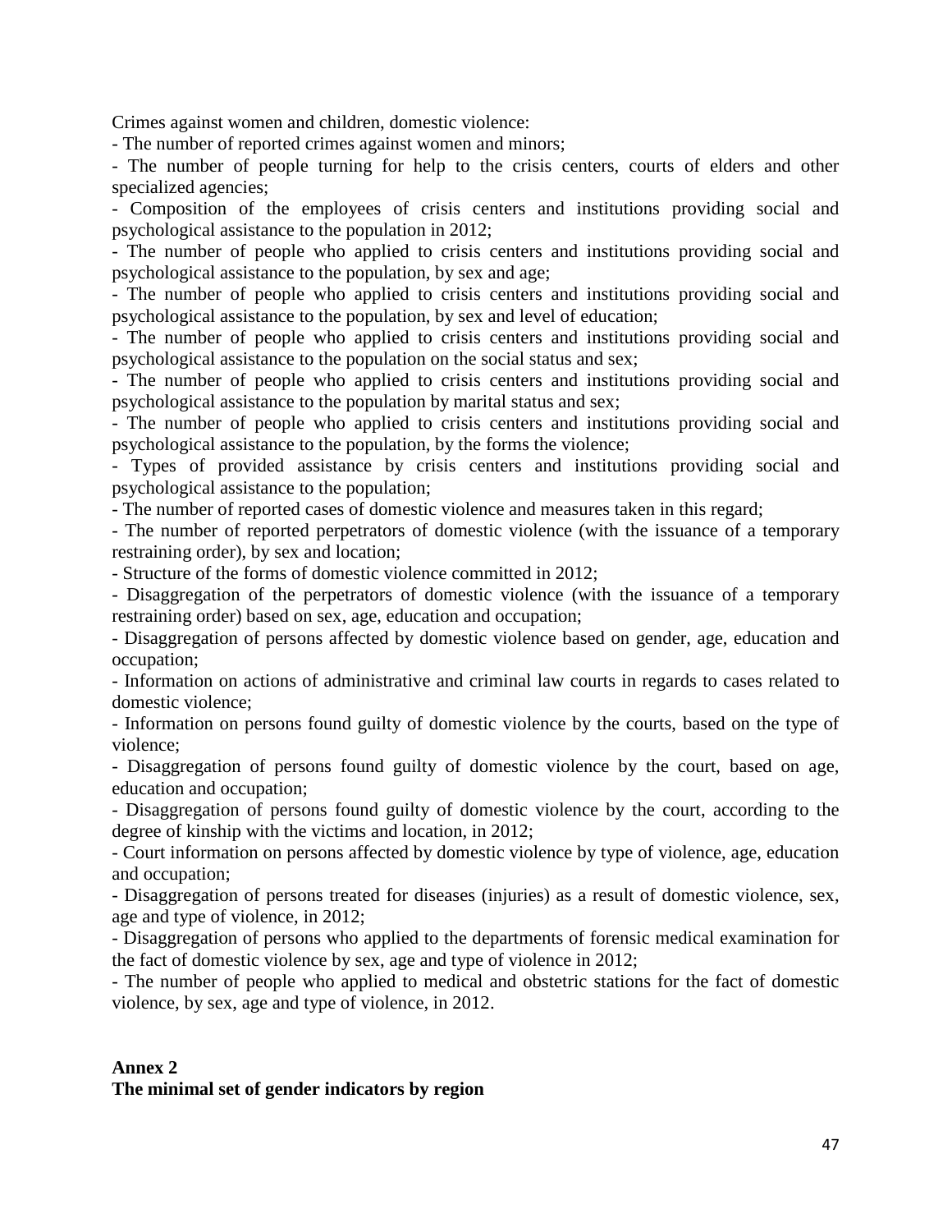Crimes against women and children, domestic violence:

- The number of reported crimes against women and minors;
- The number of people turning for help to the crisis centers, courts of elders and other specialized agencies;
- Composition of the employees of crisis centers and institutions providing social and psychological assistance to the population in 2012;
- The number of people who applied to crisis centers and institutions providing social and psychological assistance to the population, by sex and age;
- The number of people who applied to crisis centers and institutions providing social and psychological assistance to the population, by sex and level of education;
- The number of people who applied to crisis centers and institutions providing social and psychological assistance to the population on the social status and sex;
- The number of people who applied to crisis centers and institutions providing social and psychological assistance to the population by marital status and sex;
- The number of people who applied to crisis centers and institutions providing social and psychological assistance to the population, by the forms the violence;
- Types of provided assistance by crisis centers and institutions providing social and psychological assistance to the population;
- The number of reported cases of domestic violence and measures taken in this regard;
- The number of reported perpetrators of domestic violence (with the issuance of a temporary restraining order), by sex and location;
- Structure of the forms of domestic violence committed in 2012;
- Disaggregation of the perpetrators of domestic violence (with the issuance of a temporary restraining order) based on sex, age, education and occupation;
- Disaggregation of persons affected by domestic violence based on gender, age, education and occupation;
- Information on actions of administrative and criminal law courts in regards to cases related to domestic violence;
- Information on persons found guilty of domestic violence by the courts, based on the type of violence;
- Disaggregation of persons found guilty of domestic violence by the court, based on age, education and occupation;
- Disaggregation of persons found guilty of domestic violence by the court, according to the degree of kinship with the victims and location, in 2012;
- Court information on persons affected by domestic violence by type of violence, age, education and occupation;
- Disaggregation of persons treated for diseases (injuries) as a result of domestic violence, sex, age and type of violence, in 2012;
- Disaggregation of persons who applied to the departments of forensic medical examination for the fact of domestic violence by sex, age and type of violence in 2012;
- The number of people who applied to medical and obstetric stations for the fact of domestic violence, by sex, age and type of violence, in 2012.

**Annex 2**

**The minimal set of gender indicators by region**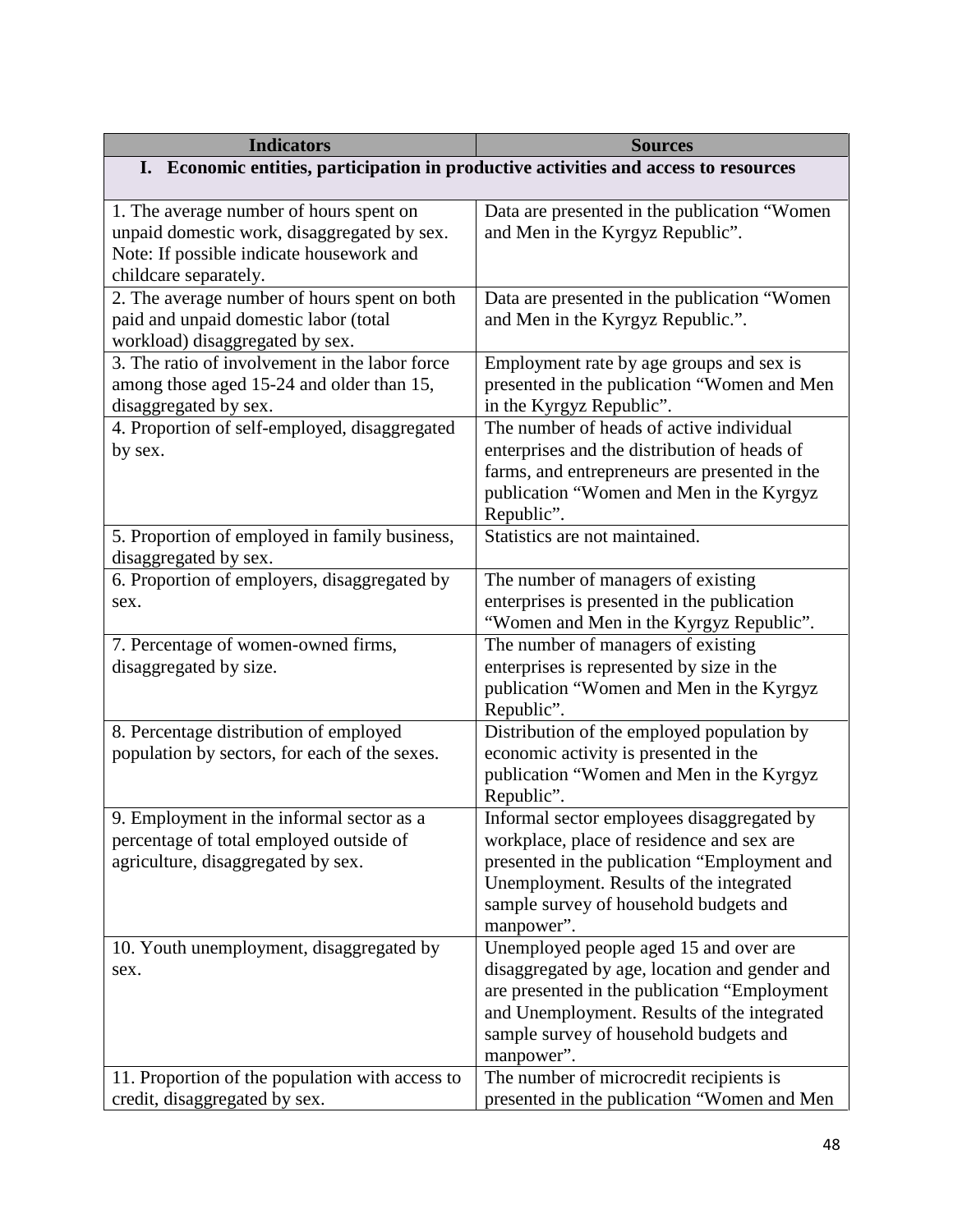| Indicators | Sources |
| --- | --- |
| **I. Economic entities, participation in productive activities and access to resources** | |
| 1. The average number of hours spent on unpaid domestic work, disaggregated by sex. Note: If possible indicate housework and childcare separately. | Data are presented in the publication “Women and Men in the Kyrgyz Republic”. |
| 2. The average number of hours spent on both paid and unpaid domestic labor (total workload) disaggregated by sex. | Data are presented in the publication “Women and Men in the Kyrgyz Republic.”. |
| 3. The ratio of involvement in the labor force among those aged 15-24 and older than 15, disaggregated by sex. | Employment rate by age groups and sex is presented in the publication “Women and Men in the Kyrgyz Republic”. |
| 4. Proportion of self-employed, disaggregated by sex. | The number of heads of active individual enterprises and the distribution of heads of farms, and entrepreneurs are presented in the publication “Women and Men in the Kyrgyz Republic”. |
| 5. Proportion of employed in family business, disaggregated by sex. | Statistics are not maintained. |
| 6. Proportion of employers, disaggregated by sex. | The number of managers of existing enterprises is presented in the publication “Women and Men in the Kyrgyz Republic”. |
| 7. Percentage of women-owned firms, disaggregated by size. | The number of managers of existing enterprises is represented by size in the publication “Women and Men in the Kyrgyz Republic”. |
| 8. Percentage distribution of employed population by sectors, for each of the sexes. | Distribution of the employed population by economic activity is presented in the publication “Women and Men in the Kyrgyz Republic”. |
| 9. Employment in the informal sector as a percentage of total employed outside of agriculture, disaggregated by sex. | Informal sector employees disaggregated by workplace, place of residence and sex are presented in the publication “Employment and Unemployment. Results of the integrated sample survey of household budgets and manpower”. |
| 10. Youth unemployment, disaggregated by sex. | Unemployed people aged 15 and over are disaggregated by age, location and gender and are presented in the publication “Employment and Unemployment. Results of the integrated sample survey of household budgets and manpower”. |
| 11. Proportion of the population with access to credit, disaggregated by sex. | The number of microcredit recipients is presented in the publication “Women and Men |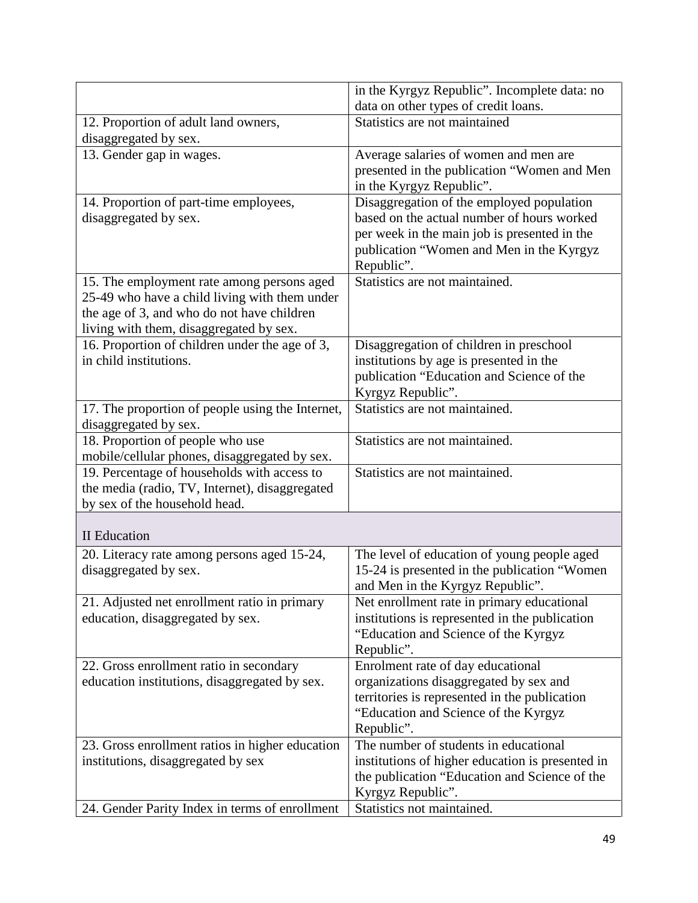| | |
|---|---|
| | in the Kyrgyz Republic". Incomplete data: no data on other types of credit loans. |
| 12. Proportion of adult land owners, disaggregated by sex. | Statistics are not maintained |
| 13. Gender gap in wages. | Average salaries of women and men are presented in the publication "Women and Men in the Kyrgyz Republic". |
| 14. Proportion of part-time employees, disaggregated by sex. | Disaggregation of the employed population based on the actual number of hours worked per week in the main job is presented in the publication "Women and Men in the Kyrgyz Republic". |
| 15. The employment rate among persons aged 25-49 who have a child living with them under the age of 3, and who do not have children living with them, disaggregated by sex. | Statistics are not maintained. |
| 16. Proportion of children under the age of 3, in child institutions. | Disaggregation of children in preschool institutions by age is presented in the publication "Education and Science of the Kyrgyz Republic". |
| 17. The proportion of people using the Internet, disaggregated by sex. | Statistics are not maintained. |
| 18. Proportion of people who use mobile/cellular phones, disaggregated by sex. | Statistics are not maintained. |
| 19. Percentage of households with access to the media (radio, TV, Internet), disaggregated by sex of the household head. | Statistics are not maintained. |
| II Education | |
| 20. Literacy rate among persons aged 15-24, disaggregated by sex. | The level of education of young people aged 15-24 is presented in the publication "Women and Men in the Kyrgyz Republic". |
| 21. Adjusted net enrollment ratio in primary education, disaggregated by sex. | Net enrollment rate in primary educational institutions is represented in the publication "Education and Science of the Kyrgyz Republic". |
| 22. Gross enrollment ratio in secondary education institutions, disaggregated by sex. | Enrolment rate of day educational organizations disaggregated by sex and territories is represented in the publication "Education and Science of the Kyrgyz Republic". |
| 23. Gross enrollment ratios in higher education institutions, disaggregated by sex | The number of students in educational institutions of higher education is presented in the publication "Education and Science of the Kyrgyz Republic". |
| 24. Gender Parity Index in terms of enrollment | Statistics not maintained. |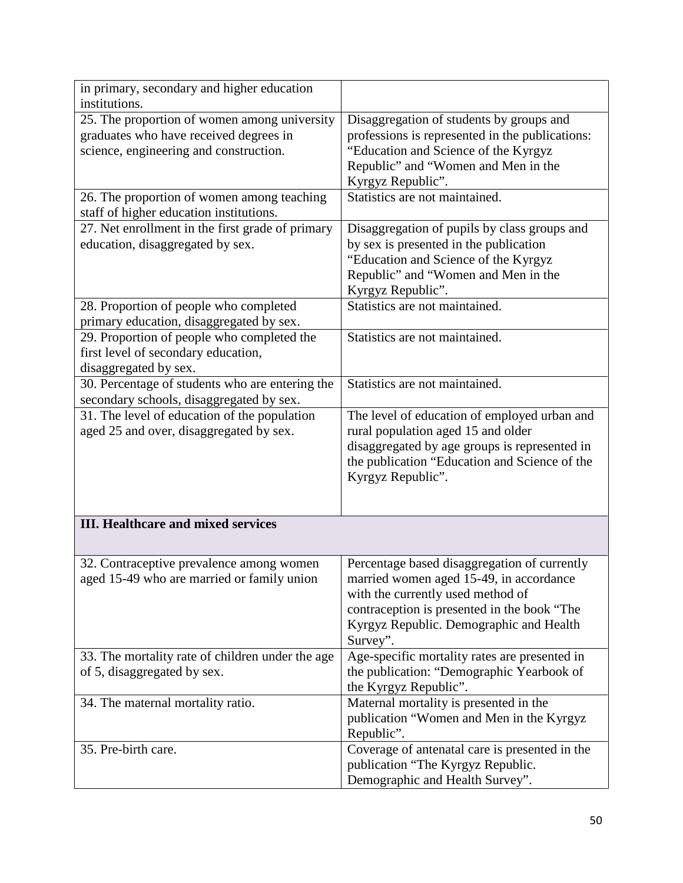| | |
|---|---|
| in primary, secondary and higher education institutions. | |
| 25. The proportion of women among university graduates who have received degrees in science, engineering and construction. | Disaggregation of students by groups and professions is represented in the publications: “Education and Science of the Kyrgyz Republic” and “Women and Men in the Kyrgyz Republic”. |
| 26. The proportion of women among teaching staff of higher education institutions. | Statistics are not maintained. |
| 27. Net enrollment in the first grade of primary education, disaggregated by sex. | Disaggregation of pupils by class groups and by sex is presented in the publication “Education and Science of the Kyrgyz Republic” and “Women and Men in the Kyrgyz Republic”. |
| 28. Proportion of people who completed primary education, disaggregated by sex. | Statistics are not maintained. |
| 29. Proportion of people who completed the first level of secondary education, disaggregated by sex. | Statistics are not maintained. |
| 30. Percentage of students who are entering the secondary schools, disaggregated by sex. | Statistics are not maintained. |
| 31. The level of education of the population aged 25 and over, disaggregated by sex. | The level of education of employed urban and rural population aged 15 and older disaggregated by age groups is represented in the publication “Education and Science of the Kyrgyz Republic”. |
| **III. Healthcare and mixed services** | |
| 32. Contraceptive prevalence among women aged 15-49 who are married or family union | Percentage based disaggregation of currently married women aged 15-49, in accordance with the currently used method of contraception is presented in the book “The Kyrgyz Republic. Demographic and Health Survey”. |
| 33. The mortality rate of children under the age of 5, disaggregated by sex. | Age-specific mortality rates are presented in the publication: “Demographic Yearbook of the Kyrgyz Republic”. |
| 34. The maternal mortality ratio. | Maternal mortality is presented in the publication “Women and Men in the Kyrgyz Republic”. |
| 35. Pre-birth care. | Coverage of antenatal care is presented in the publication “The Kyrgyz Republic. Demographic and Health Survey”. |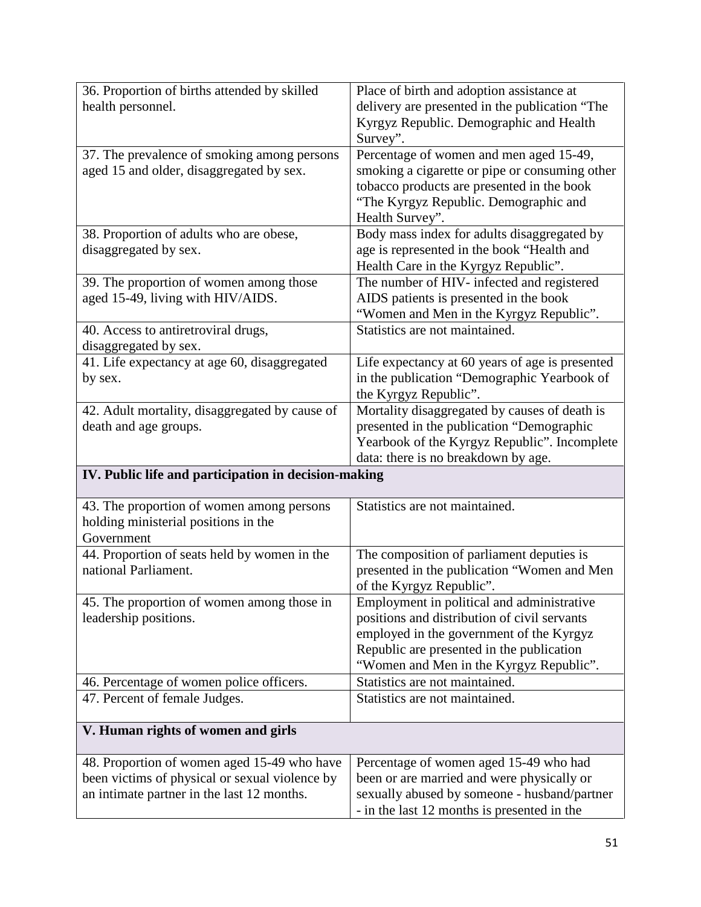| | |
|---|---|
| 36. Proportion of births attended by skilled health personnel. | Place of birth and adoption assistance at delivery are presented in the publication "The Kyrgyz Republic. Demographic and Health Survey". |
| 37. The prevalence of smoking among persons aged 15 and older, disaggregated by sex. | Percentage of women and men aged 15-49, smoking a cigarette or pipe or consuming other tobacco products are presented in the book "The Kyrgyz Republic. Demographic and Health Survey". |
| 38. Proportion of adults who are obese, disaggregated by sex. | Body mass index for adults disaggregated by age is represented in the book "Health and Health Care in the Kyrgyz Republic". |
| 39. The proportion of women among those aged 15-49, living with HIV/AIDS. | The number of HIV- infected and registered AIDS patients is presented in the book "Women and Men in the Kyrgyz Republic". |
| 40. Access to antiretroviral drugs, disaggregated by sex. | Statistics are not maintained. |
| 41. Life expectancy at age 60, disaggregated by sex. | Life expectancy at 60 years of age is presented in the publication "Demographic Yearbook of the Kyrgyz Republic". |
| 42. Adult mortality, disaggregated by cause of death and age groups. | Mortality disaggregated by causes of death is presented in the publication "Demographic Yearbook of the Kyrgyz Republic". Incomplete data: there is no breakdown by age. |
| **IV. Public life and participation in decision-making** | |
| 43. The proportion of women among persons holding ministerial positions in the Government | Statistics are not maintained. |
| 44. Proportion of seats held by women in the national Parliament. | The composition of parliament deputies is presented in the publication "Women and Men of the Kyrgyz Republic". |
| 45. The proportion of women among those in leadership positions. | Employment in political and administrative positions and distribution of civil servants employed in the government of the Kyrgyz Republic are presented in the publication "Women and Men in the Kyrgyz Republic". |
| 46. Percentage of women police officers. | Statistics are not maintained. |
| 47. Percent of female Judges. | Statistics are not maintained. |
| **V. Human rights of women and girls** | |
| 48. Proportion of women aged 15-49 who have been victims of physical or sexual violence by an intimate partner in the last 12 months. | Percentage of women aged 15-49 who had been or are married and were physically or sexually abused by someone - husband/partner - in the last 12 months is presented in the |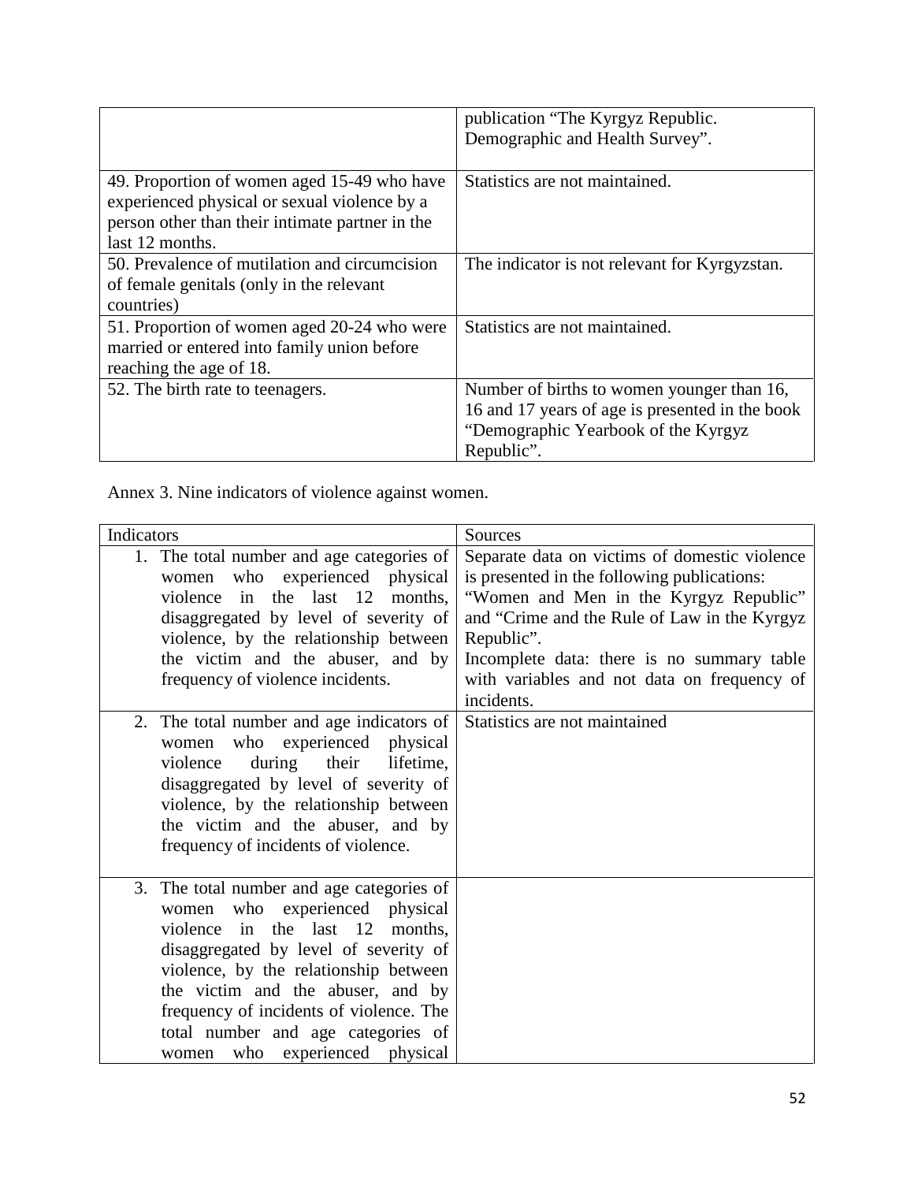| | |
|---|---|
| | publication "The Kyrgyz Republic. Demographic and Health Survey". |
| 49. Proportion of women aged 15-49 who have experienced physical or sexual violence by a person other than their intimate partner in the last 12 months. | Statistics are not maintained. |
| 50. Prevalence of mutilation and circumcision of female genitals (only in the relevant countries) | The indicator is not relevant for Kyrgyzstan. |
| 51. Proportion of women aged 20-24 who were married or entered into family union before reaching the age of 18. | Statistics are not maintained. |
| 52. The birth rate to teenagers. | Number of births to women younger than 16, 16 and 17 years of age is presented in the book "Demographic Yearbook of the Kyrgyz Republic". |

Annex 3. Nine indicators of violence against women.

| Indicators | Sources |
|---|---|
| 1. The total number and age categories of women who experienced physical violence in the last 12 months, disaggregated by level of severity of violence, by the relationship between the victim and the abuser, and by frequency of violence incidents. | Separate data on victims of domestic violence is presented in the following publications: "Women and Men in the Kyrgyz Republic" and "Crime and the Rule of Law in the Kyrgyz Republic". Incomplete data: there is no summary table with variables and not data on frequency of incidents. |
| 2. The total number and age indicators of women who experienced physical violence during their lifetime, disaggregated by level of severity of violence, by the relationship between the victim and the abuser, and by frequency of incidents of violence. | Statistics are not maintained |
| 3. The total number and age categories of women who experienced physical violence in the last 12 months, disaggregated by level of severity of violence, by the relationship between the victim and the abuser, and by frequency of incidents of violence. The total number and age categories of women who experienced physical | |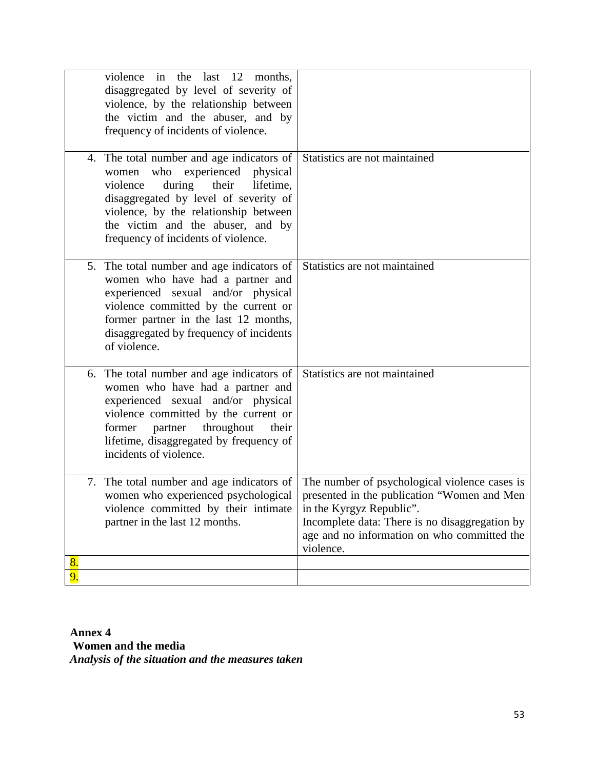| | |
|---|---|
| violence in the last 12 months, disaggregated by level of severity of violence, by the relationship between the victim and the abuser, and by frequency of incidents of violence. | |
| 4. The total number and age indicators of women who experienced physical violence during their lifetime, disaggregated by level of severity of violence, by the relationship between the victim and the abuser, and by frequency of incidents of violence. | Statistics are not maintained |
| 5. The total number and age indicators of women who have had a partner and experienced sexual and/or physical violence committed by the current or former partner in the last 12 months, disaggregated by frequency of incidents of violence. | Statistics are not maintained |
| 6. The total number and age indicators of women who have had a partner and experienced sexual and/or physical violence committed by the current or former partner throughout their lifetime, disaggregated by frequency of incidents of violence. | Statistics are not maintained |
| 7. The total number and age indicators of women who experienced psychological violence committed by their intimate partner in the last 12 months. | The number of psychological violence cases is presented in the publication "Women and Men in the Kyrgyz Republic". Incomplete data: There is no disaggregation by age and no information on who committed the violence. |
| 8. | |
| 9. | |

**Annex 4**

**Women and the media**

***Analysis of the situation and the measures taken***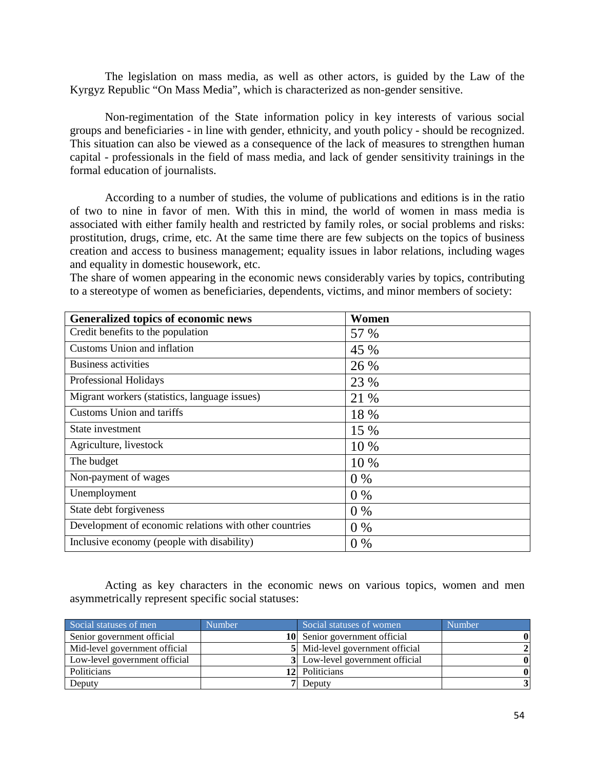The legislation on mass media, as well as other actors, is guided by the Law of the Kyrgyz Republic "On Mass Media", which is characterized as non-gender sensitive.

Non-regimentation of the State information policy in key interests of various social groups and beneficiaries - in line with gender, ethnicity, and youth policy - should be recognized. This situation can also be viewed as a consequence of the lack of measures to strengthen human capital - professionals in the field of mass media, and lack of gender sensitivity trainings in the formal education of journalists.

According to a number of studies, the volume of publications and editions is in the ratio of two to nine in favor of men. With this in mind, the world of women in mass media is associated with either family health and restricted by family roles, or social problems and risks: prostitution, drugs, crime, etc. At the same time there are few subjects on the topics of business creation and access to business management; equality issues in labor relations, including wages and equality in domestic housework, etc.

The share of women appearing in the economic news considerably varies by topics, contributing to a stereotype of women as beneficiaries, dependents, victims, and minor members of society:

| Generalized topics of economic news | Women |
|---|---|
| Credit benefits to the population | 57 % |
| Customs Union and inflation | 45 % |
| Business activities | 26 % |
| Professional Holidays | 23 % |
| Migrant workers (statistics, language issues) | 21 % |
| Customs Union and tariffs | 18 % |
| State investment | 15 % |
| Agriculture, livestock | 10 % |
| The budget | 10 % |
| Non-payment of wages | 0 % |
| Unemployment | 0 % |
| State debt forgiveness | 0 % |
| Development of economic relations with other countries | 0 % |
| Inclusive economy (people with disability) | 0 % |

Acting as key characters in the economic news on various topics, women and men asymmetrically represent specific social statuses:

| Social statuses of men | Number | Social statuses of women | Number |
|---|---|---|---|
| Senior government official | **10** | Senior government official | **0** |
| Mid-level government official | **5** | Mid-level government official | **2** |
| Low-level government official | **3** | Low-level government official | **0** |
| Politicians | **12** | Politicians | **0** |
| Deputy | **7** | Deputy | **3** |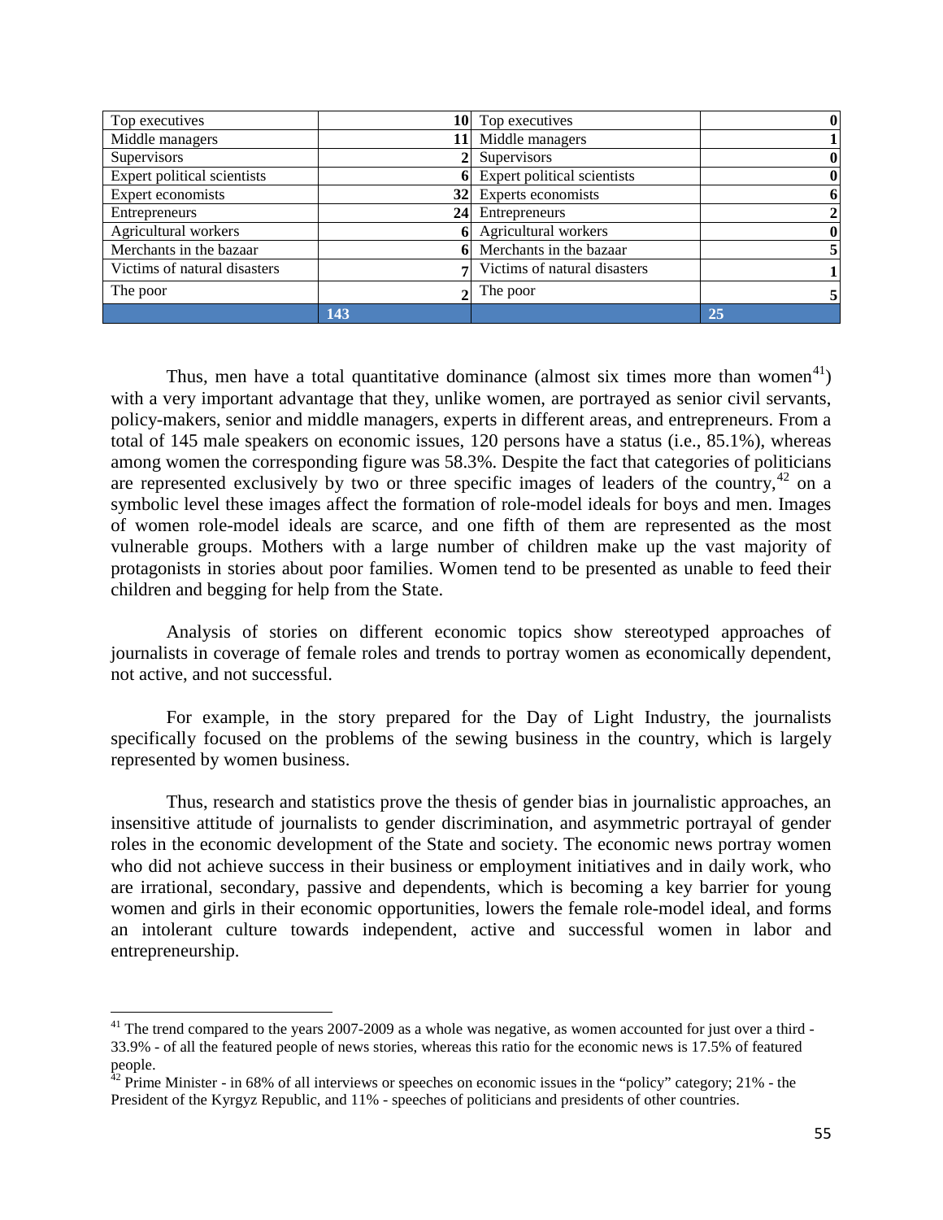| Top executives | 10 | Top executives | 0 |
|---|---|---|---|
| Middle managers | 11 | Middle managers | 1 |
| Supervisors | 2 | Supervisors | 0 |
| Expert political scientists | 6 | Expert political scientists | 0 |
| Expert economists | 32 | Experts economists | 6 |
| Entrepreneurs | 24 | Entrepreneurs | 2 |
| Agricultural workers | 6 | Agricultural workers | 0 |
| Merchants in the bazaar | 6 | Merchants in the bazaar | 5 |
| Victims of natural disasters | 7 | Victims of natural disasters | 1 |
| The poor | 2 | The poor | 5 |
| | 143 | | 25 |

Thus, men have a total quantitative dominance (almost six times more than women[41]) with a very important advantage that they, unlike women, are portrayed as senior civil servants, policy-makers, senior and middle managers, experts in different areas, and entrepreneurs. From a total of 145 male speakers on economic issues, 120 persons have a status (i.e., 85.1%), whereas among women the corresponding figure was 58.3%. Despite the fact that categories of politicians are represented exclusively by two or three specific images of leaders of the country,[42] on a symbolic level these images affect the formation of role-model ideals for boys and men. Images of women role-model ideals are scarce, and one fifth of them are represented as the most vulnerable groups. Mothers with a large number of children make up the vast majority of protagonists in stories about poor families. Women tend to be presented as unable to feed their children and begging for help from the State.

Analysis of stories on different economic topics show stereotyped approaches of journalists in coverage of female roles and trends to portray women as economically dependent, not active, and not successful.

For example, in the story prepared for the Day of Light Industry, the journalists specifically focused on the problems of the sewing business in the country, which is largely represented by women business.

Thus, research and statistics prove the thesis of gender bias in journalistic approaches, an insensitive attitude of journalists to gender discrimination, and asymmetric portrayal of gender roles in the economic development of the State and society. The economic news portray women who did not achieve success in their business or employment initiatives and in daily work, who are irrational, secondary, passive and dependents, which is becoming a key barrier for young women and girls in their economic opportunities, lowers the female role-model ideal, and forms an intolerant culture towards independent, active and successful women in labor and entrepreneurship.

---

[41] The trend compared to the years 2007-2009 as a whole was negative, as women accounted for just over a third - 33.9% - of all the featured people of news stories, whereas this ratio for the economic news is 17.5% of featured people.

[42] Prime Minister - in 68% of all interviews or speeches on economic issues in the "policy" category; 21% - the President of the Kyrgyz Republic, and 11% - speeches of politicians and presidents of other countries.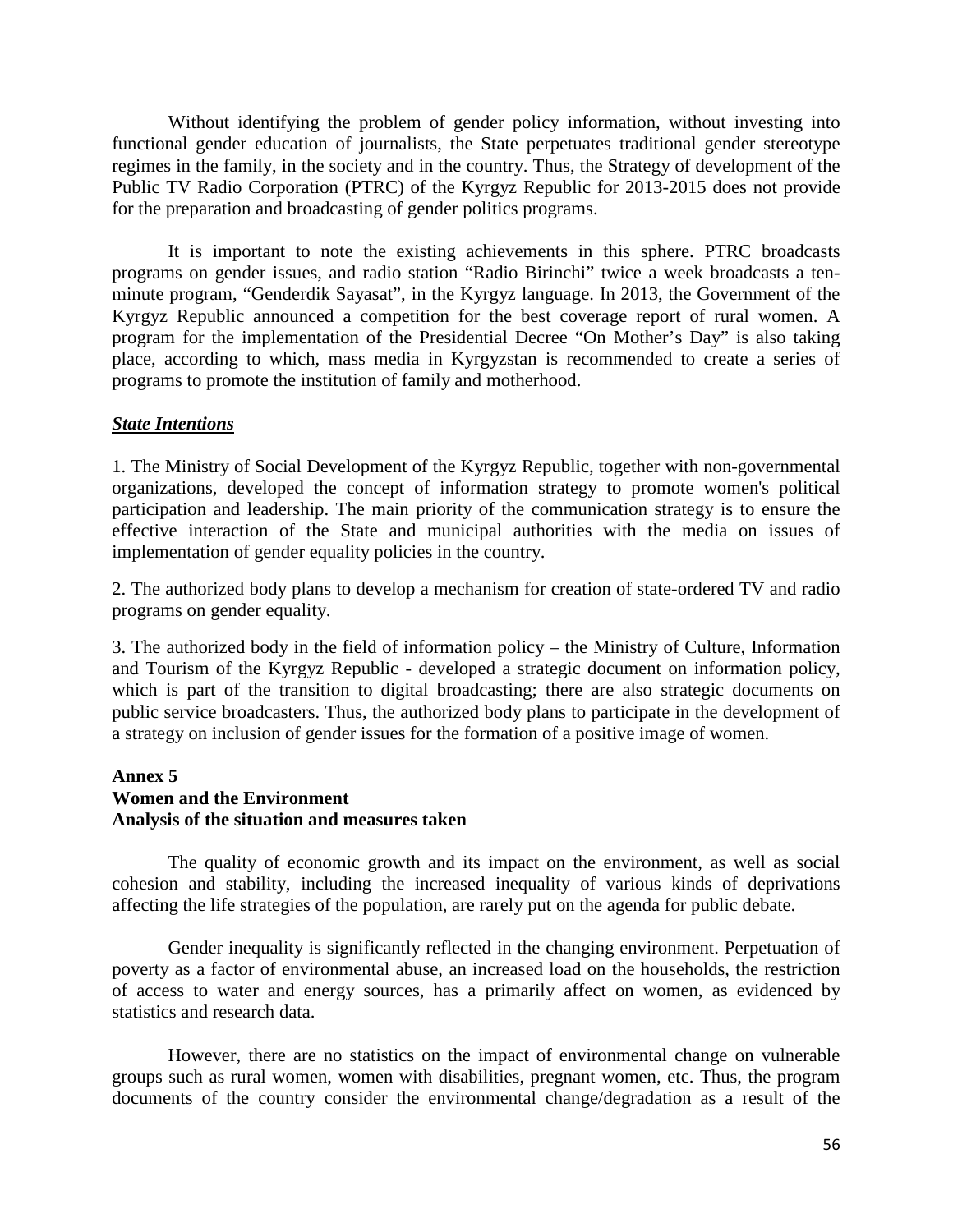Without identifying the problem of gender policy information, without investing into functional gender education of journalists, the State perpetuates traditional gender stereotype regimes in the family, in the society and in the country. Thus, the Strategy of development of the Public TV Radio Corporation (PTRC) of the Kyrgyz Republic for 2013-2015 does not provide for the preparation and broadcasting of gender politics programs.

It is important to note the existing achievements in this sphere. PTRC broadcasts programs on gender issues, and radio station "Radio Birinchi" twice a week broadcasts a ten-minute program, "Genderdik Sayasat", in the Kyrgyz language. In 2013, the Government of the Kyrgyz Republic announced a competition for the best coverage report of rural women. A program for the implementation of the Presidential Decree "On Mother's Day" is also taking place, according to which, mass media in Kyrgyzstan is recommended to create a series of programs to promote the institution of family and motherhood.

***State Intentions***

1. The Ministry of Social Development of the Kyrgyz Republic, together with non-governmental organizations, developed the concept of information strategy to promote women's political participation and leadership. The main priority of the communication strategy is to ensure the effective interaction of the State and municipal authorities with the media on issues of implementation of gender equality policies in the country.

2. The authorized body plans to develop a mechanism for creation of state-ordered TV and radio programs on gender equality.

3. The authorized body in the field of information policy – the Ministry of Culture, Information and Tourism of the Kyrgyz Republic - developed a strategic document on information policy, which is part of the transition to digital broadcasting; there are also strategic documents on public service broadcasters. Thus, the authorized body plans to participate in the development of a strategy on inclusion of gender issues for the formation of a positive image of women.

## Annex 5
## Women and the Environment
## Analysis of the situation and measures taken

The quality of economic growth and its impact on the environment, as well as social cohesion and stability, including the increased inequality of various kinds of deprivations affecting the life strategies of the population, are rarely put on the agenda for public debate.

Gender inequality is significantly reflected in the changing environment. Perpetuation of poverty as a factor of environmental abuse, an increased load on the households, the restriction of access to water and energy sources, has a primarily affect on women, as evidenced by statistics and research data.

However, there are no statistics on the impact of environmental change on vulnerable groups such as rural women, women with disabilities, pregnant women, etc. Thus, the program documents of the country consider the environmental change/degradation as a result of the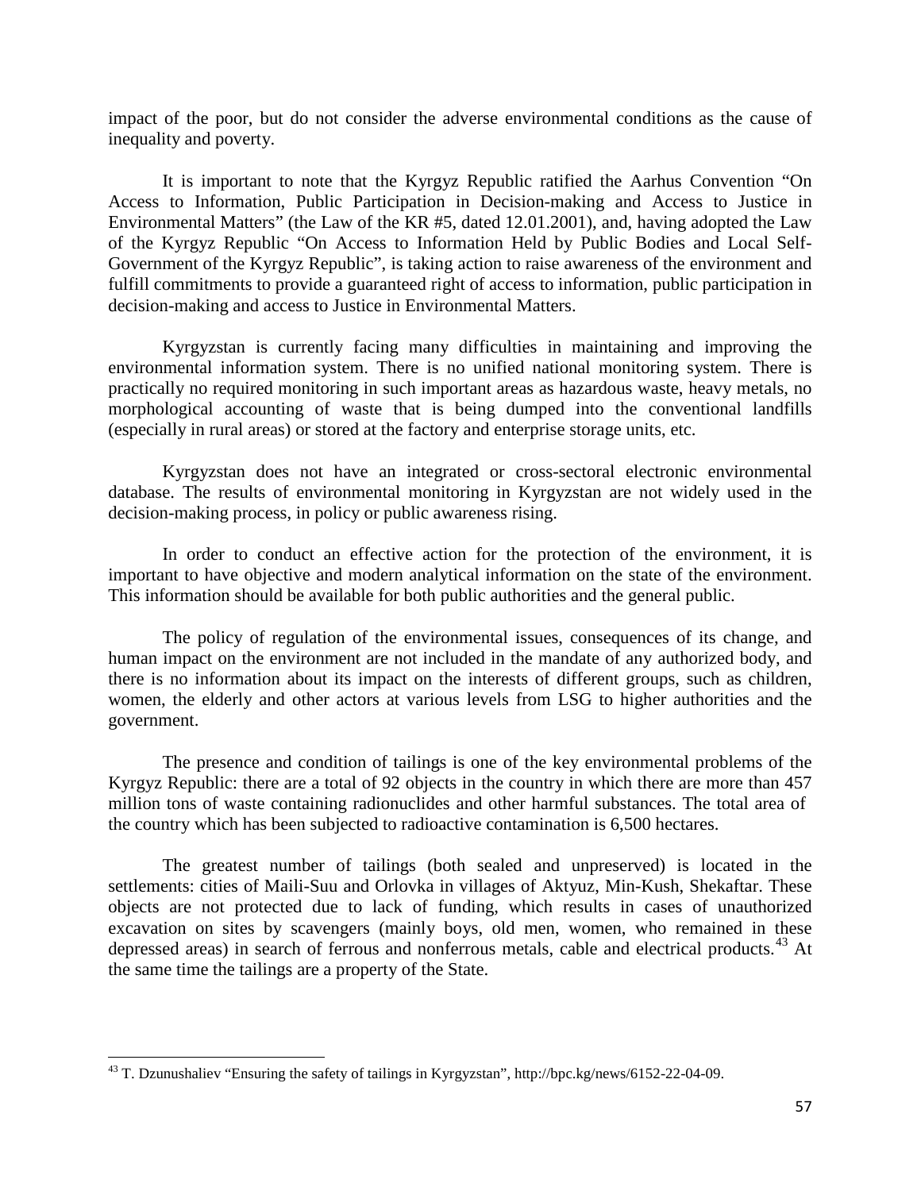impact of the poor, but do not consider the adverse environmental conditions as the cause of inequality and poverty.

It is important to note that the Kyrgyz Republic ratified the Aarhus Convention "On Access to Information, Public Participation in Decision-making and Access to Justice in Environmental Matters" (the Law of the KR #5, dated 12.01.2001), and, having adopted the Law of the Kyrgyz Republic "On Access to Information Held by Public Bodies and Local Self-Government of the Kyrgyz Republic", is taking action to raise awareness of the environment and fulfill commitments to provide a guaranteed right of access to information, public participation in decision-making and access to Justice in Environmental Matters.

Kyrgyzstan is currently facing many difficulties in maintaining and improving the environmental information system. There is no unified national monitoring system. There is practically no required monitoring in such important areas as hazardous waste, heavy metals, no morphological accounting of waste that is being dumped into the conventional landfills (especially in rural areas) or stored at the factory and enterprise storage units, etc.

Kyrgyzstan does not have an integrated or cross-sectoral electronic environmental database. The results of environmental monitoring in Kyrgyzstan are not widely used in the decision-making process, in policy or public awareness rising.

In order to conduct an effective action for the protection of the environment, it is important to have objective and modern analytical information on the state of the environment. This information should be available for both public authorities and the general public.

The policy of regulation of the environmental issues, consequences of its change, and human impact on the environment are not included in the mandate of any authorized body, and there is no information about its impact on the interests of different groups, such as children, women, the elderly and other actors at various levels from LSG to higher authorities and the government.

The presence and condition of tailings is one of the key environmental problems of the Kyrgyz Republic: there are a total of 92 objects in the country in which there are more than 457 million tons of waste containing radionuclides and other harmful substances. The total area of the country which has been subjected to radioactive contamination is 6,500 hectares.

The greatest number of tailings (both sealed and unpreserved) is located in the settlements: cities of Maili-Suu and Orlovka in villages of Aktyuz, Min-Kush, Shekaftar. These objects are not protected due to lack of funding, which results in cases of unauthorized excavation on sites by scavengers (mainly boys, old men, women, who remained in these depressed areas) in search of ferrous and nonferrous metals, cable and electrical products.[43] At the same time the tailings are a property of the State.

[43] T. Dzunushaliev "Ensuring the safety of tailings in Kyrgyzstan", http://bpc.kg/news/6152-22-04-09.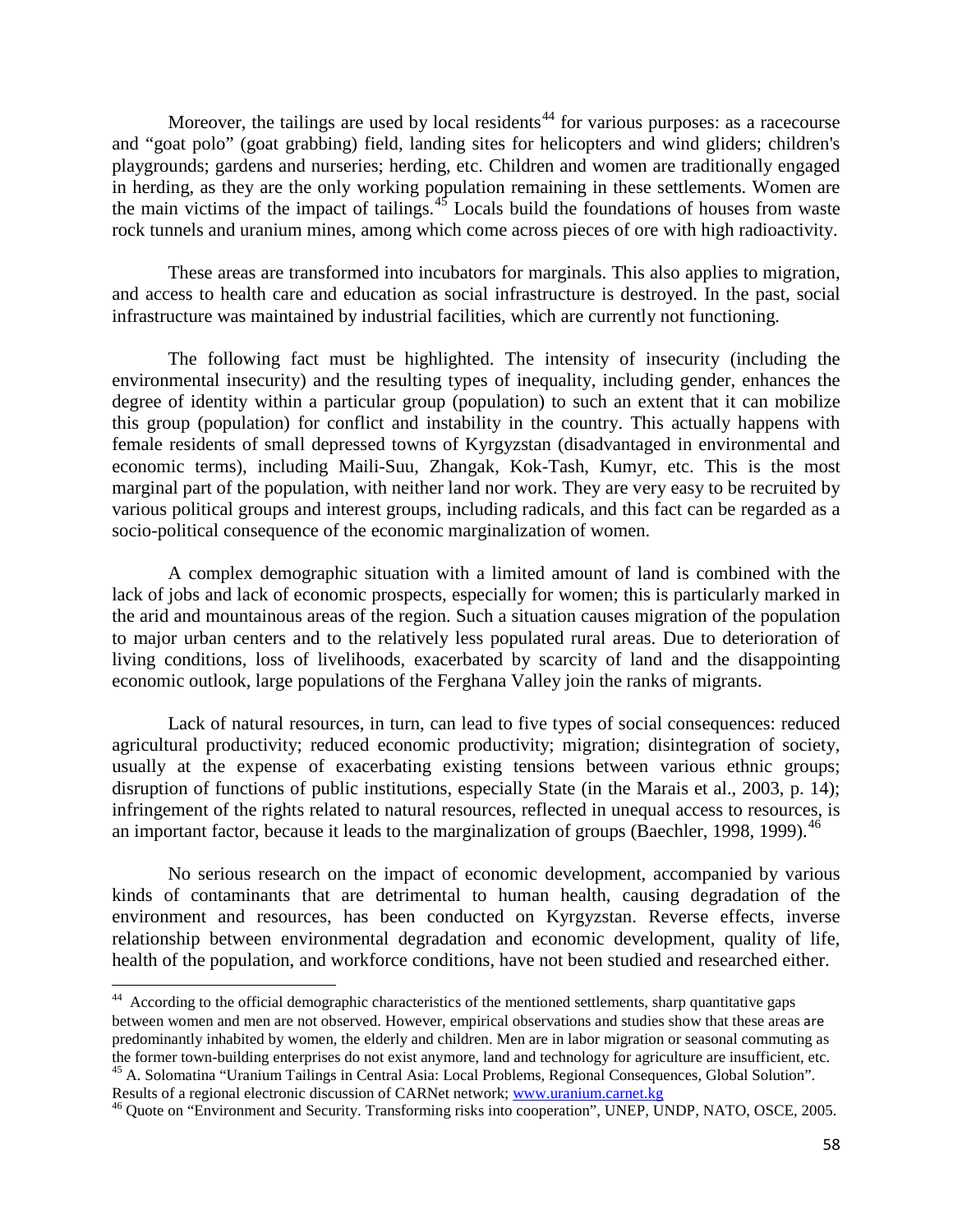Moreover, the tailings are used by local residents[44] for various purposes: as a racecourse and "goat polo" (goat grabbing) field, landing sites for helicopters and wind gliders; children's playgrounds; gardens and nurseries; herding, etc. Children and women are traditionally engaged in herding, as they are the only working population remaining in these settlements. Women are the main victims of the impact of tailings.[45] Locals build the foundations of houses from waste rock tunnels and uranium mines, among which come across pieces of ore with high radioactivity.

These areas are transformed into incubators for marginals. This also applies to migration, and access to health care and education as social infrastructure is destroyed. In the past, social infrastructure was maintained by industrial facilities, which are currently not functioning.

The following fact must be highlighted. The intensity of insecurity (including the environmental insecurity) and the resulting types of inequality, including gender, enhances the degree of identity within a particular group (population) to such an extent that it can mobilize this group (population) for conflict and instability in the country. This actually happens with female residents of small depressed towns of Kyrgyzstan (disadvantaged in environmental and economic terms), including Maili-Suu, Zhangak, Kok-Tash, Kumyr, etc. This is the most marginal part of the population, with neither land nor work. They are very easy to be recruited by various political groups and interest groups, including radicals, and this fact can be regarded as a socio-political consequence of the economic marginalization of women.

A complex demographic situation with a limited amount of land is combined with the lack of jobs and lack of economic prospects, especially for women; this is particularly marked in the arid and mountainous areas of the region. Such a situation causes migration of the population to major urban centers and to the relatively less populated rural areas. Due to deterioration of living conditions, loss of livelihoods, exacerbated by scarcity of land and the disappointing economic outlook, large populations of the Ferghana Valley join the ranks of migrants.

Lack of natural resources, in turn, can lead to five types of social consequences: reduced agricultural productivity; reduced economic productivity; migration; disintegration of society, usually at the expense of exacerbating existing tensions between various ethnic groups; disruption of functions of public institutions, especially State (in the Marais et al., 2003, p. 14); infringement of the rights related to natural resources, reflected in unequal access to resources, is an important factor, because it leads to the marginalization of groups (Baechler, 1998, 1999).[46]

No serious research on the impact of economic development, accompanied by various kinds of contaminants that are detrimental to human health, causing degradation of the environment and resources, has been conducted on Kyrgyzstan. Reverse effects, inverse relationship between environmental degradation and economic development, quality of life, health of the population, and workforce conditions, have not been studied and researched either.

---

[44] According to the official demographic characteristics of the mentioned settlements, sharp quantitative gaps between women and men are not observed. However, empirical observations and studies show that these areas are predominantly inhabited by women, the elderly and children. Men are in labor migration or seasonal commuting as the former town-building enterprises do not exist anymore, land and technology for agriculture are insufficient, etc.

[45] A. Solomatina "Uranium Tailings in Central Asia: Local Problems, Regional Consequences, Global Solution". Results of a regional electronic discussion of CARNet network; www.uranium.carnet.kg

[46] Quote on "Environment and Security. Transforming risks into cooperation", UNEP, UNDP, NATO, OSCE, 2005.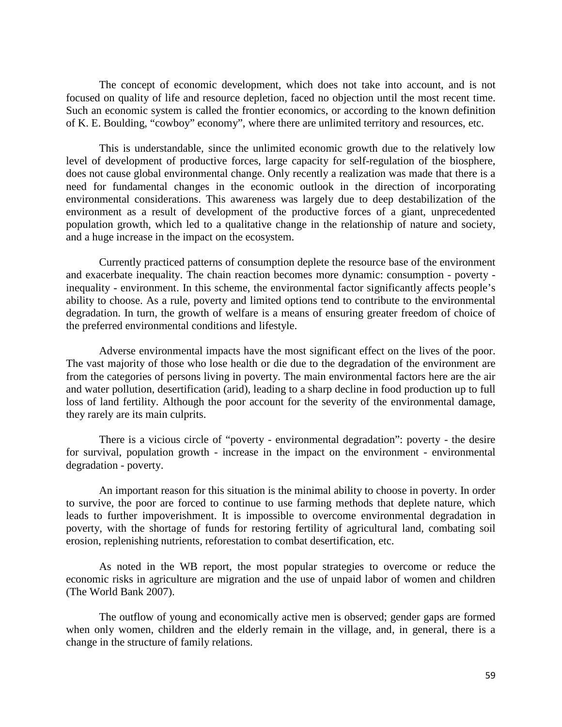The concept of economic development, which does not take into account, and is not focused on quality of life and resource depletion, faced no objection until the most recent time. Such an economic system is called the frontier economics, or according to the known definition of K. E. Boulding, "cowboy" economy", where there are unlimited territory and resources, etc.

This is understandable, since the unlimited economic growth due to the relatively low level of development of productive forces, large capacity for self-regulation of the biosphere, does not cause global environmental change. Only recently a realization was made that there is a need for fundamental changes in the economic outlook in the direction of incorporating environmental considerations. This awareness was largely due to deep destabilization of the environment as a result of development of the productive forces of a giant, unprecedented population growth, which led to a qualitative change in the relationship of nature and society, and a huge increase in the impact on the ecosystem.

Currently practiced patterns of consumption deplete the resource base of the environment and exacerbate inequality. The chain reaction becomes more dynamic: consumption - poverty - inequality - environment. In this scheme, the environmental factor significantly affects people's ability to choose. As a rule, poverty and limited options tend to contribute to the environmental degradation. In turn, the growth of welfare is a means of ensuring greater freedom of choice of the preferred environmental conditions and lifestyle.

Adverse environmental impacts have the most significant effect on the lives of the poor. The vast majority of those who lose health or die due to the degradation of the environment are from the categories of persons living in poverty. The main environmental factors here are the air and water pollution, desertification (arid), leading to a sharp decline in food production up to full loss of land fertility. Although the poor account for the severity of the environmental damage, they rarely are its main culprits.

There is a vicious circle of "poverty - environmental degradation": poverty - the desire for survival, population growth - increase in the impact on the environment - environmental degradation - poverty.

An important reason for this situation is the minimal ability to choose in poverty. In order to survive, the poor are forced to continue to use farming methods that deplete nature, which leads to further impoverishment. It is impossible to overcome environmental degradation in poverty, with the shortage of funds for restoring fertility of agricultural land, combating soil erosion, replenishing nutrients, reforestation to combat desertification, etc.

As noted in the WB report, the most popular strategies to overcome or reduce the economic risks in agriculture are migration and the use of unpaid labor of women and children (The World Bank 2007).

The outflow of young and economically active men is observed; gender gaps are formed when only women, children and the elderly remain in the village, and, in general, there is a change in the structure of family relations.